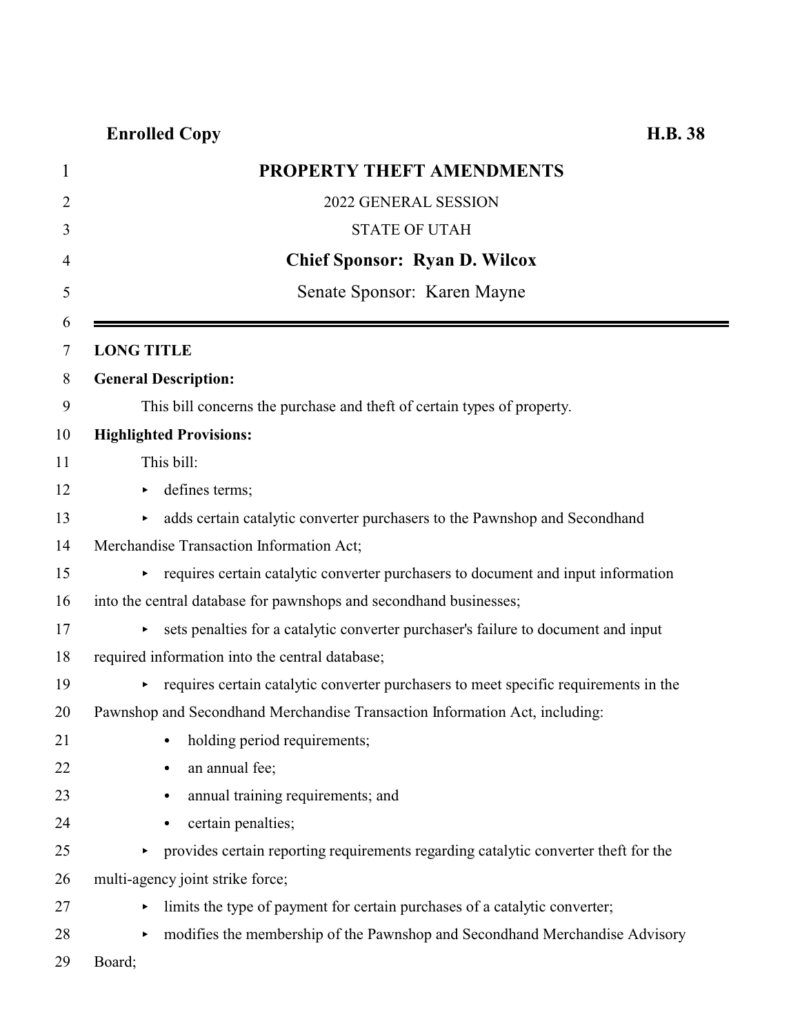**Enrolled Copy** **H.B. 38**

# PROPERTY THEFT AMENDMENTS

2022 GENERAL SESSION

STATE OF UTAH

**Chief Sponsor: Ryan D. Wilcox**

Senate Sponsor: Karen Mayne

---

**LONG TITLE**

**General Description:**

This bill concerns the purchase and theft of certain types of property.

**Highlighted Provisions:**

This bill:

- defines terms;
- adds certain catalytic converter purchasers to the Pawnshop and Secondhand Merchandise Transaction Information Act;
- requires certain catalytic converter purchasers to document and input information into the central database for pawnshops and secondhand businesses;
- sets penalties for a catalytic converter purchaser's failure to document and input required information into the central database;
- requires certain catalytic converter purchasers to meet specific requirements in the Pawnshop and Secondhand Merchandise Transaction Information Act, including:
  - holding period requirements;
  - an annual fee;
  - annual training requirements; and
  - certain penalties;
- provides certain reporting requirements regarding catalytic converter theft for the multi-agency joint strike force;
- limits the type of payment for certain purchases of a catalytic converter;
- modifies the membership of the Pawnshop and Secondhand Merchandise Advisory Board;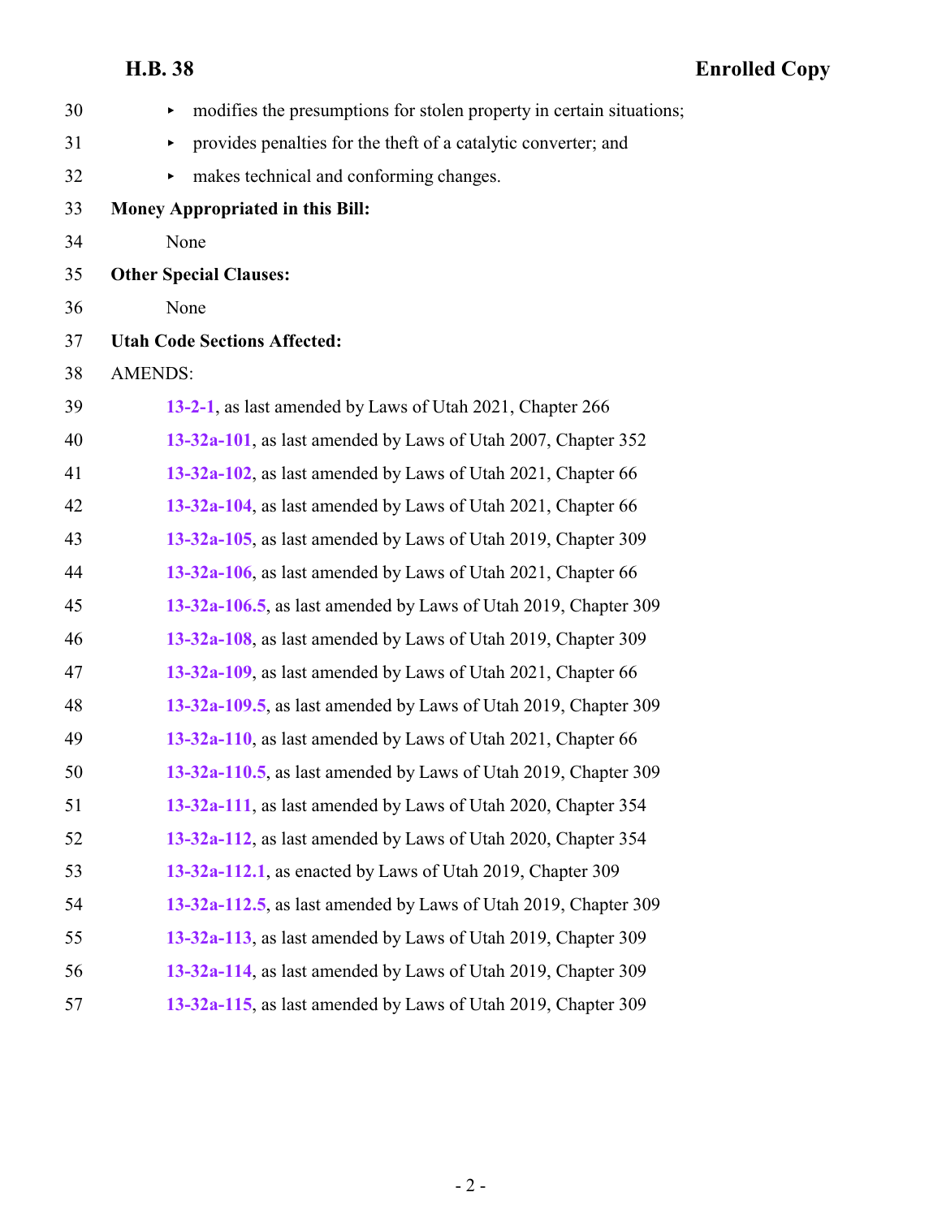- modifies the presumptions for stolen property in certain situations;
- provides penalties for the theft of a catalytic converter; and
- makes technical and conforming changes.

**Money Appropriated in this Bill:**

None

**Other Special Clauses:**

None

**Utal Code Sections Affected:**

AMENDS:

**13-2-1**, as last amended by Laws of Utah 2021, Chapter 266

**13-32a-101**, as last amended by Laws of Utah 2007, Chapter 352

**13-32a-102**, as last amended by Laws of Utah 2021, Chapter 66

**13-32a-104**, as last amended by Laws of Utah 2021, Chapter 66

**13-32a-105**, as last amended by Laws of Utah 2019, Chapter 309

**13-32a-106**, as last amended by Laws of Utah 2021, Chapter 66

**13-32a-106.5**, as last amended by Laws of Utah 2019, Chapter 309

**13-32a-108**, as last amended by Laws of Utah 2019, Chapter 309

**13-32a-109**, as last amended by Laws of Utah 2021, Chapter 66

**13-32a-109.5**, as last amended by Laws of Utah 2019, Chapter 309

**13-32a-110**, as last amended by Laws of Utah 2021, Chapter 66

**13-32a-110.5**, as last amended by Laws of Utah 2019, Chapter 309

**13-32a-111**, as last amended by Laws of Utah 2020, Chapter 354

**13-32a-112**, as last amended by Laws of Utah 2020, Chapter 354

**13-32a-112.1**, as enacted by Laws of Utah 2019, Chapter 309

**13-32a-112.5**, as last amended by Laws of Utah 2019, Chapter 309

**13-32a-113**, as last amended by Laws of Utah 2019, Chapter 309

**13-32a-114**, as last amended by Laws of Utah 2019, Chapter 309

**13-32a-115**, as last amended by Laws of Utah 2019, Chapter 309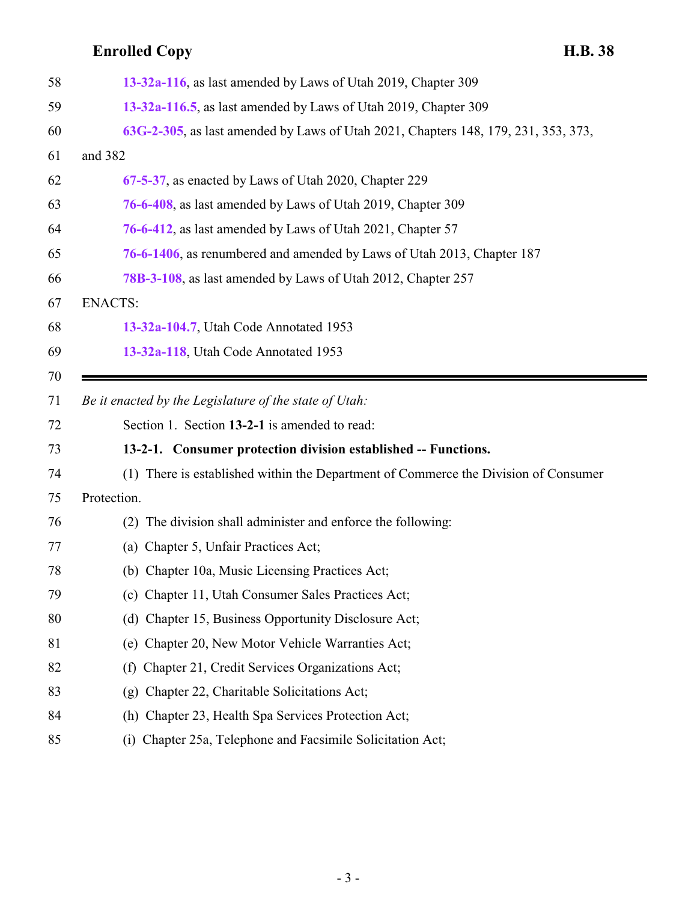13-32a-116, as last amended by Laws of Utah 2019, Chapter 309

13-32a-116.5, as last amended by Laws of Utah 2019, Chapter 309

63G-2-305, as last amended by Laws of Utah 2021, Chapters 148, 179, 231, 353, 373, and 382

67-5-37, as enacted by Laws of Utah 2020, Chapter 229

76-6-408, as last amended by Laws of Utah 2019, Chapter 309

76-6-412, as last amended by Laws of Utah 2021, Chapter 57

76-6-1406, as renumbered and amended by Laws of Utah 2013, Chapter 187

78B-3-108, as last amended by Laws of Utah 2012, Chapter 257

ENACTS:

13-32a-104.7, Utah Code Annotated 1953

13-32a-118, Utah Code Annotated 1953

---

*Be it enacted by the Legislature of the state of Utah:*

Section 1. Section **13-2-1** is amended to read:

**13-2-1. Consumer protection division established -- Functions.**

(1) There is established within the Department of Commerce the Division of Consumer Protection.

(2) The division shall administer and enforce the following:

(a) Chapter 5, Unfair Practices Act;

(b) Chapter 10a, Music Licensing Practices Act;

(c) Chapter 11, Utah Consumer Sales Practices Act;

(d) Chapter 15, Business Opportunity Disclosure Act;

(e) Chapter 20, New Motor Vehicle Warranties Act;

(f) Chapter 21, Credit Services Organizations Act;

(g) Chapter 22, Charitable Solicitations Act;

(h) Chapter 23, Health Spa Services Protection Act;

(i) Chapter 25a, Telephone and Facsimile Solicitation Act;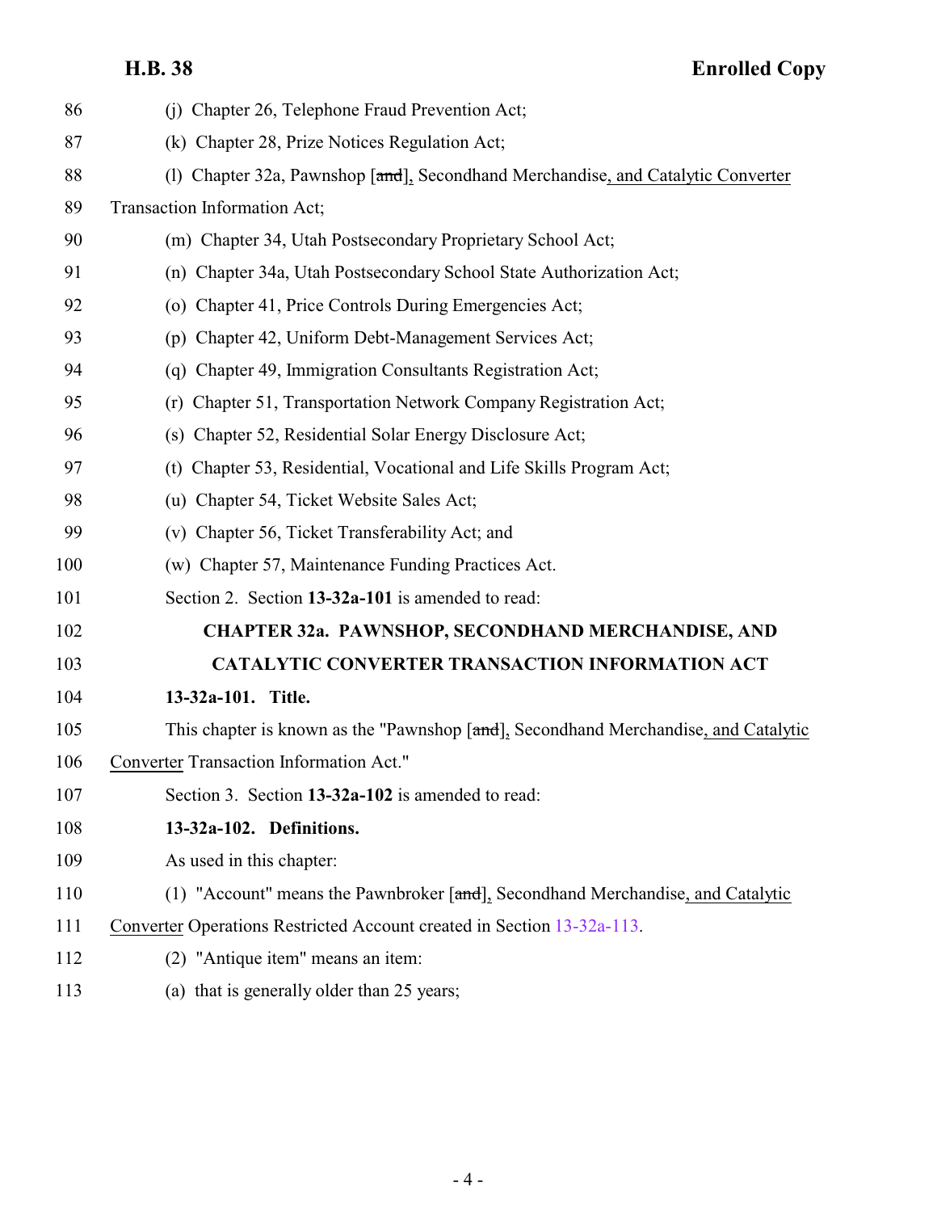(j) Chapter 26, Telephone Fraud Prevention Act;

(k) Chapter 28, Prize Notices Regulation Act;

(l) Chapter 32a, Pawnshop [~~and~~], Secondhand Merchandise, and Catalytic Converter Transaction Information Act;

(m) Chapter 34, Utah Postsecondary Proprietary School Act;

(n) Chapter 34a, Utah Postsecondary School State Authorization Act;

(o) Chapter 41, Price Controls During Emergencies Act;

(p) Chapter 42, Uniform Debt-Management Services Act;

(q) Chapter 49, Immigration Consultants Registration Act;

(r) Chapter 51, Transportation Network Company Registration Act;

(s) Chapter 52, Residential Solar Energy Disclosure Act;

(t) Chapter 53, Residential, Vocational and Life Skills Program Act;

(u) Chapter 54, Ticket Website Sales Act;

(v) Chapter 56, Ticket Transferability Act; and

(w) Chapter 57, Maintenance Funding Practices Act.

Section 2. Section **13-32a-101** is amended to read:

**CHAPTER 32a. PAWNSHOP, SECONDHAND MERCHANDISE, AND CATALYTIC CONVERTER TRANSACTION INFORMATION ACT**

**13-32a-101. Title.**

This chapter is known as the "Pawnshop [~~and~~], Secondhand Merchandise, and Catalytic Converter Transaction Information Act."

Section 3. Section **13-32a-102** is amended to read:

**13-32a-102. Definitions.**

As used in this chapter:

(1) "Account" means the Pawnbroker [~~and~~], Secondhand Merchandise, and Catalytic Converter Operations Restricted Account created in Section 13-32a-113.

(2) "Antique item" means an item:

(a) that is generally older than 25 years;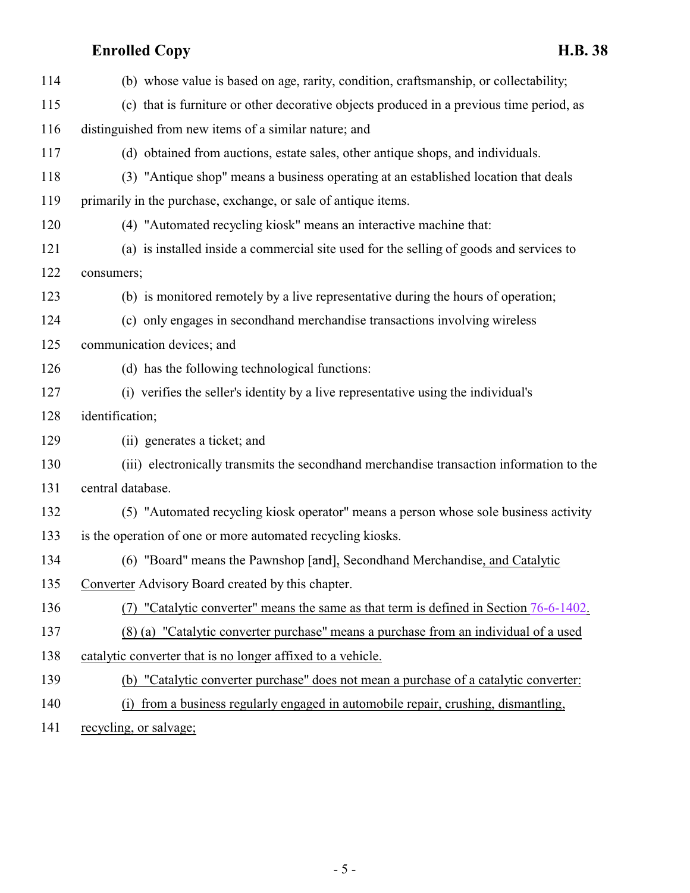(b) whose value is based on age, rarity, condition, craftsmanship, or collectability;

(c) that is furniture or other decorative objects produced in a previous time period, as distinguished from new items of a similar nature; and

(d) obtained from auctions, estate sales, other antique shops, and individuals.

(3) "Antique shop" means a business operating at an established location that deals primarily in the purchase, exchange, or sale of antique items.

(4) "Automated recycling kiosk" means an interactive machine that:

(a) is installed inside a commercial site used for the selling of goods and services to consumers;

(b) is monitored remotely by a live representative during the hours of operation;

(c) only engages in secondhand merchandise transactions involving wireless communication devices; and

(d) has the following technological functions:

(i) verifies the seller's identity by a live representative using the individual's identification;

(ii) generates a ticket; and

(iii) electronically transmits the secondhand merchandise transaction information to the central database.

(5) "Automated recycling kiosk operator" means a person whose sole business activity is the operation of one or more automated recycling kiosks.

(6) "Board" means the Pawnshop [~~and~~]<u>,</u> Secondhand Merchandise<u>, and Catalytic Converter</u> Advisory Board created by this chapter.

<u>(7) "Catalytic converter" means the same as that term is defined in Section 76-6-1402.</u>

<u>(8) (a) "Catalytic converter purchase" means a purchase from an individual of a used catalytic converter that is no longer affixed to a vehicle.</u>

<u>(b) "Catalytic converter purchase" does not mean a purchase of a catalytic converter:</u>

<u>(i) from a business regularly engaged in automobile repair, crushing, dismantling, recycling, or salvage;</u>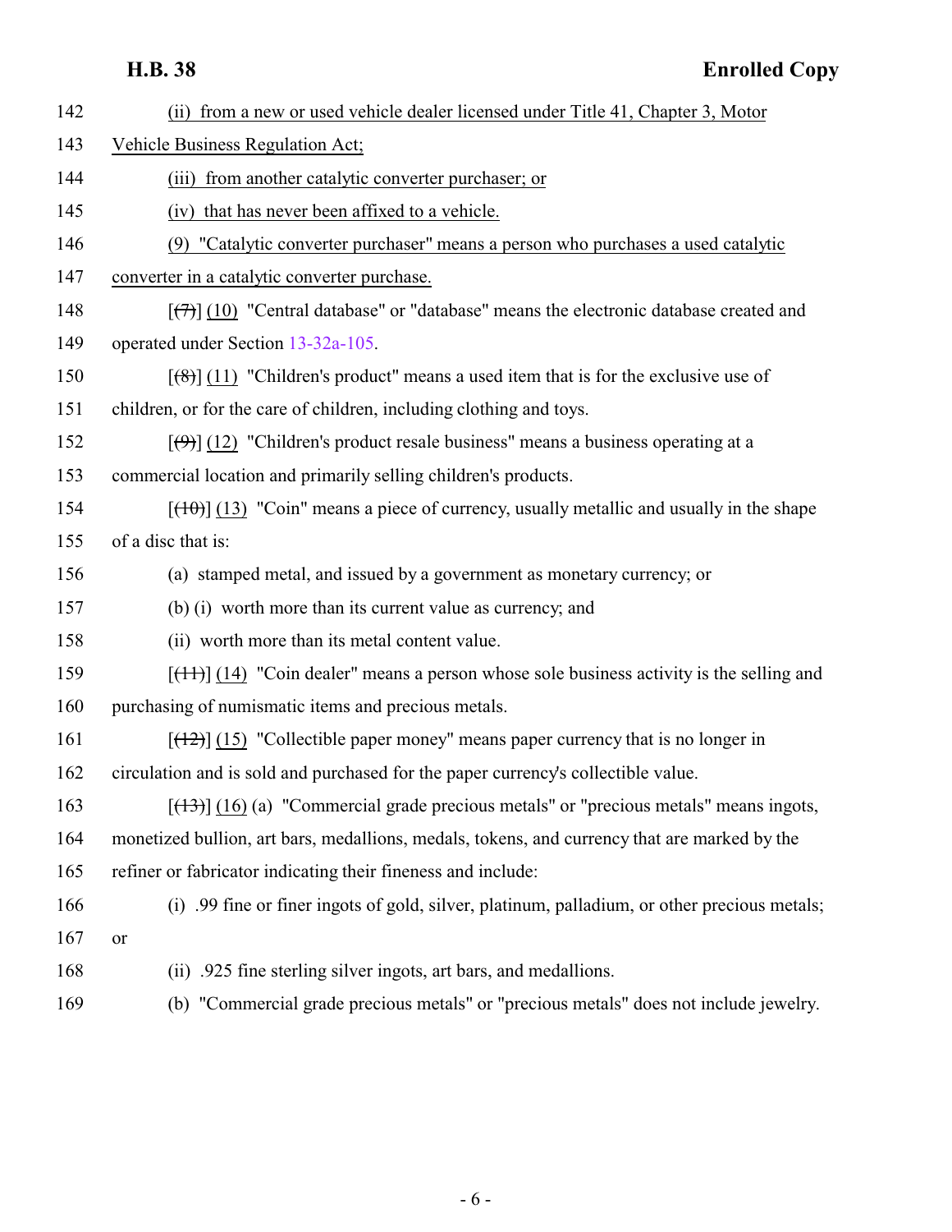142 (ii) from a new or used vehicle dealer licensed under Title 41, Chapter 3, Motor

143 Vehicle Business Regulation Act;

144 (iii) from another catalytic converter purchaser; or

145 (iv) that has never been affixed to a vehicle.

146 (9) "Catalytic converter purchaser" means a person who purchases a used catalytic

147 converter in a catalytic converter purchase.

148 [(7)] (10) "Central database" or "database" means the electronic database created and

149 operated under Section 13-32a-105.

150 [(8)] (11) "Children's product" means a used item that is for the exclusive use of

151 children, or for the care of children, including clothing and toys.

152 [(9)] (12) "Children's product resale business" means a business operating at a

153 commercial location and primarily selling children's products.

154 [(10)] (13) "Coin" means a piece of currency, usually metallic and usually in the shape

155 of a disc that is:

156 (a) stamped metal, and issued by a government as monetary currency; or

157 (b) (i) worth more than its current value as currency; and

158 (ii) worth more than its metal content value.

159 [(11)] (14) "Coin dealer" means a person whose sole business activity is the selling and

160 purchasing of numismatic items and precious metals.

161 [(12)] (15) "Collectible paper money" means paper currency that is no longer in

162 circulation and is sold and purchased for the paper currency's collectible value.

163 [(13)] (16) (a) "Commercial grade precious metals" or "precious metals" means ingots,

164 monetized bullion, art bars, medallions, medals, tokens, and currency that are marked by the

165 refiner or fabricator indicating their fineness and include:

166 (i) .99 fine or finer ingots of gold, silver, platinum, palladium, or other precious metals;

167 or

168 (ii) .925 fine sterling silver ingots, art bars, and medallions.

169 (b) "Commercial grade precious metals" or "precious metals" does not include jewelry.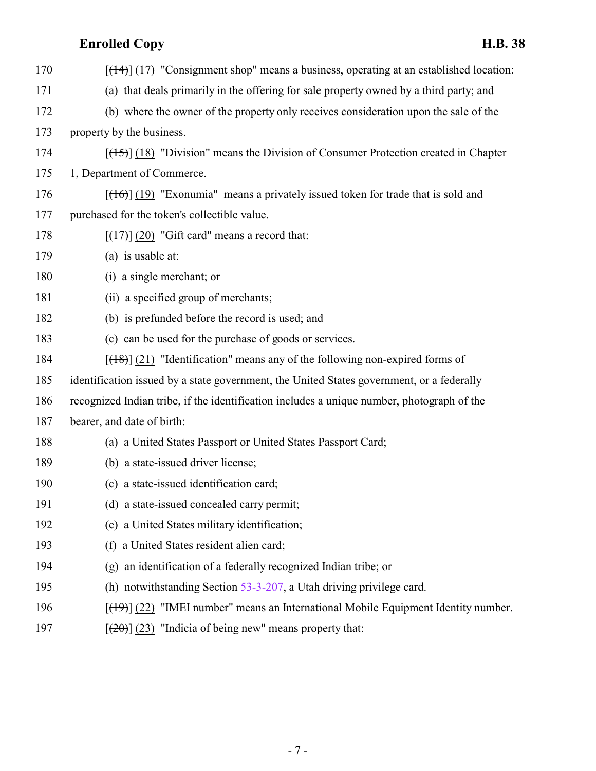170 [~~(14)~~] (17) "Consignment shop" means a business, operating at an established location:

171 (a) that deals primarily in the offering for sale property owned by a third party; and

172 (b) where the owner of the property only receives consideration upon the sale of the

173 property by the business.

174 [~~(15)~~] (18) "Division" means the Division of Consumer Protection created in Chapter

175 1, Department of Commerce.

176 [~~(16)~~] (19) "Exonumia" means a privately issued token for trade that is sold and

177 purchased for the token's collectible value.

178 [~~(17)~~] (20) "Gift card" means a record that:

179 (a) is usable at:

180 (i) a single merchant; or

181 (ii) a specified group of merchants;

182 (b) is prefunded before the record is used; and

183 (c) can be used for the purchase of goods or services.

184 [~~(18)~~] (21) "Identification" means any of the following non-expired forms of

185 identification issued by a state government, the United States government, or a federally

186 recognized Indian tribe, if the identification includes a unique number, photograph of the

187 bearer, and date of birth:

188 (a) a United States Passport or United States Passport Card;

189 (b) a state-issued driver license;

190 (c) a state-issued identification card;

191 (d) a state-issued concealed carry permit;

192 (e) a United States military identification;

193 (f) a United States resident alien card;

194 (g) an identification of a federally recognized Indian tribe; or

195 (h) notwithstanding Section 53-3-207, a Utah driving privilege card.

196 [~~(19)~~] (22) "IMEI number" means an International Mobile Equipment Identity number.

197 [~~(20)~~] (23) "Indicia of being new" means property that: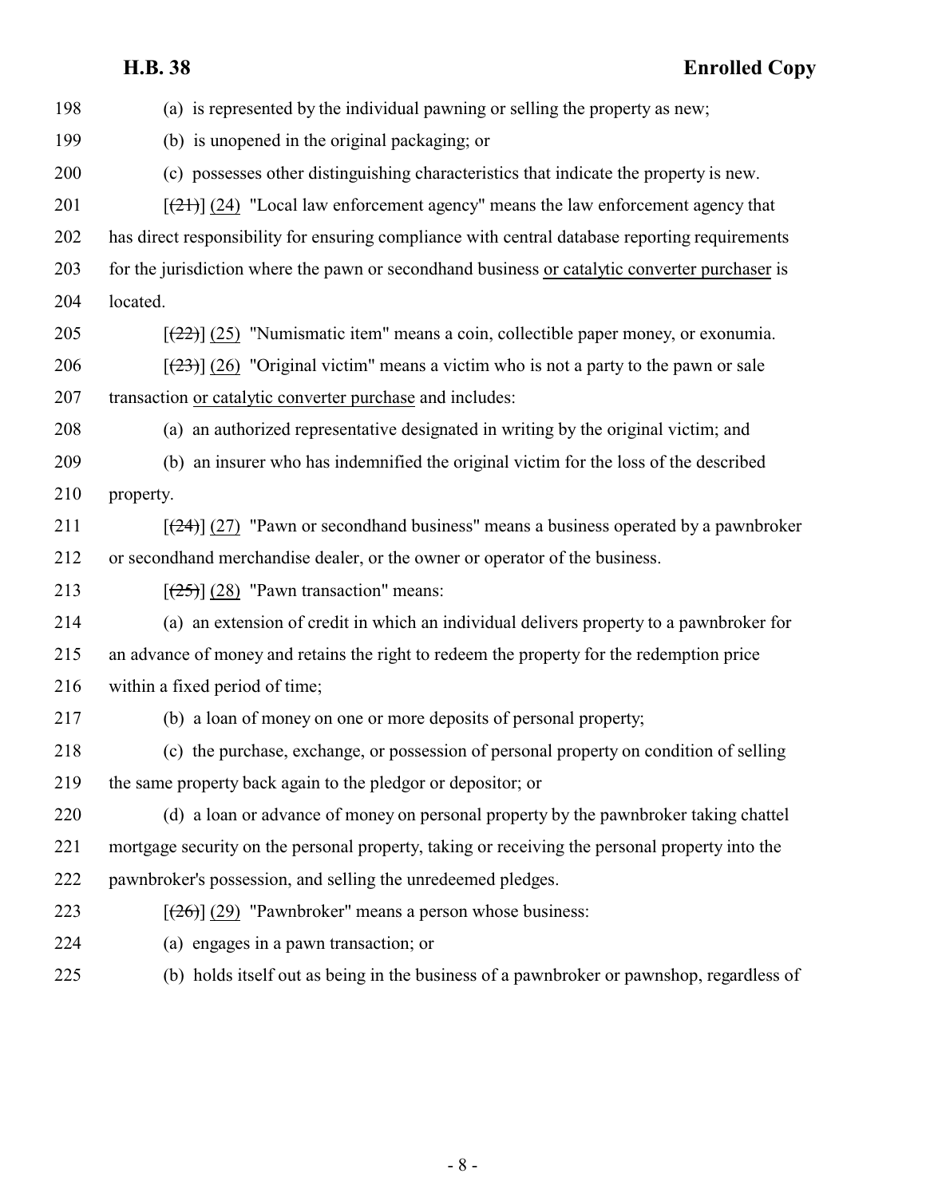(a) is represented by the individual pawning or selling the property as new;

(b) is unopened in the original packaging; or

(c) possesses other distinguishing characteristics that indicate the property is new.

[~~(21)~~] (24) "Local law enforcement agency" means the law enforcement agency that has direct responsibility for ensuring compliance with central database reporting requirements for the jurisdiction where the pawn or secondhand business or catalytic converter purchaser is located.

[~~(22)~~] (25) "Numismatic item" means a coin, collectible paper money, or exonumia.

[~~(23)~~] (26) "Original victim" means a victim who is not a party to the pawn or sale transaction or catalytic converter purchase and includes:

(a) an authorized representative designated in writing by the original victim; and

(b) an insurer who has indemnified the original victim for the loss of the described property.

[~~(24)~~] (27) "Pawn or secondhand business" means a business operated by a pawnbroker or secondhand merchandise dealer, or the owner or operator of the business.

[~~(25)~~] (28) "Pawn transaction" means:

(a) an extension of credit in which an individual delivers property to a pawnbroker for an advance of money and retains the right to redeem the property for the redemption price within a fixed period of time;

(b) a loan of money on one or more deposits of personal property;

(c) the purchase, exchange, or possession of personal property on condition of selling the same property back again to the pledgor or depositor; or

(d) a loan or advance of money on personal property by the pawnbroker taking chattel mortgage security on the personal property, taking or receiving the personal property into the pawnbroker's possession, and selling the unredeemed pledges.

[~~(26)~~] (29) "Pawnbroker" means a person whose business:

(a) engages in a pawn transaction; or

(b) holds itself out as being in the business of a pawnbroker or pawnshop, regardless of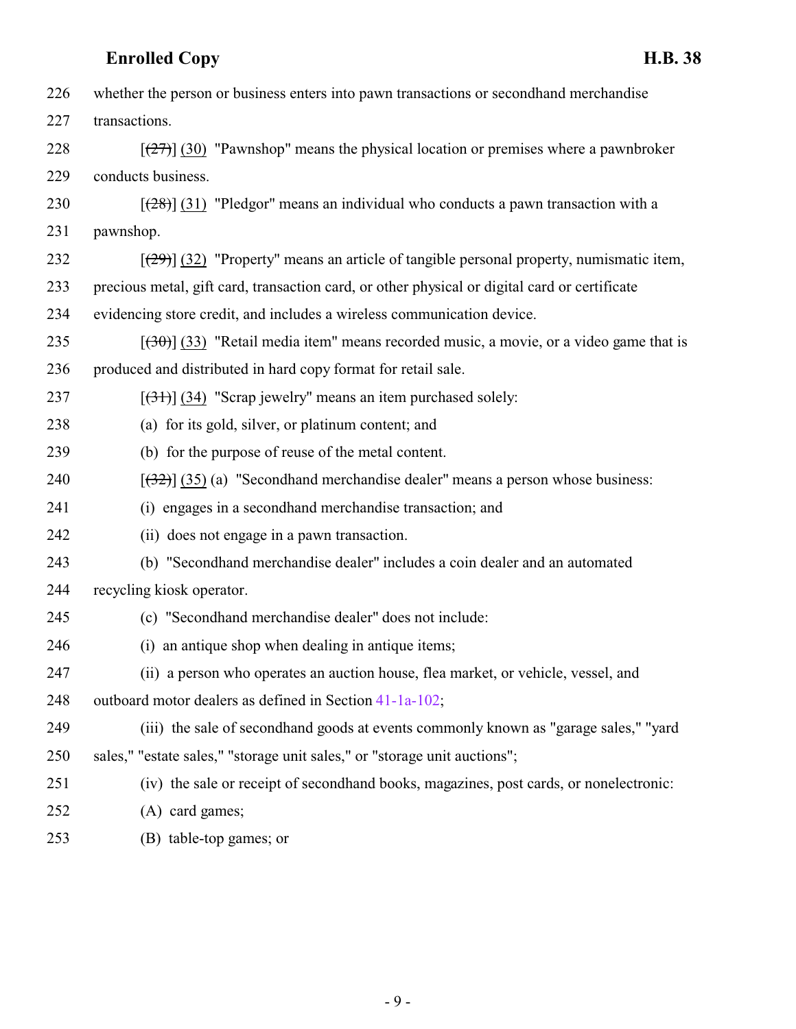226 whether the person or business enters into pawn transactions or secondhand merchandise
227 transactions.

228 [~~(27)~~] (30) "Pawnshop" means the physical location or premises where a pawnbroker
229 conducts business.

230 [~~(28)~~] (31) "Pledgor" means an individual who conducts a pawn transaction with a
231 pawnshop.

232 [~~(29)~~] (32) "Property" means an article of tangible personal property, numismatic item,
233 precious metal, gift card, transaction card, or other physical or digital card or certificate
234 evidencing store credit, and includes a wireless communication device.

235 [~~(30)~~] (33) "Retail media item" means recorded music, a movie, or a video game that is
236 produced and distributed in hard copy format for retail sale.

237 [~~(31)~~] (34) "Scrap jewelry" means an item purchased solely:

238 (a) for its gold, silver, or platinum content; and

239 (b) for the purpose of reuse of the metal content.

240 [~~(32)~~] (35) (a) "Secondhand merchandise dealer" means a person whose business:

241 (i) engages in a secondhand merchandise transaction; and

242 (ii) does not engage in a pawn transaction.

243 (b) "Secondhand merchandise dealer" includes a coin dealer and an automated
244 recycling kiosk operator.

245 (c) "Secondhand merchandise dealer" does not include:

246 (i) an antique shop when dealing in antique items;

247 (ii) a person who operates an auction house, flea market, or vehicle, vessel, and
248 outboard motor dealers as defined in Section 41-1a-102;

249 (iii) the sale of secondhand goods at events commonly known as "garage sales," "yard
250 sales," "estate sales," "storage unit sales," or "storage unit auctions";

251 (iv) the sale or receipt of secondhand books, magazines, post cards, or nonelectronic:

252 (A) card games;

253 (B) table-top games; or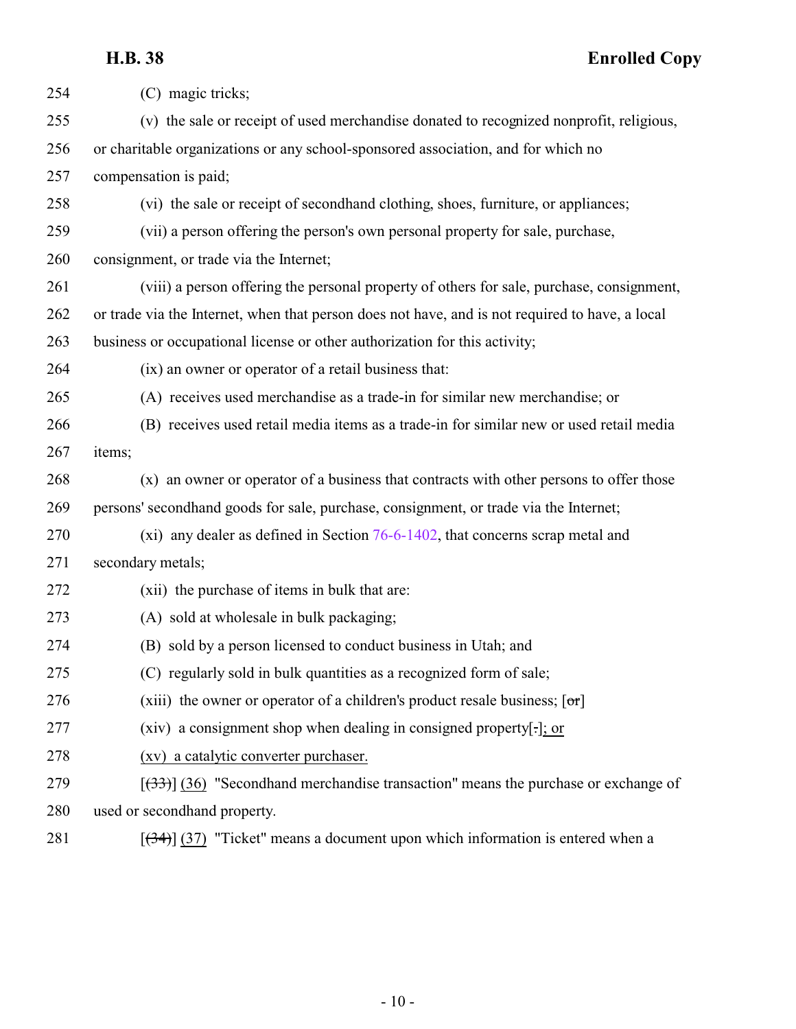254 (C) magic tricks;

255 (v) the sale or receipt of used merchandise donated to recognized nonprofit, religious,

256 or charitable organizations or any school-sponsored association, and for which no

257 compensation is paid;

258 (vi) the sale or receipt of secondhand clothing, shoes, furniture, or appliances;

259 (vii) a person offering the person's own personal property for sale, purchase,

260 consignment, or trade via the Internet;

261 (viii) a person offering the personal property of others for sale, purchase, consignment,

262 or trade via the Internet, when that person does not have, and is not required to have, a local

263 business or occupational license or other authorization for this activity;

264 (ix) an owner or operator of a retail business that:

265 (A) receives used merchandise as a trade-in for similar new merchandise; or

266 (B) receives used retail media items as a trade-in for similar new or used retail media

267 items;

268 (x) an owner or operator of a business that contracts with other persons to offer those

269 persons' secondhand goods for sale, purchase, consignment, or trade via the Internet;

270 (xi) any dealer as defined in Section 76-6-1402, that concerns scrap metal and

271 secondary metals;

272 (xii) the purchase of items in bulk that are:

273 (A) sold at wholesale in bulk packaging;

274 (B) sold by a person licensed to conduct business in Utah; and

275 (C) regularly sold in bulk quantities as a recognized form of sale;

276 (xiii) the owner or operator of a children's product resale business; [~~or~~]

277 (xiv) a consignment shop when dealing in consigned property[~~.~~]; or

278 (xv) a catalytic converter purchaser.

279 [~~(33)~~] (36) "Secondhand merchandise transaction" means the purchase or exchange of

280 used or secondhand property.

281 [~~(34)~~] (37) "Ticket" means a document upon which information is entered when a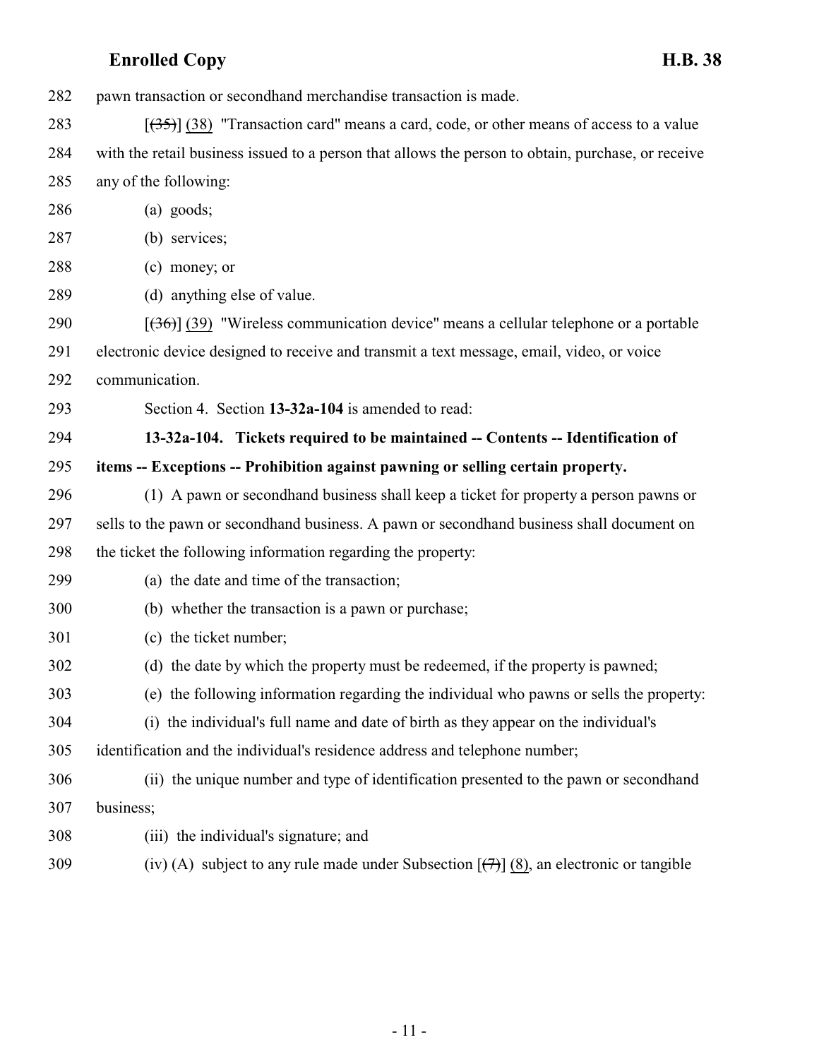282 pawn transaction or secondhand merchandise transaction is made.

283 [~~(35)~~] (38) "Transaction card" means a card, code, or other means of access to a value

284 with the retail business issued to a person that allows the person to obtain, purchase, or receive

285 any of the following:

286 (a) goods;

287 (b) services;

288 (c) money; or

289 (d) anything else of value.

290 [~~(36)~~] (39) "Wireless communication device" means a cellular telephone or a portable

291 electronic device designed to receive and transmit a text message, email, video, or voice

292 communication.

293 Section 4. Section **13-32a-104** is amended to read:

294 **13-32a-104. Tickets required to be maintained -- Contents -- Identification of**

295 **items -- Exceptions -- Prohibition against pawning or selling certain property.**

296 (1) A pawn or secondhand business shall keep a ticket for property a person pawns or

297 sells to the pawn or secondhand business. A pawn or secondhand business shall document on

298 the ticket the following information regarding the property:

299 (a) the date and time of the transaction;

300 (b) whether the transaction is a pawn or purchase;

301 (c) the ticket number;

302 (d) the date by which the property must be redeemed, if the property is pawned;

303 (e) the following information regarding the individual who pawns or sells the property:

304 (i) the individual's full name and date of birth as they appear on the individual's

305 identification and the individual's residence address and telephone number;

306 (ii) the unique number and type of identification presented to the pawn or secondhand

307 business;

308 (iii) the individual's signature; and

309 (iv) (A) subject to any rule made under Subsection [~~(7)~~] (8), an electronic or tangible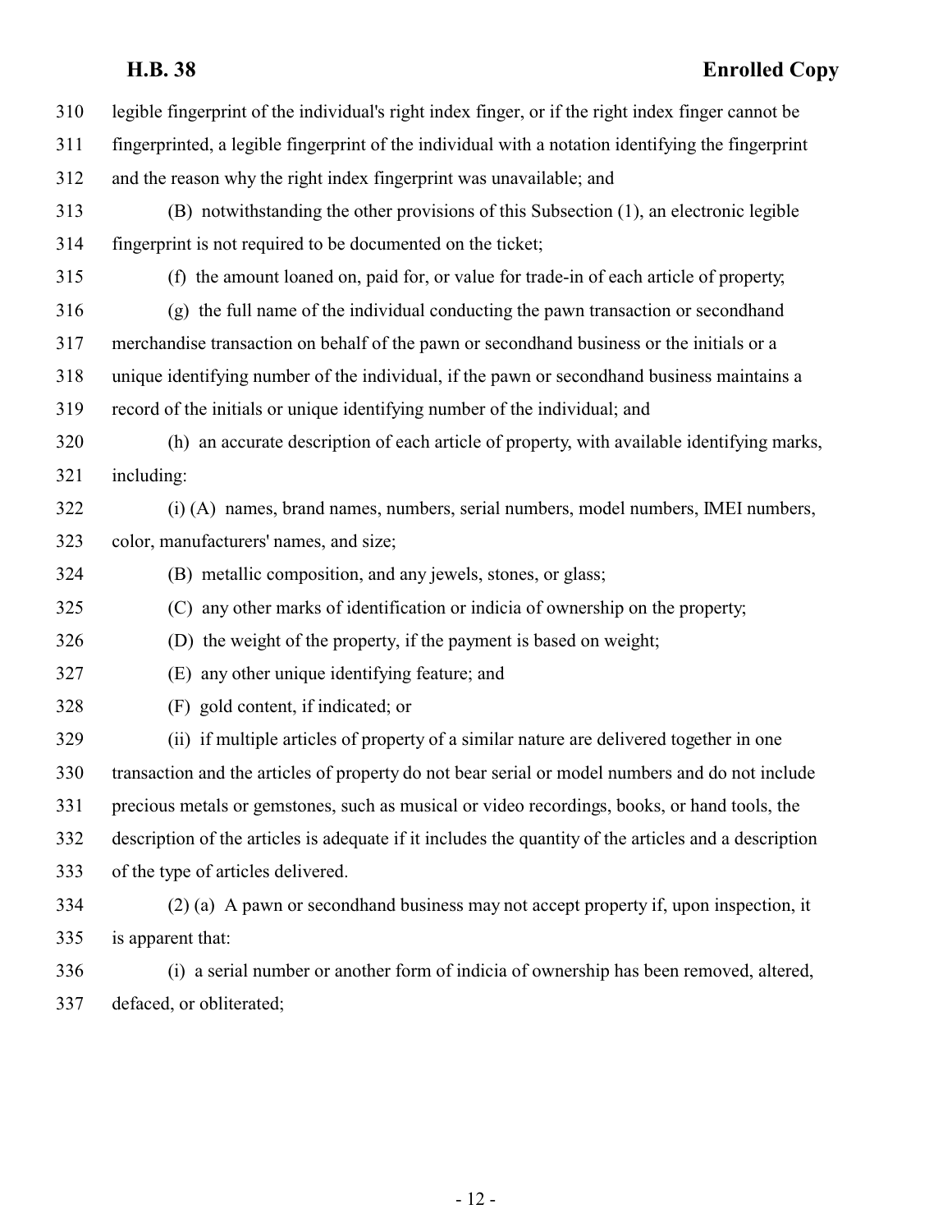legible fingerprint of the individual's right index finger, or if the right index finger cannot be fingerprinted, a legible fingerprint of the individual with a notation identifying the fingerprint and the reason why the right index fingerprint was unavailable; and

(B) notwithstanding the other provisions of this Subsection (1), an electronic legible fingerprint is not required to be documented on the ticket;

(f) the amount loaned on, paid for, or value for trade-in of each article of property;

(g) the full name of the individual conducting the pawn transaction or secondhand merchandise transaction on behalf of the pawn or secondhand business or the initials or a unique identifying number of the individual, if the pawn or secondhand business maintains a record of the initials or unique identifying number of the individual; and

(h) an accurate description of each article of property, with available identifying marks, including:

(i) (A) names, brand names, numbers, serial numbers, model numbers, IMEI numbers, color, manufacturers' names, and size;

(B) metallic composition, and any jewels, stones, or glass;

(C) any other marks of identification or indicia of ownership on the property;

(D) the weight of the property, if the payment is based on weight;

(E) any other unique identifying feature; and

(F) gold content, if indicated; or

(ii) if multiple articles of property of a similar nature are delivered together in one transaction and the articles of property do not bear serial or model numbers and do not include precious metals or gemstones, such as musical or video recordings, books, or hand tools, the description of the articles is adequate if it includes the quantity of the articles and a description of the type of articles delivered.

(2) (a) A pawn or secondhand business may not accept property if, upon inspection, it is apparent that:

(i) a serial number or another form of indicia of ownership has been removed, altered, defaced, or obliterated;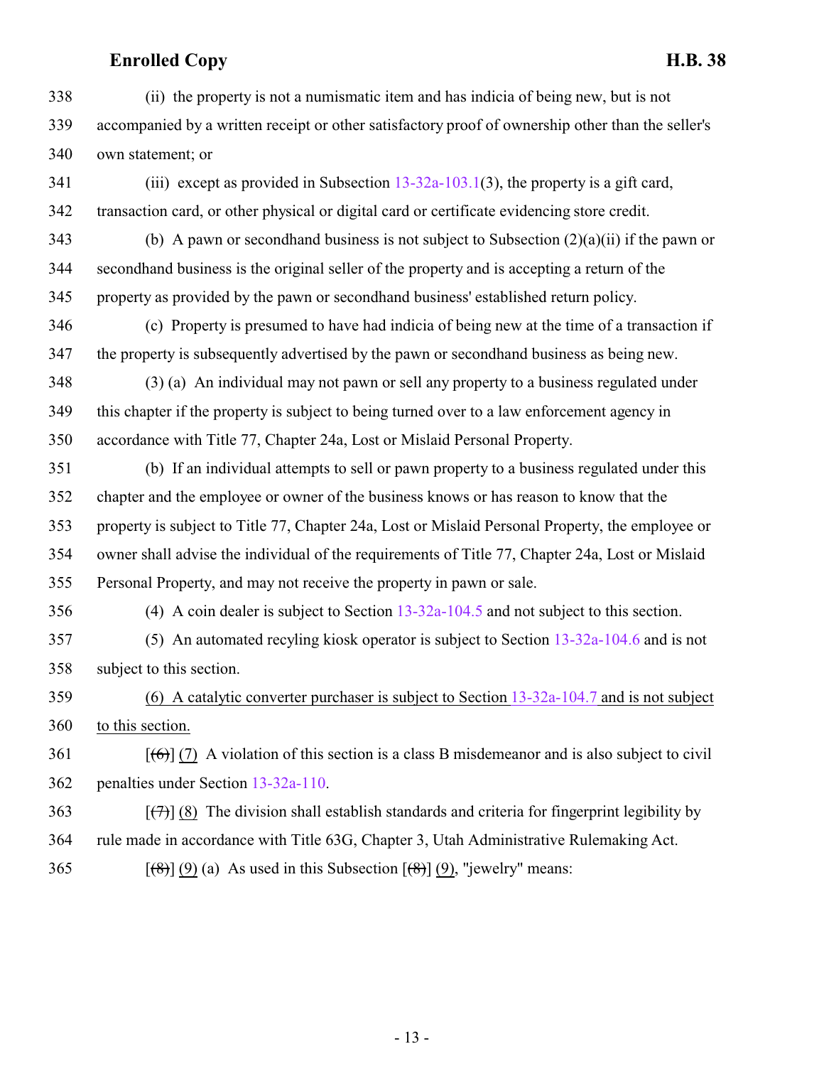(ii) the property is not a numismatic item and has indicia of being new, but is not accompanied by a written receipt or other satisfactory proof of ownership other than the seller's own statement; or

(iii) except as provided in Subsection 13-32a-103.1(3), the property is a gift card, transaction card, or other physical or digital card or certificate evidencing store credit.

(b) A pawn or secondhand business is not subject to Subsection (2)(a)(ii) if the pawn or secondhand business is the original seller of the property and is accepting a return of the property as provided by the pawn or secondhand business' established return policy.

(c) Property is presumed to have had indicia of being new at the time of a transaction if the property is subsequently advertised by the pawn or secondhand business as being new.

(3) (a) An individual may not pawn or sell any property to a business regulated under this chapter if the property is subject to being turned over to a law enforcement agency in accordance with Title 77, Chapter 24a, Lost or Mislaid Personal Property.

(b) If an individual attempts to sell or pawn property to a business regulated under this chapter and the employee or owner of the business knows or has reason to know that the property is subject to Title 77, Chapter 24a, Lost or Mislaid Personal Property, the employee or owner shall advise the individual of the requirements of Title 77, Chapter 24a, Lost or Mislaid Personal Property, and may not receive the property in pawn or sale.

(4) A coin dealer is subject to Section 13-32a-104.5 and not subject to this section.

(5) An automated recyling kiosk operator is subject to Section 13-32a-104.6 and is not subject to this section.

(6) A catalytic converter purchaser is subject to Section 13-32a-104.7 and is not subject to this section.

[~~(6)~~] (7) A violation of this section is a class B misdemeanor and is also subject to civil penalties under Section 13-32a-110.

[~~(7)~~] (8) The division shall establish standards and criteria for fingerprint legibility by rule made in accordance with Title 63G, Chapter 3, Utah Administrative Rulemaking Act.

[~~(8)~~] (9) (a) As used in this Subsection [~~(8)~~] (9), "jewelry" means: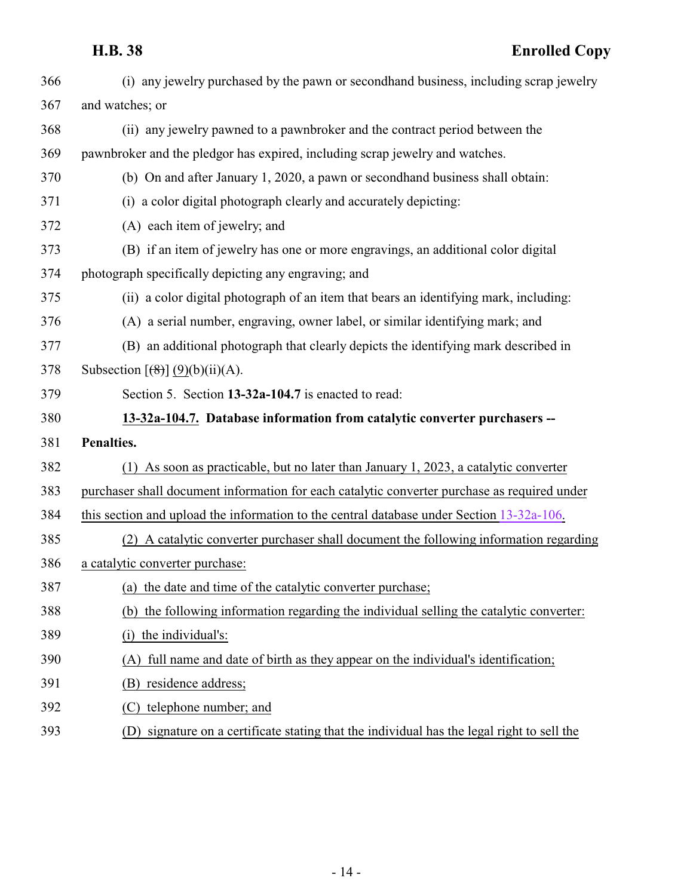(i) any jewelry purchased by the pawn or secondhand business, including scrap jewelry and watches; or

(ii) any jewelry pawned to a pawnbroker and the contract period between the pawnbroker and the pledgor has expired, including scrap jewelry and watches.

(b) On and after January 1, 2020, a pawn or secondhand business shall obtain:

(i) a color digital photograph clearly and accurately depicting:

(A) each item of jewelry; and

(B) if an item of jewelry has one or more engravings, an additional color digital photograph specifically depicting any engraving; and

(ii) a color digital photograph of an item that bears an identifying mark, including:

(A) a serial number, engraving, owner label, or similar identifying mark; and

(B) an additional photograph that clearly depicts the identifying mark described in Subsection [~~(8)~~] (9)(b)(ii)(A).

Section 5. Section **13-32a-104.7** is enacted to read:

**13-32a-104.7. Database information from catalytic converter purchasers -- Penalties.**

(1) As soon as practicable, but no later than January 1, 2023, a catalytic converter purchaser shall document information for each catalytic converter purchase as required under this section and upload the information to the central database under Section 13-32a-106.

(2) A catalytic converter purchaser shall document the following information regarding a catalytic converter purchase:

(a) the date and time of the catalytic converter purchase;

(b) the following information regarding the individual selling the catalytic converter:

(i) the individual's:

(A) full name and date of birth as they appear on the individual's identification;

(B) residence address;

(C) telephone number; and

(D) signature on a certificate stating that the individual has the legal right to sell the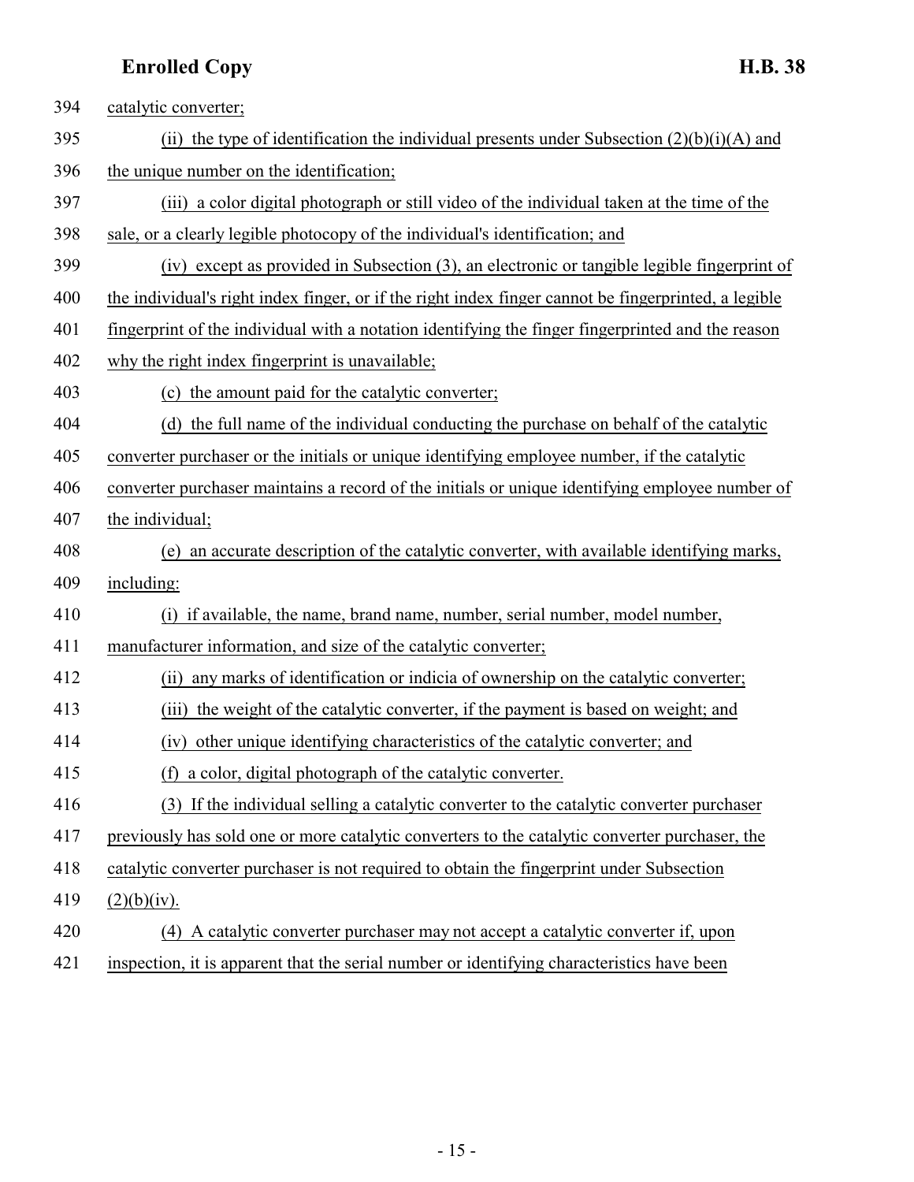catalytic converter;

(ii) the type of identification the individual presents under Subsection (2)(b)(i)(A) and the unique number on the identification;

(iii) a color digital photograph or still video of the individual taken at the time of the sale, or a clearly legible photocopy of the individual's identification; and

(iv) except as provided in Subsection (3), an electronic or tangible legible fingerprint of the individual's right index finger, or if the right index finger cannot be fingerprinted, a legible fingerprint of the individual with a notation identifying the finger fingerprinted and the reason why the right index fingerprint is unavailable;

(c) the amount paid for the catalytic converter;

(d) the full name of the individual conducting the purchase on behalf of the catalytic converter purchaser or the initials or unique identifying employee number, if the catalytic converter purchaser maintains a record of the initials or unique identifying employee number of the individual;

(e) an accurate description of the catalytic converter, with available identifying marks, including:

(i) if available, the name, brand name, number, serial number, model number, manufacturer information, and size of the catalytic converter;

(ii) any marks of identification or indicia of ownership on the catalytic converter;

(iii) the weight of the catalytic converter, if the payment is based on weight; and

(iv) other unique identifying characteristics of the catalytic converter; and

(f) a color, digital photograph of the catalytic converter.

(3) If the individual selling a catalytic converter to the catalytic converter purchaser previously has sold one or more catalytic converters to the catalytic converter purchaser, the catalytic converter purchaser is not required to obtain the fingerprint under Subsection (2)(b)(iv).

(4) A catalytic converter purchaser may not accept a catalytic converter if, upon inspection, it is apparent that the serial number or identifying characteristics have been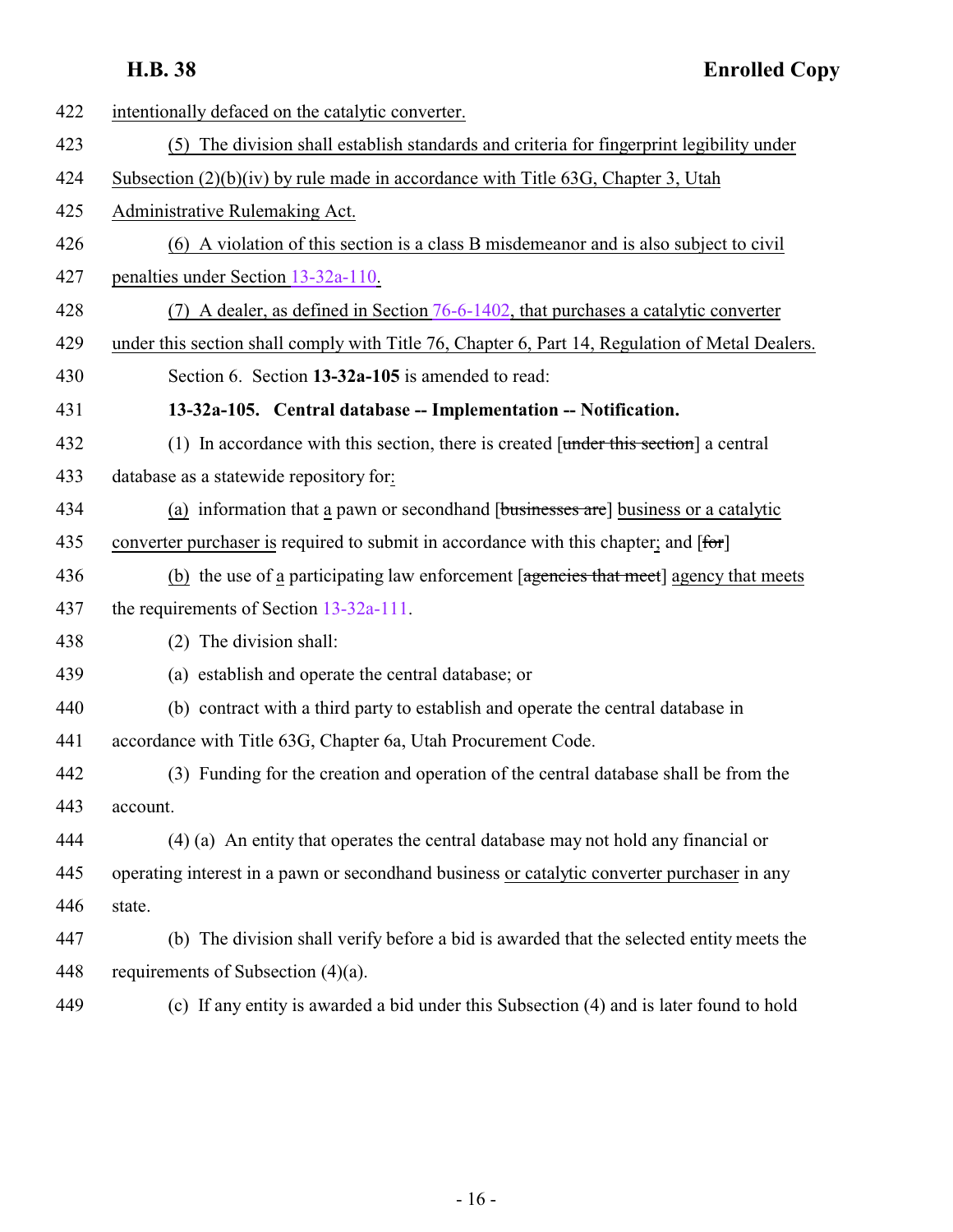intentionally defaced on the catalytic converter.

(5) The division shall establish standards and criteria for fingerprint legibility under Subsection (2)(b)(iv) by rule made in accordance with Title 63G, Chapter 3, Utah Administrative Rulemaking Act.

(6) A violation of this section is a class B misdemeanor and is also subject to civil penalties under Section 13-32a-110.

(7) A dealer, as defined in Section 76-6-1402, that purchases a catalytic converter under this section shall comply with Title 76, Chapter 6, Part 14, Regulation of Metal Dealers.

Section 6. Section **13-32a-105** is amended to read:

**13-32a-105. Central database -- Implementation -- Notification.**

(1) In accordance with this section, there is created [~~under this section~~] a central database as a statewide repository for:

(a) information that a pawn or secondhand [~~businesses are~~] business or a catalytic converter purchaser is required to submit in accordance with this chapter; and [~~for~~]

(b) the use of a participating law enforcement [~~agencies that meet~~] agency that meets the requirements of Section 13-32a-111.

(2) The division shall:

(a) establish and operate the central database; or

(b) contract with a third party to establish and operate the central database in accordance with Title 63G, Chapter 6a, Utah Procurement Code.

(3) Funding for the creation and operation of the central database shall be from the account.

(4) (a) An entity that operates the central database may not hold any financial or operating interest in a pawn or secondhand business or catalytic converter purchaser in any state.

(b) The division shall verify before a bid is awarded that the selected entity meets the requirements of Subsection (4)(a).

(c) If any entity is awarded a bid under this Subsection (4) and is later found to hold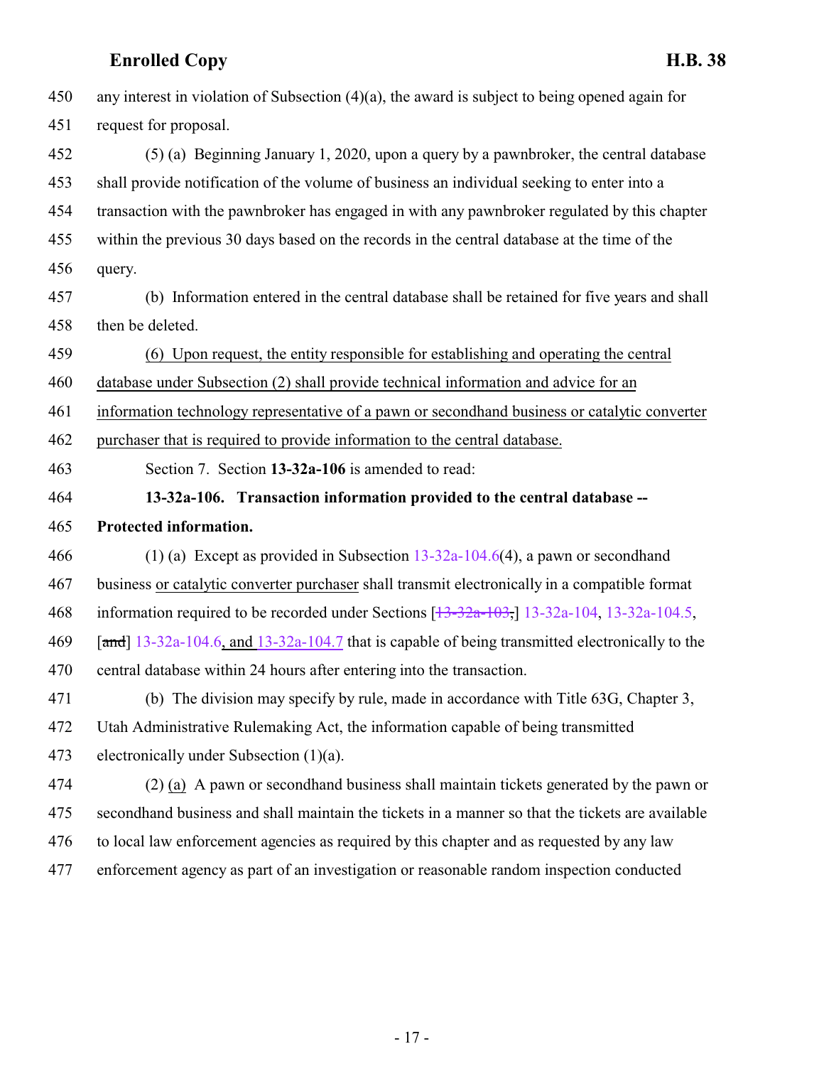any interest in violation of Subsection (4)(a), the award is subject to being opened again for request for proposal.

(5) (a) Beginning January 1, 2020, upon a query by a pawnbroker, the central database shall provide notification of the volume of business an individual seeking to enter into a transaction with the pawnbroker has engaged in with any pawnbroker regulated by this chapter within the previous 30 days based on the records in the central database at the time of the query.

(b) Information entered in the central database shall be retained for five years and shall then be deleted.

(6) Upon request, the entity responsible for establishing and operating the central database under Subsection (2) shall provide technical information and advice for an information technology representative of a pawn or secondhand business or catalytic converter purchaser that is required to provide information to the central database.

Section 7. Section **13-32a-106** is amended to read:

**13-32a-106. Transaction information provided to the central database -- Protected information.**

(1) (a) Except as provided in Subsection 13-32a-104.6(4), a pawn or secondhand business or catalytic converter purchaser shall transmit electronically in a compatible format information required to be recorded under Sections [~~13-32a-103,~~] 13-32a-104, 13-32a-104.5, [~~and~~] 13-32a-104.6, and 13-32a-104.7 that is capable of being transmitted electronically to the central database within 24 hours after entering into the transaction.

(b) The division may specify by rule, made in accordance with Title 63G, Chapter 3, Utah Administrative Rulemaking Act, the information capable of being transmitted electronically under Subsection (1)(a).

(2) (a) A pawn or secondhand business shall maintain tickets generated by the pawn or secondhand business and shall maintain the tickets in a manner so that the tickets are available to local law enforcement agencies as required by this chapter and as requested by any law enforcement agency as part of an investigation or reasonable random inspection conducted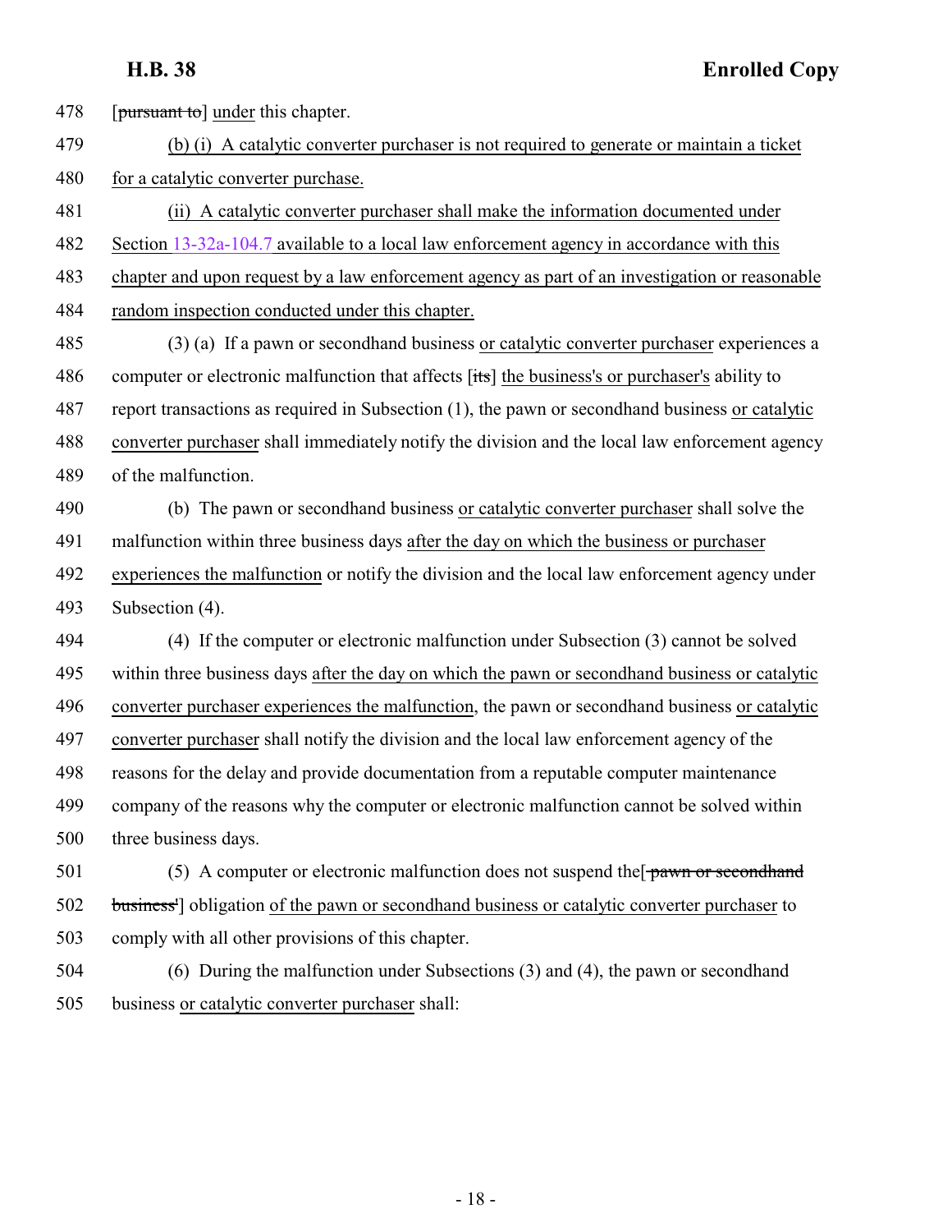478 [pursuant to] under this chapter.

479 (b) (i) A catalytic converter purchaser is not required to generate or maintain a ticket

480 for a catalytic converter purchase.

481 (ii) A catalytic converter purchaser shall make the information documented under

482 Section 13-32a-104.7 available to a local law enforcement agency in accordance with this

483 chapter and upon request by a law enforcement agency as part of an investigation or reasonable

484 random inspection conducted under this chapter.

485 (3) (a) If a pawn or secondhand business or catalytic converter purchaser experiences a

486 computer or electronic malfunction that affects [its] the business's or purchaser's ability to

487 report transactions as required in Subsection (1), the pawn or secondhand business or catalytic

488 converter purchaser shall immediately notify the division and the local law enforcement agency

489 of the malfunction.

490 (b) The pawn or secondhand business or catalytic converter purchaser shall solve the

491 malfunction within three business days after the day on which the business or purchaser

492 experiences the malfunction or notify the division and the local law enforcement agency under

493 Subsection (4).

494 (4) If the computer or electronic malfunction under Subsection (3) cannot be solved

495 within three business days after the day on which the pawn or secondhand business or catalytic

496 converter purchaser experiences the malfunction, the pawn or secondhand business or catalytic

497 converter purchaser shall notify the division and the local law enforcement agency of the

498 reasons for the delay and provide documentation from a reputable computer maintenance

499 company of the reasons why the computer or electronic malfunction cannot be solved within

500 three business days.

501 (5) A computer or electronic malfunction does not suspend the[ pawn or secondhand

502 business'] obligation of the pawn or secondhand business or catalytic converter purchaser to

503 comply with all other provisions of this chapter.

504 (6) During the malfunction under Subsections (3) and (4), the pawn or secondhand

505 business or catalytic converter purchaser shall: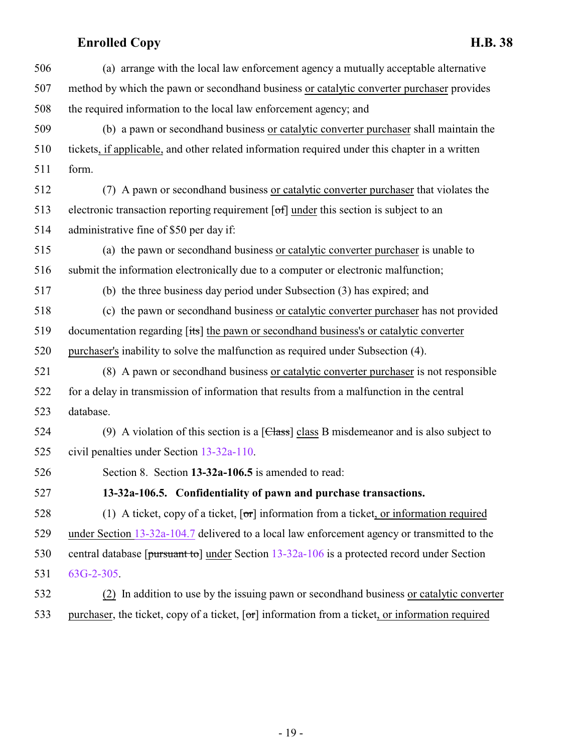(a) arrange with the local law enforcement agency a mutually acceptable alternative method by which the pawn or secondhand business or catalytic converter purchaser provides the required information to the local law enforcement agency; and

(b) a pawn or secondhand business or catalytic converter purchaser shall maintain the tickets, if applicable, and other related information required under this chapter in a written form.

(7) A pawn or secondhand business or catalytic converter purchaser that violates the electronic transaction reporting requirement [of] under this section is subject to an administrative fine of $50 per day if:

(a) the pawn or secondhand business or catalytic converter purchaser is unable to submit the information electronically due to a computer or electronic malfunction;

(b) the three business day period under Subsection (3) has expired; and

(c) the pawn or secondhand business or catalytic converter purchaser has not provided documentation regarding [its] the pawn or secondhand business's or catalytic converter purchaser's inability to solve the malfunction as required under Subsection (4).

(8) A pawn or secondhand business or catalytic converter purchaser is not responsible for a delay in transmission of information that results from a malfunction in the central database.

(9) A violation of this section is a [Class] class B misdemeanor and is also subject to civil penalties under Section 13-32a-110.

Section 8. Section **13-32a-106.5** is amended to read:

**13-32a-106.5. Confidentiality of pawn and purchase transactions.**

(1) A ticket, copy of a ticket, [or] information from a ticket, or information required under Section 13-32a-104.7 delivered to a local law enforcement agency or transmitted to the central database [pursuant to] under Section 13-32a-106 is a protected record under Section 63G-2-305.

(2) In addition to use by the issuing pawn or secondhand business or catalytic converter purchaser, the ticket, copy of a ticket, [or] information from a ticket, or information required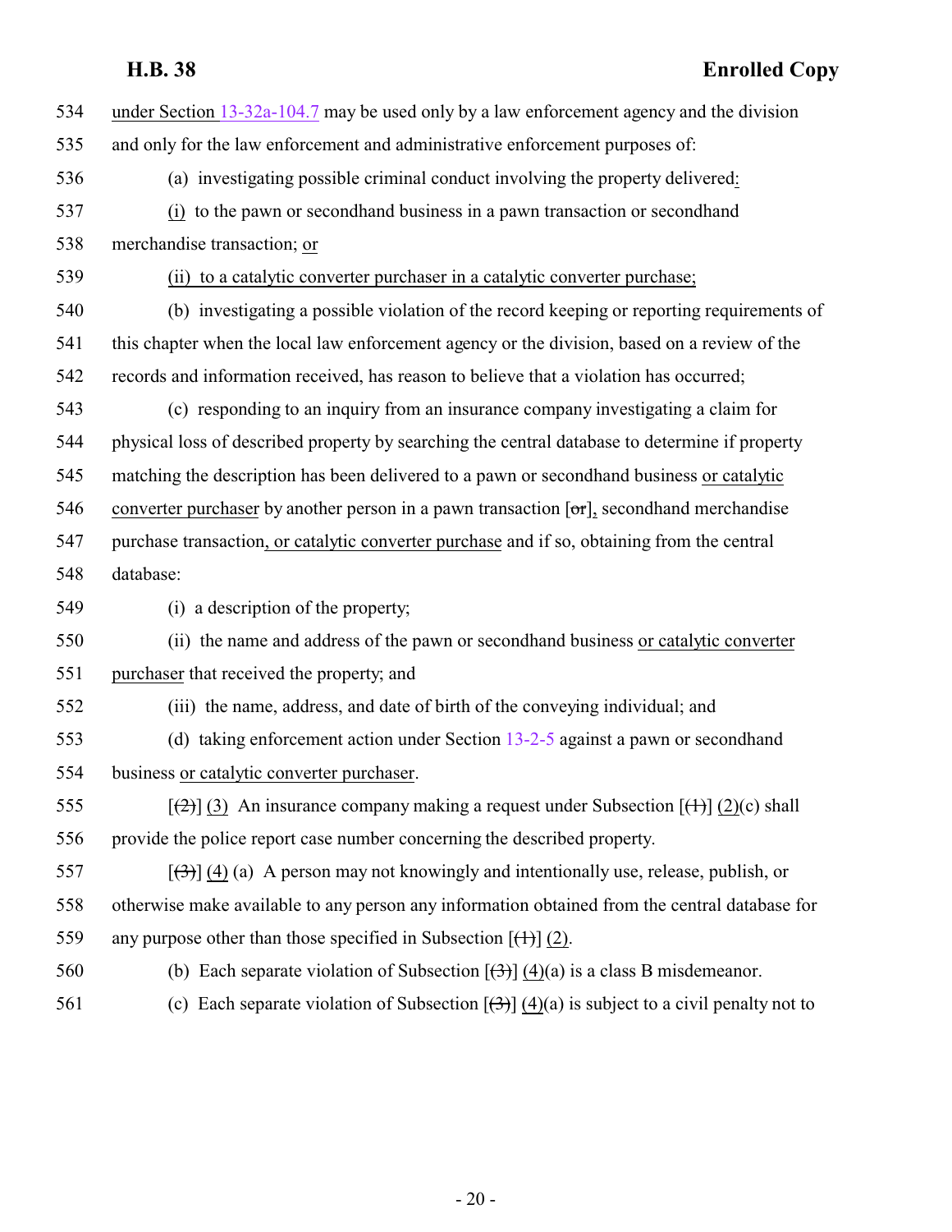under Section 13-32a-104.7 may be used only by a law enforcement agency and the division and only for the law enforcement and administrative enforcement purposes of:

(a) investigating possible criminal conduct involving the property delivered:

(i) to the pawn or secondhand business in a pawn transaction or secondhand merchandise transaction; or

(ii) to a catalytic converter purchaser in a catalytic converter purchase;

(b) investigating a possible violation of the record keeping or reporting requirements of this chapter when the local law enforcement agency or the division, based on a review of the records and information received, has reason to believe that a violation has occurred;

(c) responding to an inquiry from an insurance company investigating a claim for physical loss of described property by searching the central database to determine if property matching the description has been delivered to a pawn or secondhand business or catalytic converter purchaser by another person in a pawn transaction [or], secondhand merchandise purchase transaction, or catalytic converter purchase and if so, obtaining from the central database:

(i) a description of the property;

(ii) the name and address of the pawn or secondhand business or catalytic converter purchaser that received the property; and

(iii) the name, address, and date of birth of the conveying individual; and

(d) taking enforcement action under Section 13-2-5 against a pawn or secondhand business or catalytic converter purchaser.

[(2)] (3) An insurance company making a request under Subsection [(1)] (2)(c) shall provide the police report case number concerning the described property.

[(3)] (4) (a) A person may not knowingly and intentionally use, release, publish, or otherwise make available to any person any information obtained from the central database for any purpose other than those specified in Subsection [(1)] (2).

(b) Each separate violation of Subsection [(3)] (4)(a) is a class B misdemeanor.

(c) Each separate violation of Subsection [(3)] (4)(a) is subject to a civil penalty not to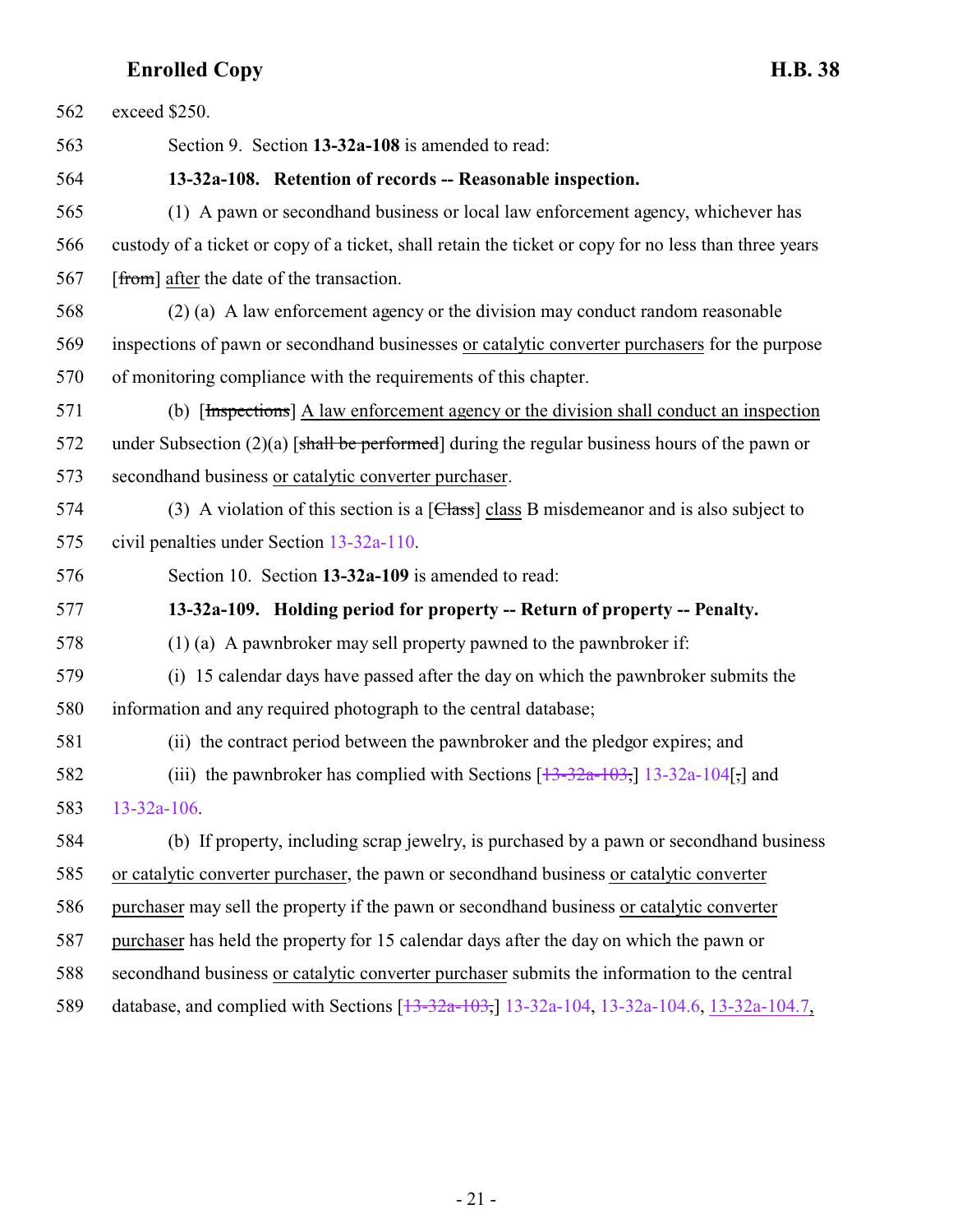exceed $250.

Section 9. Section **13-32a-108** is amended to read:

**13-32a-108. Retention of records -- Reasonable inspection.**

(1) A pawn or secondhand business or local law enforcement agency, whichever has custody of a ticket or copy of a ticket, shall retain the ticket or copy for no less than three years [~~from~~] after the date of the transaction.

(2) (a) A law enforcement agency or the division may conduct random reasonable inspections of pawn or secondhand businesses or catalytic converter purchasers for the purpose of monitoring compliance with the requirements of this chapter.

(b) [~~Inspections~~] A law enforcement agency or the division shall conduct an inspection under Subsection (2)(a) [~~shall be performed~~] during the regular business hours of the pawn or secondhand business or catalytic converter purchaser.

(3) A violation of this section is a [~~Class~~] class B misdemeanor and is also subject to civil penalties under Section 13-32a-110.

Section 10. Section **13-32a-109** is amended to read:

**13-32a-109. Holding period for property -- Return of property -- Penalty.**

(1) (a) A pawnbroker may sell property pawned to the pawnbroker if:

(i) 15 calendar days have passed after the day on which the pawnbroker submits the information and any required photograph to the central database;

(ii) the contract period between the pawnbroker and the pledgor expires; and

(iii) the pawnbroker has complied with Sections [~~13-32a-103,~~] 13-32a-104[~~,~~] and 13-32a-106.

(b) If property, including scrap jewelry, is purchased by a pawn or secondhand business or catalytic converter purchaser, the pawn or secondhand business or catalytic converter purchaser may sell the property if the pawn or secondhand business or catalytic converter purchaser has held the property for 15 calendar days after the day on which the pawn or secondhand business or catalytic converter purchaser submits the information to the central database, and complied with Sections [~~13-32a-103,~~] 13-32a-104, 13-32a-104.6, 13-32a-104.7,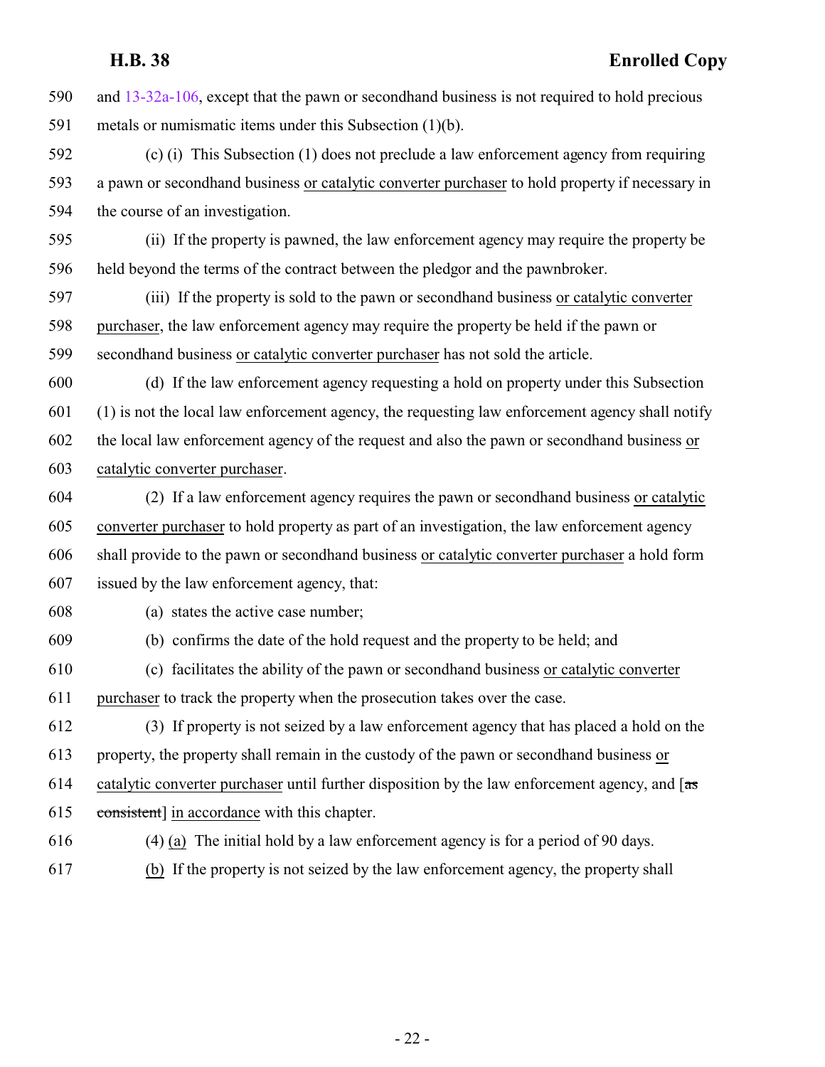and 13-32a-106, except that the pawn or secondhand business is not required to hold precious metals or numismatic items under this Subsection (1)(b).

(c) (i) This Subsection (1) does not preclude a law enforcement agency from requiring a pawn or secondhand business <u>or catalytic converter purchaser</u> to hold property if necessary in the course of an investigation.

(ii) If the property is pawned, the law enforcement agency may require the property be held beyond the terms of the contract between the pledgor and the pawnbroker.

(iii) If the property is sold to the pawn or secondhand business <u>or catalytic converter purchaser</u>, the law enforcement agency may require the property be held if the pawn or secondhand business <u>or catalytic converter purchaser</u> has not sold the article.

(d) If the law enforcement agency requesting a hold on property under this Subsection (1) is not the local law enforcement agency, the requesting law enforcement agency shall notify the local law enforcement agency of the request and also the pawn or secondhand business <u>or catalytic converter purchaser</u>.

(2) If a law enforcement agency requires the pawn or secondhand business <u>or catalytic converter purchaser</u> to hold property as part of an investigation, the law enforcement agency shall provide to the pawn or secondhand business <u>or catalytic converter purchaser</u> a hold form issued by the law enforcement agency, that:

(a) states the active case number;

(b) confirms the date of the hold request and the property to be held; and

(c) facilitates the ability of the pawn or secondhand business <u>or catalytic converter purchaser</u> to track the property when the prosecution takes over the case.

(3) If property is not seized by a law enforcement agency that has placed a hold on the property, the property shall remain in the custody of the pawn or secondhand business <u>or catalytic converter purchaser</u> until further disposition by the law enforcement agency, and [~~as consistent~~] <u>in accordance</u> with this chapter.

(4) <u>(a)</u> The initial hold by a law enforcement agency is for a period of 90 days.

<u>(b)</u> If the property is not seized by the law enforcement agency, the property shall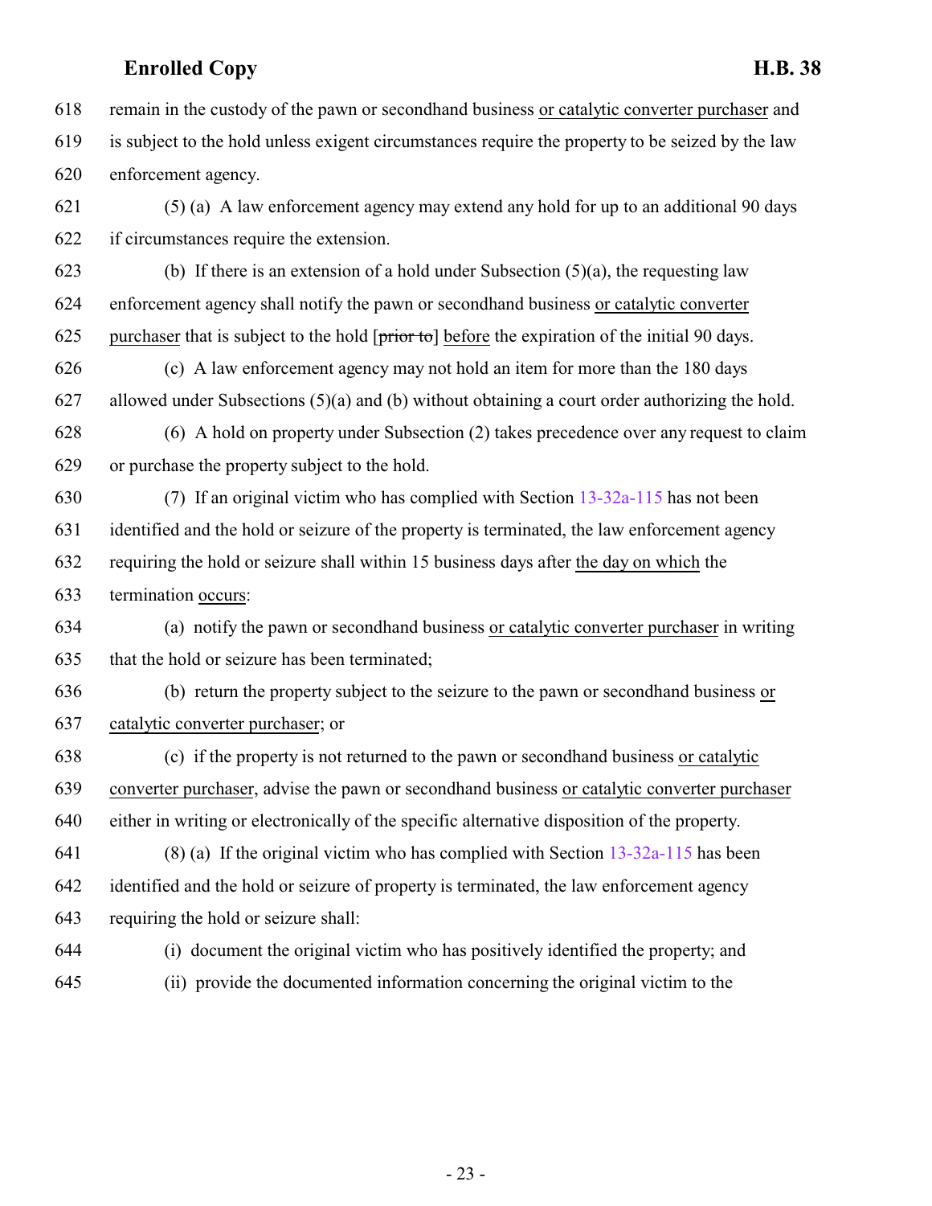remain in the custody of the pawn or secondhand business or catalytic converter purchaser and is subject to the hold unless exigent circumstances require the property to be seized by the law enforcement agency.

(5) (a) A law enforcement agency may extend any hold for up to an additional 90 days if circumstances require the extension.

(b) If there is an extension of a hold under Subsection (5)(a), the requesting law enforcement agency shall notify the pawn or secondhand business or catalytic converter purchaser that is subject to the hold [prior to] before the expiration of the initial 90 days.

(c) A law enforcement agency may not hold an item for more than the 180 days allowed under Subsections (5)(a) and (b) without obtaining a court order authorizing the hold.

(6) A hold on property under Subsection (2) takes precedence over any request to claim or purchase the property subject to the hold.

(7) If an original victim who has complied with Section 13-32a-115 has not been identified and the hold or seizure of the property is terminated, the law enforcement agency requiring the hold or seizure shall within 15 business days after the day on which the termination occurs:

(a) notify the pawn or secondhand business or catalytic converter purchaser in writing that the hold or seizure has been terminated;

(b) return the property subject to the seizure to the pawn or secondhand business or catalytic converter purchaser; or

(c) if the property is not returned to the pawn or secondhand business or catalytic converter purchaser, advise the pawn or secondhand business or catalytic converter purchaser either in writing or electronically of the specific alternative disposition of the property.

(8) (a) If the original victim who has complied with Section 13-32a-115 has been identified and the hold or seizure of property is terminated, the law enforcement agency requiring the hold or seizure shall:

(i) document the original victim who has positively identified the property; and

(ii) provide the documented information concerning the original victim to the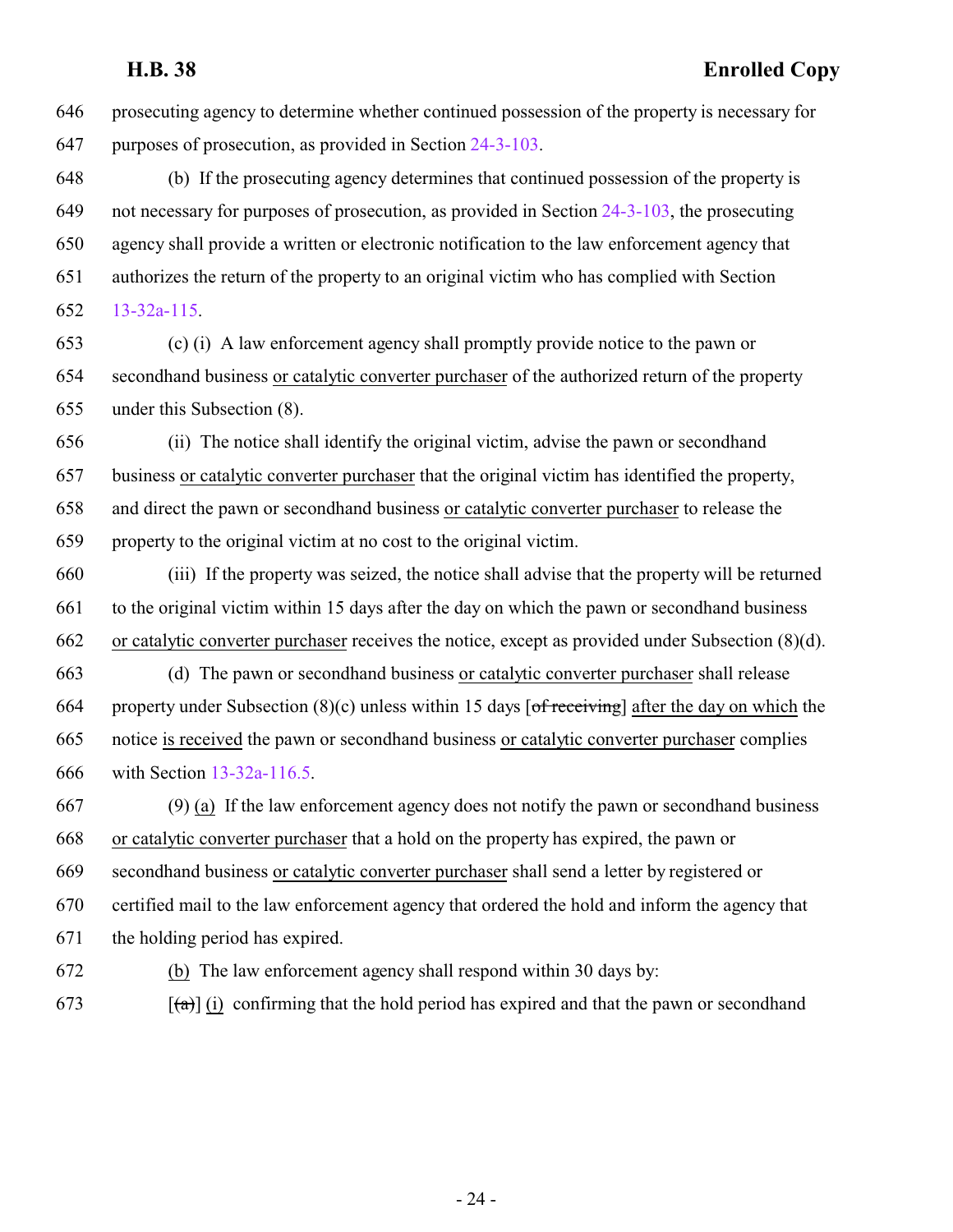646 prosecuting agency to determine whether continued possession of the property is necessary for
647 purposes of prosecution, as provided in Section 24-3-103.

648 (b) If the prosecuting agency determines that continued possession of the property is
649 not necessary for purposes of prosecution, as provided in Section 24-3-103, the prosecuting
650 agency shall provide a written or electronic notification to the law enforcement agency that
651 authorizes the return of the property to an original victim who has complied with Section
652 13-32a-115.

653 (c) (i) A law enforcement agency shall promptly provide notice to the pawn or
654 secondhand business <u>or catalytic converter purchaser</u> of the authorized return of the property
655 under this Subsection (8).

656 (ii) The notice shall identify the original victim, advise the pawn or secondhand
657 business <u>or catalytic converter purchaser</u> that the original victim has identified the property,
658 and direct the pawn or secondhand business <u>or catalytic converter purchaser</u> to release the
659 property to the original victim at no cost to the original victim.

660 (iii) If the property was seized, the notice shall advise that the property will be returned
661 to the original victim within 15 days after the day on which the pawn or secondhand business
662 <u>or catalytic converter purchaser</u> receives the notice, except as provided under Subsection (8)(d).

663 (d) The pawn or secondhand business <u>or catalytic converter purchaser</u> shall release
664 property under Subsection (8)(c) unless within 15 days [~~of receiving~~] <u>after the day on which</u> the
665 notice <u>is received</u> the pawn or secondhand business <u>or catalytic converter purchaser</u> complies
666 with Section 13-32a-116.5.

667 (9) <u>(a)</u> If the law enforcement agency does not notify the pawn or secondhand business
668 <u>or catalytic converter purchaser</u> that a hold on the property has expired, the pawn or
669 secondhand business <u>or catalytic converter purchaser</u> shall send a letter by registered or
670 certified mail to the law enforcement agency that ordered the hold and inform the agency that
671 the holding period has expired.

672 <u>(b)</u> The law enforcement agency shall respond within 30 days by:

673 [~~(a)~~] <u>(i)</u> confirming that the hold period has expired and that the pawn or secondhand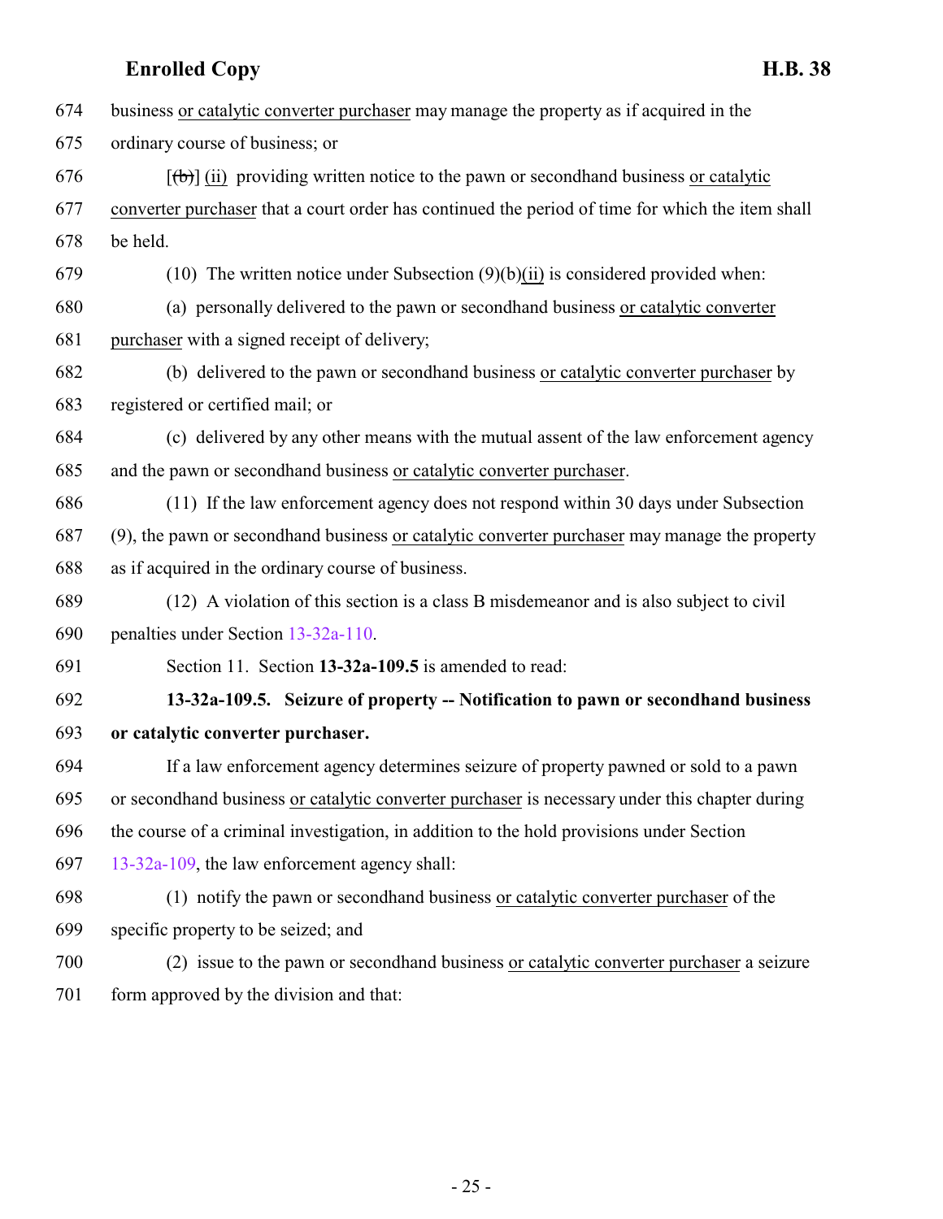business or catalytic converter purchaser may manage the property as if acquired in the ordinary course of business; or

[(b)] (ii) providing written notice to the pawn or secondhand business or catalytic converter purchaser that a court order has continued the period of time for which the item shall be held.

(10) The written notice under Subsection (9)(b)(ii) is considered provided when:

(a) personally delivered to the pawn or secondhand business or catalytic converter purchaser with a signed receipt of delivery;

(b) delivered to the pawn or secondhand business or catalytic converter purchaser by registered or certified mail; or

(c) delivered by any other means with the mutual assent of the law enforcement agency and the pawn or secondhand business or catalytic converter purchaser.

(11) If the law enforcement agency does not respond within 30 days under Subsection (9), the pawn or secondhand business or catalytic converter purchaser may manage the property as if acquired in the ordinary course of business.

(12) A violation of this section is a class B misdemeanor and is also subject to civil penalties under Section 13-32a-110.

Section 11. Section **13-32a-109.5** is amended to read:

**13-32a-109.5. Seizure of property -- Notification to pawn or secondhand business or catalytic converter purchaser.**

If a law enforcement agency determines seizure of property pawned or sold to a pawn or secondhand business or catalytic converter purchaser is necessary under this chapter during the course of a criminal investigation, in addition to the hold provisions under Section 13-32a-109, the law enforcement agency shall:

(1) notify the pawn or secondhand business or catalytic converter purchaser of the specific property to be seized; and

(2) issue to the pawn or secondhand business or catalytic converter purchaser a seizure form approved by the division and that: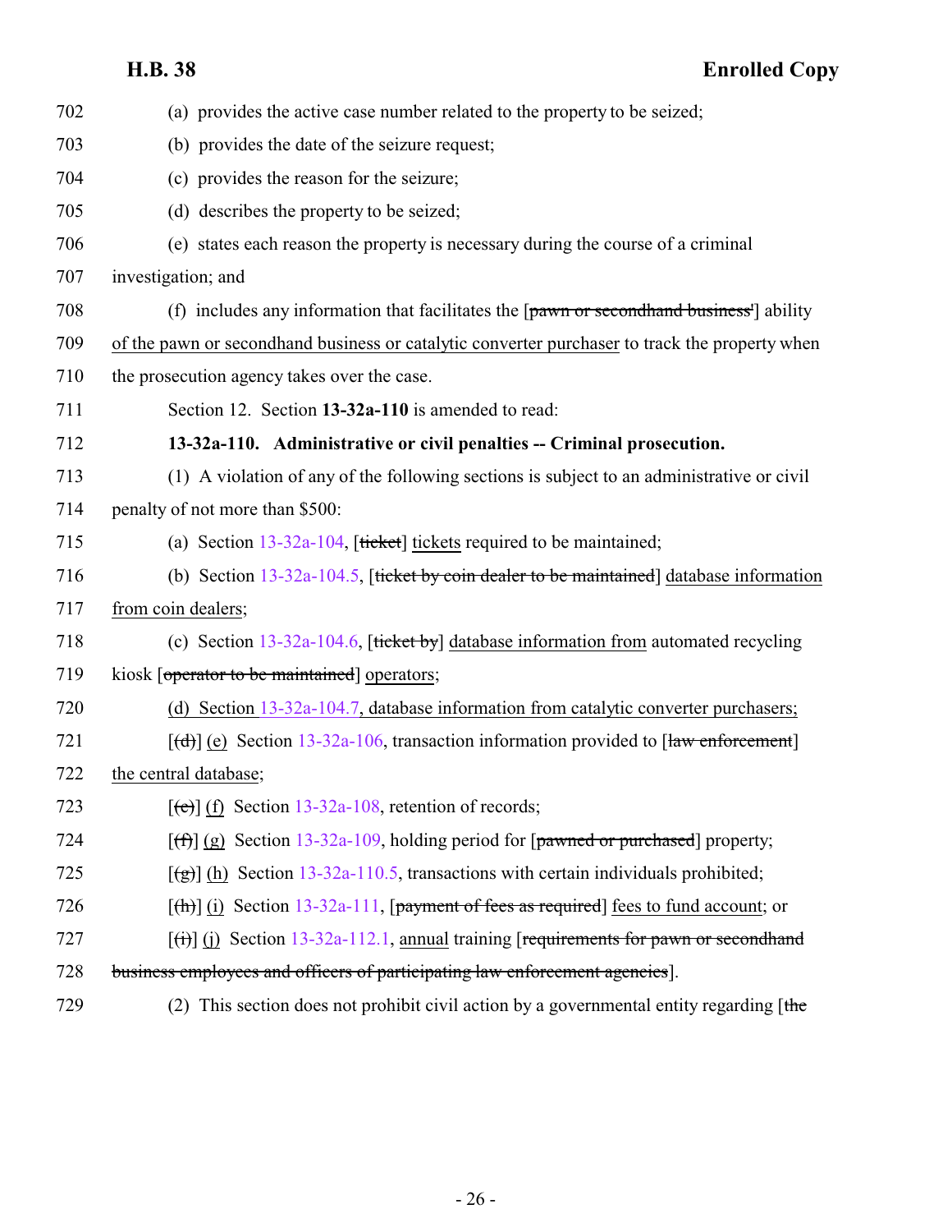702 (a) provides the active case number related to the property to be seized;

703 (b) provides the date of the seizure request;

704 (c) provides the reason for the seizure;

705 (d) describes the property to be seized;

706 (e) states each reason the property is necessary during the course of a criminal

707 investigation; and

708 (f) includes any information that facilitates the [~~pawn or secondhand business'~~] ability

709 of the pawn or secondhand business or catalytic converter purchaser to track the property when

710 the prosecution agency takes over the case.

711 Section 12. Section **13-32a-110** is amended to read:

712 **13-32a-110. Administrative or civil penalties -- Criminal prosecution.**

713 (1) A violation of any of the following sections is subject to an administrative or civil

714 penalty of not more than $500:

715 (a) Section 13-32a-104, [~~ticket~~] tickets required to be maintained;

716 (b) Section 13-32a-104.5, [~~ticket by coin dealer to be maintained~~] database information

717 from coin dealers;

718 (c) Section 13-32a-104.6, [~~ticket by~~] database information from automated recycling

719 kiosk [~~operator to be maintained~~] operators;

720 (d) Section 13-32a-104.7, database information from catalytic converter purchasers;

721 [~~(d)~~] (e) Section 13-32a-106, transaction information provided to [~~law enforcement~~]

722 the central database;

723 [~~(e)~~] (f) Section 13-32a-108, retention of records;

724 [~~(f)~~] (g) Section 13-32a-109, holding period for [~~pawned or purchased~~] property;

725 [~~(g)~~] (h) Section 13-32a-110.5, transactions with certain individuals prohibited;

726 [~~(h)~~] (i) Section 13-32a-111, [~~payment of fees as required~~] fees to fund account; or

727 [~~(i)~~] (j) Section 13-32a-112.1, annual training [~~requirements for pawn or secondhand~~

728 ~~business employees and officers of participating law enforcement agencies~~].

729 (2) This section does not prohibit civil action by a governmental entity regarding [~~the~~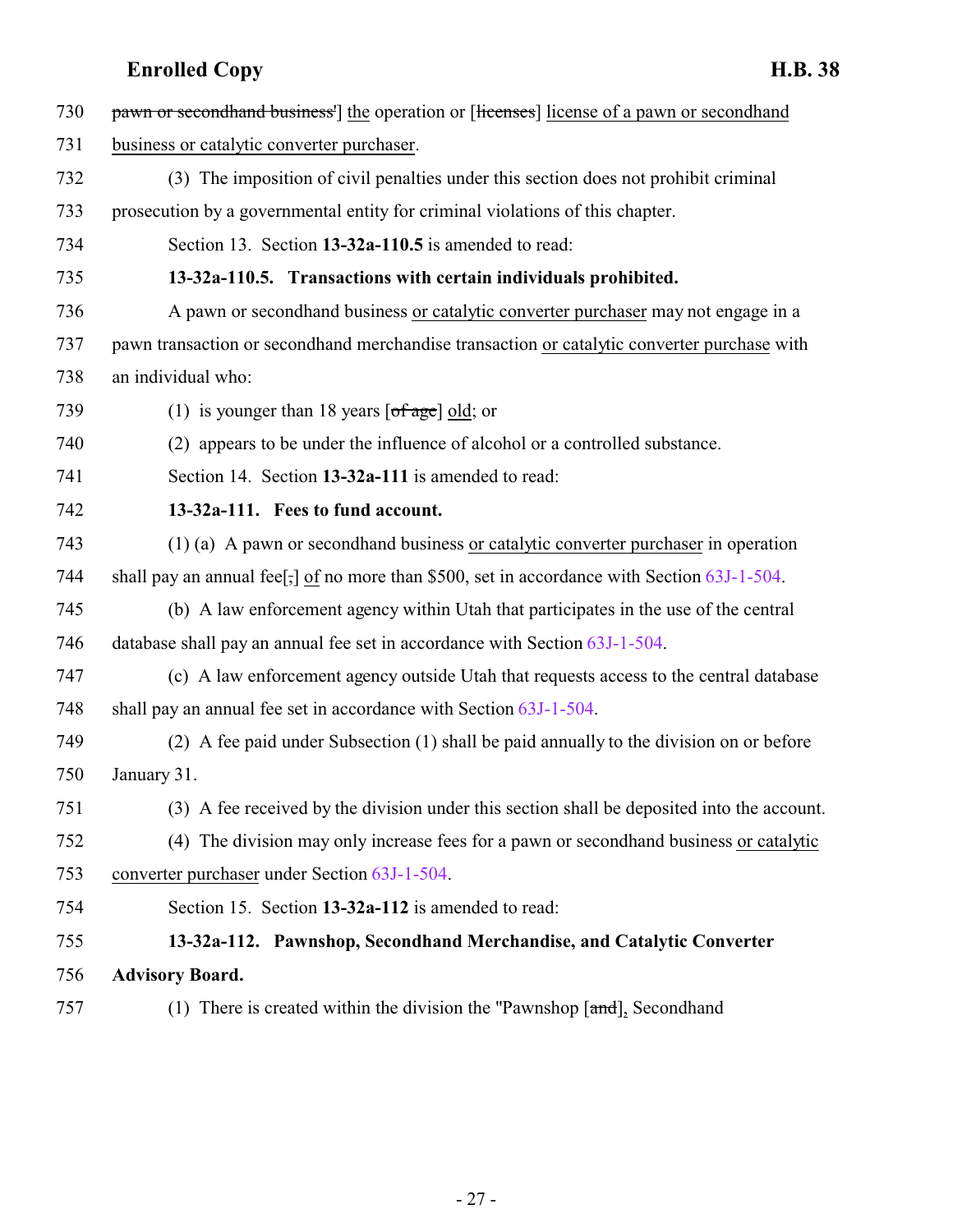pawn or secondhand business'] the operation or [licenses] license of a pawn or secondhand business or catalytic converter purchaser.

(3) The imposition of civil penalties under this section does not prohibit criminal prosecution by a governmental entity for criminal violations of this chapter.

Section 13. Section **13-32a-110.5** is amended to read:

**13-32a-110.5. Transactions with certain individuals prohibited.**

A pawn or secondhand business or catalytic converter purchaser may not engage in a pawn transaction or secondhand merchandise transaction or catalytic converter purchase with an individual who:

(1) is younger than 18 years [of age] old; or

(2) appears to be under the influence of alcohol or a controlled substance.

Section 14. Section **13-32a-111** is amended to read:

**13-32a-111. Fees to fund account.**

(1) (a) A pawn or secondhand business or catalytic converter purchaser in operation shall pay an annual fee[,] of no more than $500, set in accordance with Section 63J-1-504.

(b) A law enforcement agency within Utah that participates in the use of the central database shall pay an annual fee set in accordance with Section 63J-1-504.

(c) A law enforcement agency outside Utah that requests access to the central database shall pay an annual fee set in accordance with Section 63J-1-504.

(2) A fee paid under Subsection (1) shall be paid annually to the division on or before January 31.

(3) A fee received by the division under this section shall be deposited into the account.

(4) The division may only increase fees for a pawn or secondhand business or catalytic converter purchaser under Section 63J-1-504.

Section 15. Section **13-32a-112** is amended to read:

**13-32a-112. Pawnshop, Secondhand Merchandise, and Catalytic Converter Advisory Board.**

(1) There is created within the division the "Pawnshop [and], Secondhand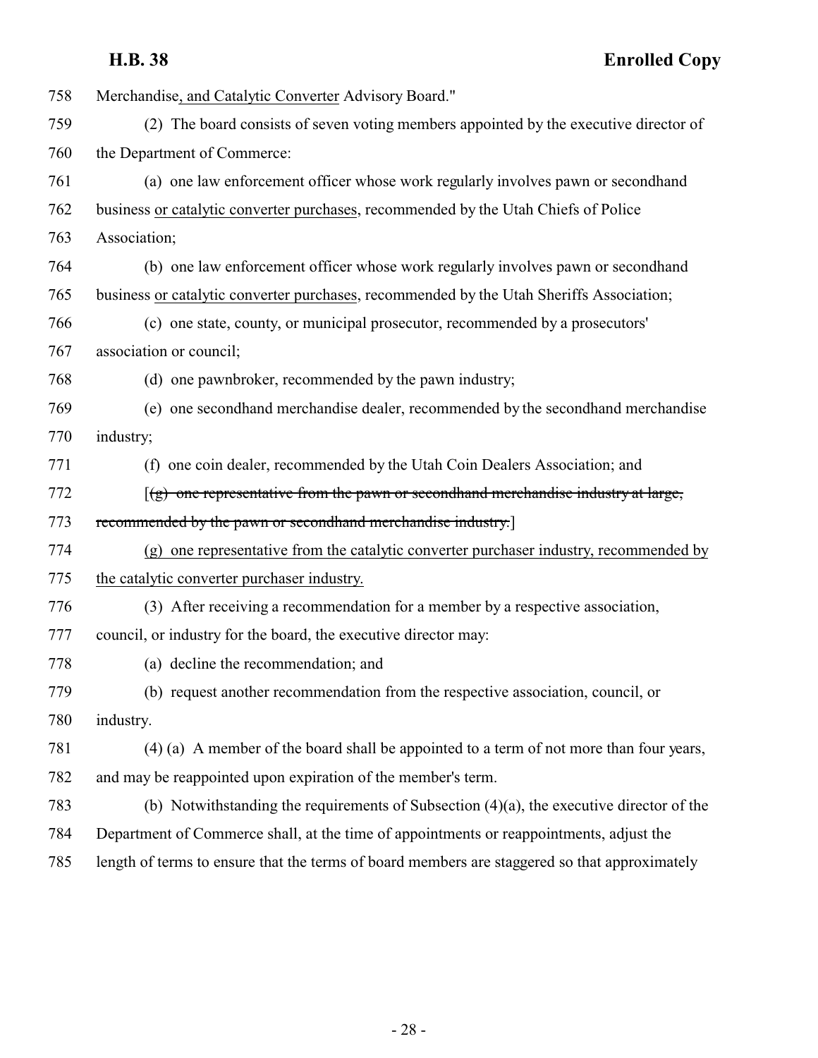758 Merchandise, and Catalytic Converter Advisory Board."

759 (2) The board consists of seven voting members appointed by the executive director of
760 the Department of Commerce:

761 (a) one law enforcement officer whose work regularly involves pawn or secondhand
762 business or catalytic converter purchases, recommended by the Utah Chiefs of Police
763 Association;

764 (b) one law enforcement officer whose work regularly involves pawn or secondhand
765 business or catalytic converter purchases, recommended by the Utah Sheriffs Association;

766 (c) one state, county, or municipal prosecutor, recommended by a prosecutors'
767 association or council;

768 (d) one pawnbroker, recommended by the pawn industry;

769 (e) one secondhand merchandise dealer, recommended by the secondhand merchandise
770 industry;

771 (f) one coin dealer, recommended by the Utah Coin Dealers Association; and

772 [~~(g) one representative from the pawn or secondhand merchandise industry at large,~~
773 ~~recommended by the pawn or secondhand merchandise industry.~~]

774 (g) one representative from the catalytic converter purchaser industry, recommended by
775 the catalytic converter purchaser industry.

776 (3) After receiving a recommendation for a member by a respective association,
777 council, or industry for the board, the executive director may:

778 (a) decline the recommendation; and

779 (b) request another recommendation from the respective association, council, or
780 industry.

781 (4) (a) A member of the board shall be appointed to a term of not more than four years,
782 and may be reappointed upon expiration of the member's term.

783 (b) Notwithstanding the requirements of Subsection (4)(a), the executive director of the
784 Department of Commerce shall, at the time of appointments or reappointments, adjust the
785 length of terms to ensure that the terms of board members are staggered so that approximately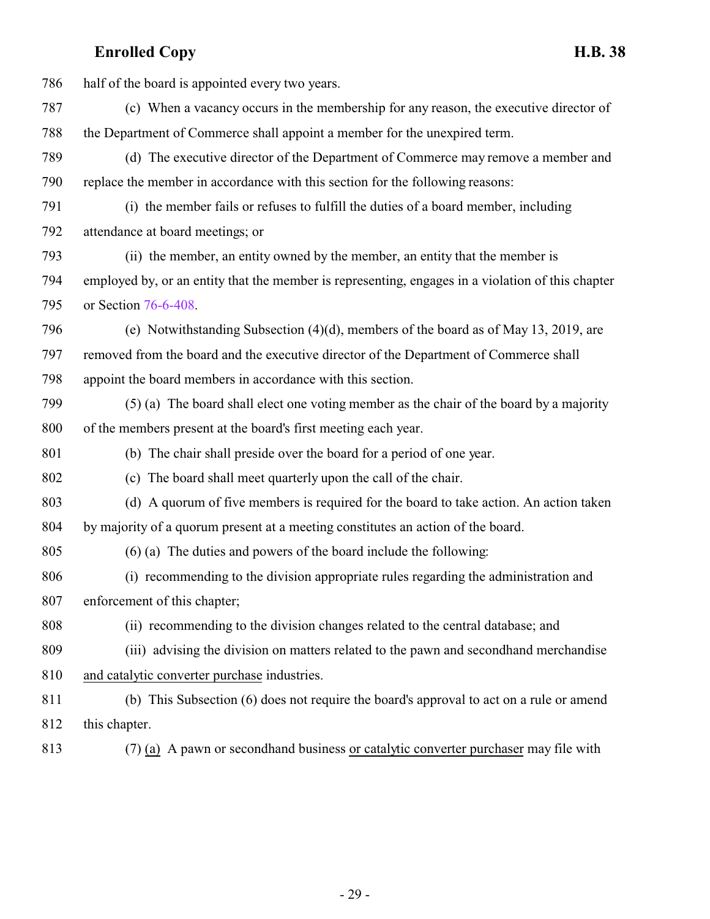786 half of the board is appointed every two years.

787 (c) When a vacancy occurs in the membership for any reason, the executive director of
788 the Department of Commerce shall appoint a member for the unexpired term.

789 (d) The executive director of the Department of Commerce may remove a member and
790 replace the member in accordance with this section for the following reasons:

791 (i) the member fails or refuses to fulfill the duties of a board member, including
792 attendance at board meetings; or

793 (ii) the member, an entity owned by the member, an entity that the member is
794 employed by, or an entity that the member is representing, engages in a violation of this chapter
795 or Section 76-6-408.

796 (e) Notwithstanding Subsection (4)(d), members of the board as of May 13, 2019, are
797 removed from the board and the executive director of the Department of Commerce shall
798 appoint the board members in accordance with this section.

799 (5) (a) The board shall elect one voting member as the chair of the board by a majority
800 of the members present at the board's first meeting each year.

801 (b) The chair shall preside over the board for a period of one year.

802 (c) The board shall meet quarterly upon the call of the chair.

803 (d) A quorum of five members is required for the board to take action. An action taken
804 by majority of a quorum present at a meeting constitutes an action of the board.

805 (6) (a) The duties and powers of the board include the following:

806 (i) recommending to the division appropriate rules regarding the administration and
807 enforcement of this chapter;

808 (ii) recommending to the division changes related to the central database; and

809 (iii) advising the division on matters related to the pawn and secondhand merchandise
810 <u>and catalytic converter purchase</u> industries.

811 (b) This Subsection (6) does not require the board's approval to act on a rule or amend
812 this chapter.

813 (7) <u>(a)</u> A pawn or secondhand business <u>or catalytic converter purchaser</u> may file with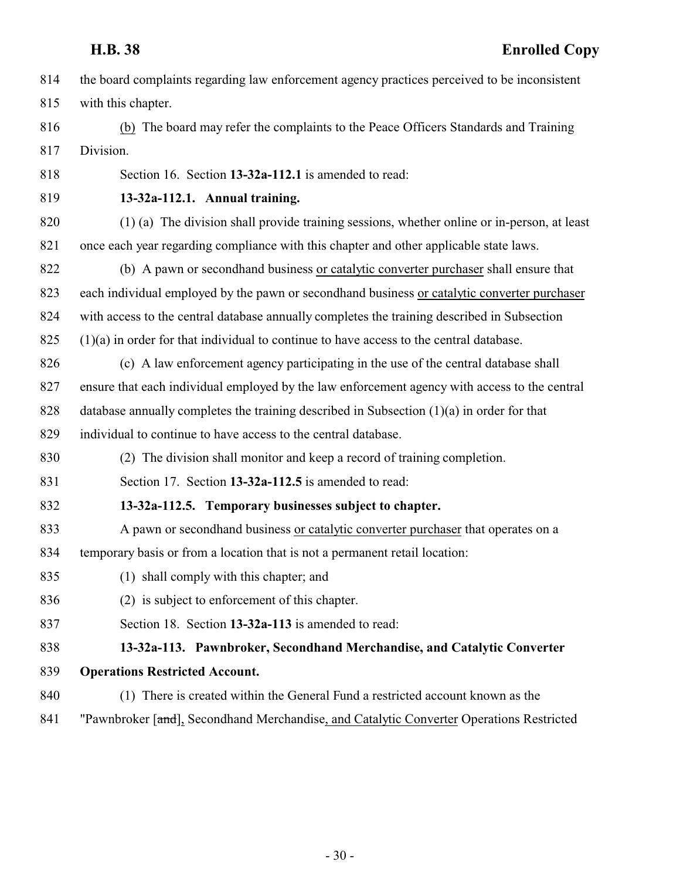814 the board complaints regarding law enforcement agency practices perceived to be inconsistent
815 with this chapter.

816 (b) The board may refer the complaints to the Peace Officers Standards and Training
817 Division.

818 Section 16. Section **13-32a-112.1** is amended to read:

819 **13-32a-112.1. Annual training.**

820 (1) (a) The division shall provide training sessions, whether online or in-person, at least
821 once each year regarding compliance with this chapter and other applicable state laws.

822 (b) A pawn or secondhand business or catalytic converter purchaser shall ensure that
823 each individual employed by the pawn or secondhand business or catalytic converter purchaser
824 with access to the central database annually completes the training described in Subsection
825 (1)(a) in order for that individual to continue to have access to the central database.

826 (c) A law enforcement agency participating in the use of the central database shall
827 ensure that each individual employed by the law enforcement agency with access to the central
828 database annually completes the training described in Subsection (1)(a) in order for that
829 individual to continue to have access to the central database.

830 (2) The division shall monitor and keep a record of training completion.

831 Section 17. Section **13-32a-112.5** is amended to read:

832 **13-32a-112.5. Temporary businesses subject to chapter.**

833 A pawn or secondhand business or catalytic converter purchaser that operates on a
834 temporary basis or from a location that is not a permanent retail location:

835 (1) shall comply with this chapter; and

836 (2) is subject to enforcement of this chapter.

837 Section 18. Section **13-32a-113** is amended to read:

838 **13-32a-113. Pawnbroker, Secondhand Merchandise, and Catalytic Converter**
839 **Operations Restricted Account.**

840 (1) There is created within the General Fund a restricted account known as the
841 "Pawnbroker [~~and~~], Secondhand Merchandise, and Catalytic Converter Operations Restricted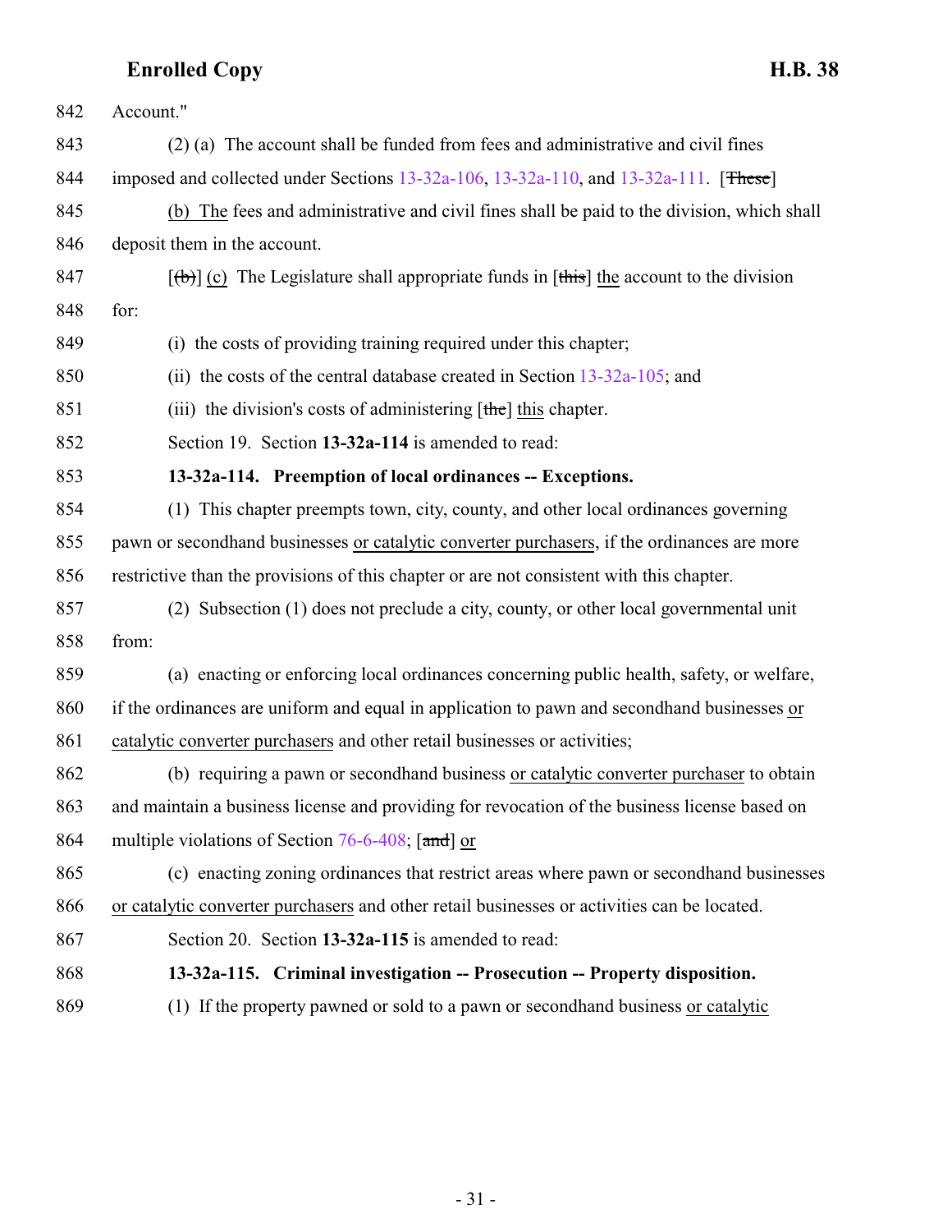842 Account."

843 (2) (a) The account shall be funded from fees and administrative and civil fines

844 imposed and collected under Sections 13-32a-106, 13-32a-110, and 13-32a-111. [~~These~~]

845 (b) The fees and administrative and civil fines shall be paid to the division, which shall

846 deposit them in the account.

847 [~~(b)~~] (c) The Legislature shall appropriate funds in [~~this~~] the account to the division

848 for:

849 (i) the costs of providing training required under this chapter;

850 (ii) the costs of the central database created in Section 13-32a-105; and

851 (iii) the division's costs of administering [~~the~~] this chapter.

852 Section 19. Section **13-32a-114** is amended to read:

853 **13-32a-114. Preemption of local ordinances -- Exceptions.**

854 (1) This chapter preempts town, city, county, and other local ordinances governing

855 pawn or secondhand businesses or catalytic converter purchasers, if the ordinances are more

856 restrictive than the provisions of this chapter or are not consistent with this chapter.

857 (2) Subsection (1) does not preclude a city, county, or other local governmental unit

858 from:

859 (a) enacting or enforcing local ordinances concerning public health, safety, or welfare,

860 if the ordinances are uniform and equal in application to pawn and secondhand businesses or

861 catalytic converter purchasers and other retail businesses or activities;

862 (b) requiring a pawn or secondhand business or catalytic converter purchaser to obtain

863 and maintain a business license and providing for revocation of the business license based on

864 multiple violations of Section 76-6-408; [~~and~~] or

865 (c) enacting zoning ordinances that restrict areas where pawn or secondhand businesses

866 or catalytic converter purchasers and other retail businesses or activities can be located.

867 Section 20. Section **13-32a-115** is amended to read:

868 **13-32a-115. Criminal investigation -- Prosecution -- Property disposition.**

869 (1) If the property pawned or sold to a pawn or secondhand business or catalytic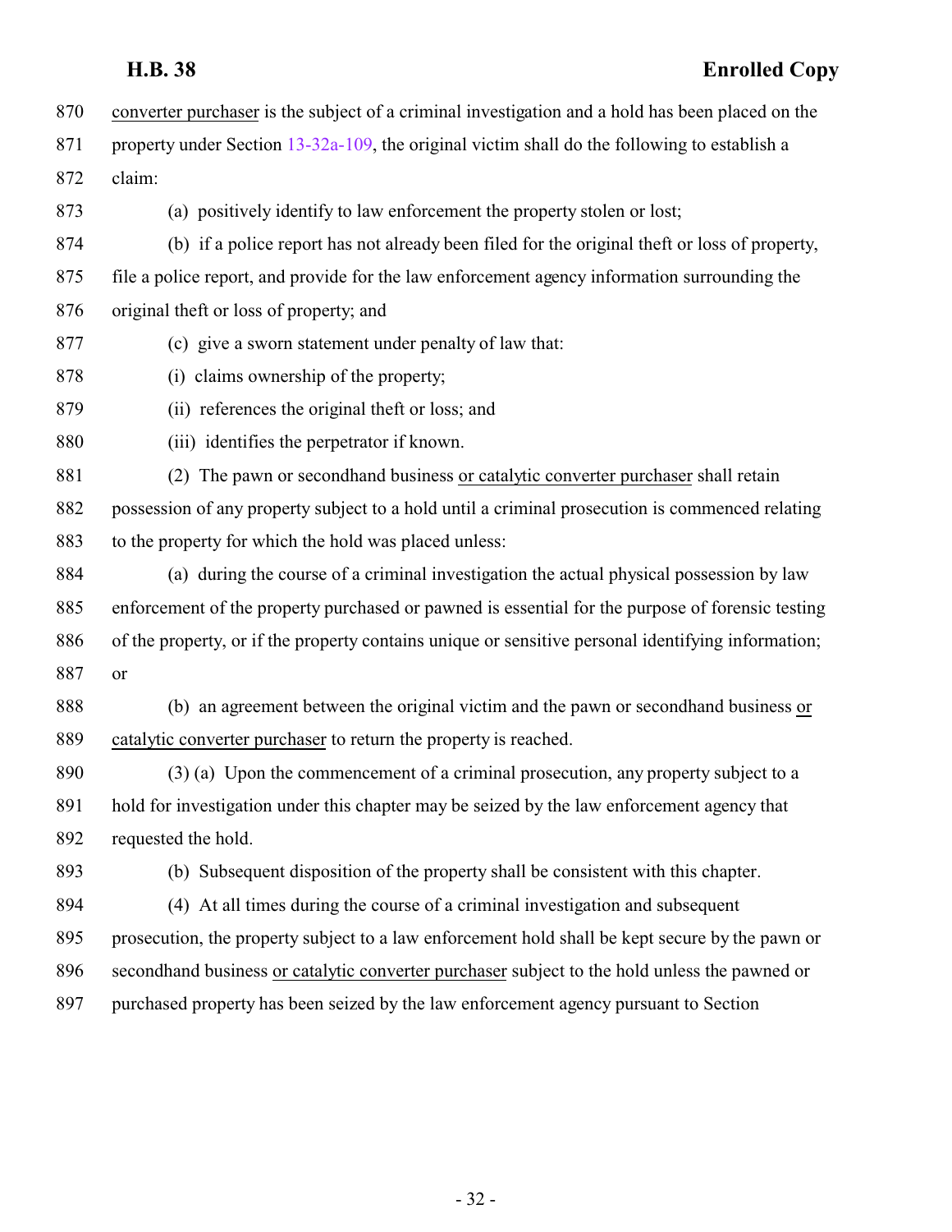converter purchaser is the subject of a criminal investigation and a hold has been placed on the property under Section 13-32a-109, the original victim shall do the following to establish a claim:

(a) positively identify to law enforcement the property stolen or lost;

(b) if a police report has not already been filed for the original theft or loss of property, file a police report, and provide for the law enforcement agency information surrounding the original theft or loss of property; and

(c) give a sworn statement under penalty of law that:

(i) claims ownership of the property;

(ii) references the original theft or loss; and

(iii) identifies the perpetrator if known.

(2) The pawn or secondhand business or catalytic converter purchaser shall retain possession of any property subject to a hold until a criminal prosecution is commenced relating to the property for which the hold was placed unless:

(a) during the course of a criminal investigation the actual physical possession by law enforcement of the property purchased or pawned is essential for the purpose of forensic testing of the property, or if the property contains unique or sensitive personal identifying information; or

(b) an agreement between the original victim and the pawn or secondhand business or catalytic converter purchaser to return the property is reached.

(3) (a) Upon the commencement of a criminal prosecution, any property subject to a hold for investigation under this chapter may be seized by the law enforcement agency that requested the hold.

(b) Subsequent disposition of the property shall be consistent with this chapter.

(4) At all times during the course of a criminal investigation and subsequent prosecution, the property subject to a law enforcement hold shall be kept secure by the pawn or secondhand business or catalytic converter purchaser subject to the hold unless the pawned or purchased property has been seized by the law enforcement agency pursuant to Section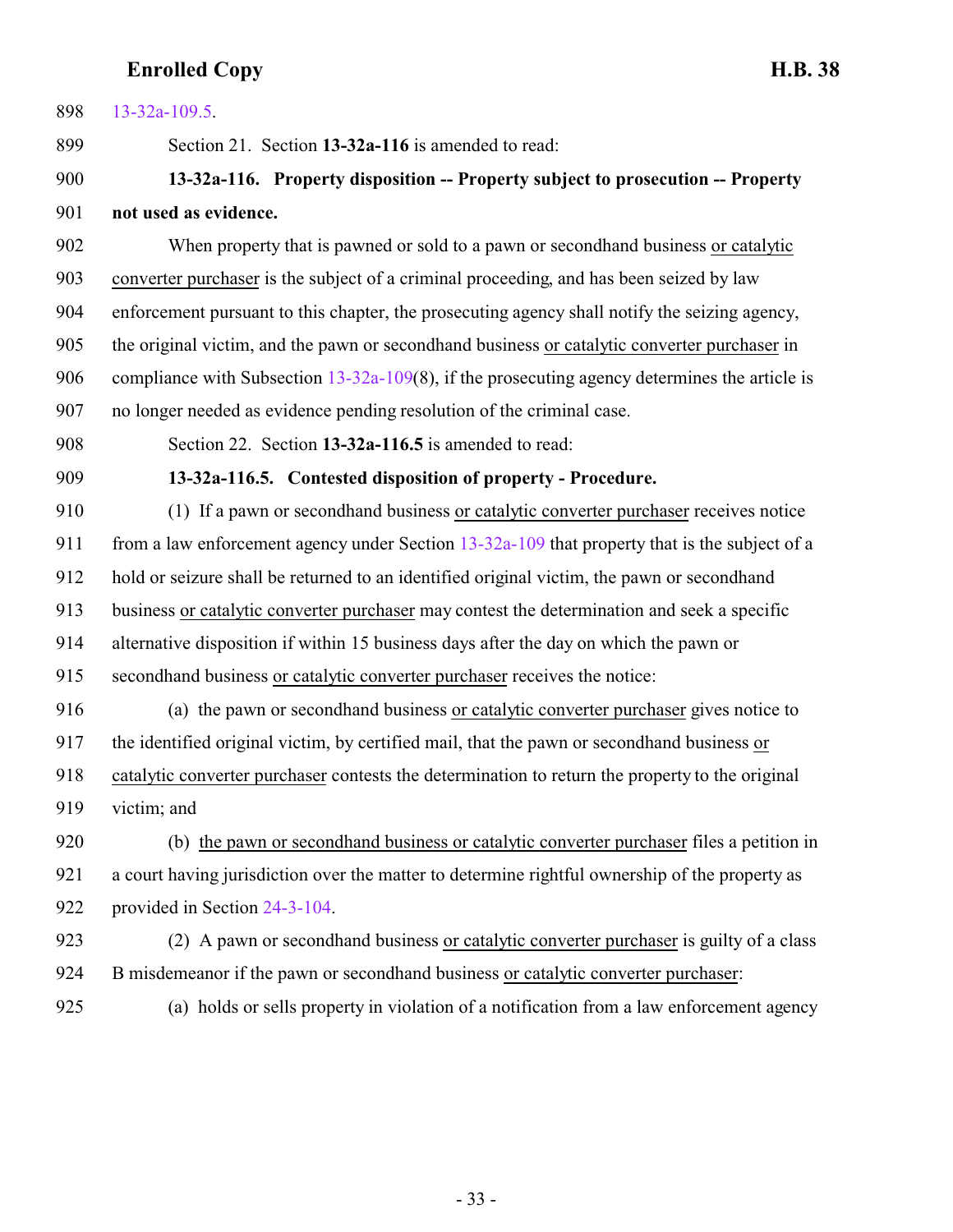13-32a-109.5.

Section 21. Section **13-32a-116** is amended to read:

**13-32a-116. Property disposition -- Property subject to prosecution -- Property not used as evidence.**

When property that is pawned or sold to a pawn or secondhand business <u>or catalytic converter purchaser</u> is the subject of a criminal proceeding, and has been seized by law enforcement pursuant to this chapter, the prosecuting agency shall notify the seizing agency, the original victim, and the pawn or secondhand business <u>or catalytic converter purchaser</u> in compliance with Subsection 13-32a-109(8), if the prosecuting agency determines the article is no longer needed as evidence pending resolution of the criminal case.

Section 22. Section **13-32a-116.5** is amended to read:

**13-32a-116.5. Contested disposition of property - Procedure.**

(1) If a pawn or secondhand business <u>or catalytic converter purchaser</u> receives notice from a law enforcement agency under Section 13-32a-109 that property that is the subject of a hold or seizure shall be returned to an identified original victim, the pawn or secondhand business <u>or catalytic converter purchaser</u> may contest the determination and seek a specific alternative disposition if within 15 business days after the day on which the pawn or secondhand business <u>or catalytic converter purchaser</u> receives the notice:

(a) the pawn or secondhand business <u>or catalytic converter purchaser</u> gives notice to the identified original victim, by certified mail, that the pawn or secondhand business <u>or catalytic converter purchaser</u> contests the determination to return the property to the original victim; and

(b) <u>the pawn or secondhand business or catalytic converter purchaser</u> files a petition in a court having jurisdiction over the matter to determine rightful ownership of the property as provided in Section 24-3-104.

(2) A pawn or secondhand business <u>or catalytic converter purchaser</u> is guilty of a class B misdemeanor if the pawn or secondhand business <u>or catalytic converter purchaser</u>:

(a) holds or sells property in violation of a notification from a law enforcement agency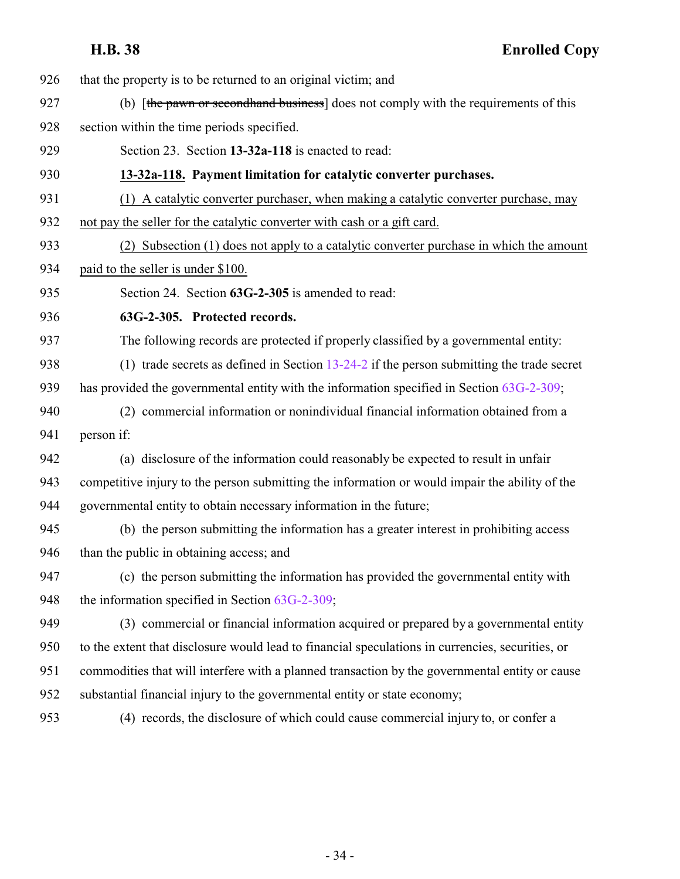926 that the property is to be returned to an original victim; and

927 (b) [~~the pawn or secondhand business~~] does not comply with the requirements of this

928 section within the time periods specified.

929 Section 23. Section **13-32a-118** is enacted to read:

930 **13-32a-118. Payment limitation for catalytic converter purchases.**

931 (1) A catalytic converter purchaser, when making a catalytic converter purchase, may

932 not pay the seller for the catalytic converter with cash or a gift card.

933 (2) Subsection (1) does not apply to a catalytic converter purchase in which the amount

934 paid to the seller is under $100.

935 Section 24. Section **63G-2-305** is amended to read:

936 **63G-2-305. Protected records.**

937 The following records are protected if properly classified by a governmental entity:

938 (1) trade secrets as defined in Section 13-24-2 if the person submitting the trade secret

939 has provided the governmental entity with the information specified in Section 63G-2-309;

940 (2) commercial information or nonindividual financial information obtained from a

941 person if:

942 (a) disclosure of the information could reasonably be expected to result in unfair

943 competitive injury to the person submitting the information or would impair the ability of the

944 governmental entity to obtain necessary information in the future;

945 (b) the person submitting the information has a greater interest in prohibiting access

946 than the public in obtaining access; and

947 (c) the person submitting the information has provided the governmental entity with

948 the information specified in Section 63G-2-309;

949 (3) commercial or financial information acquired or prepared by a governmental entity

950 to the extent that disclosure would lead to financial speculations in currencies, securities, or

951 commodities that will interfere with a planned transaction by the governmental entity or cause

952 substantial financial injury to the governmental entity or state economy;

953 (4) records, the disclosure of which could cause commercial injury to, or confer a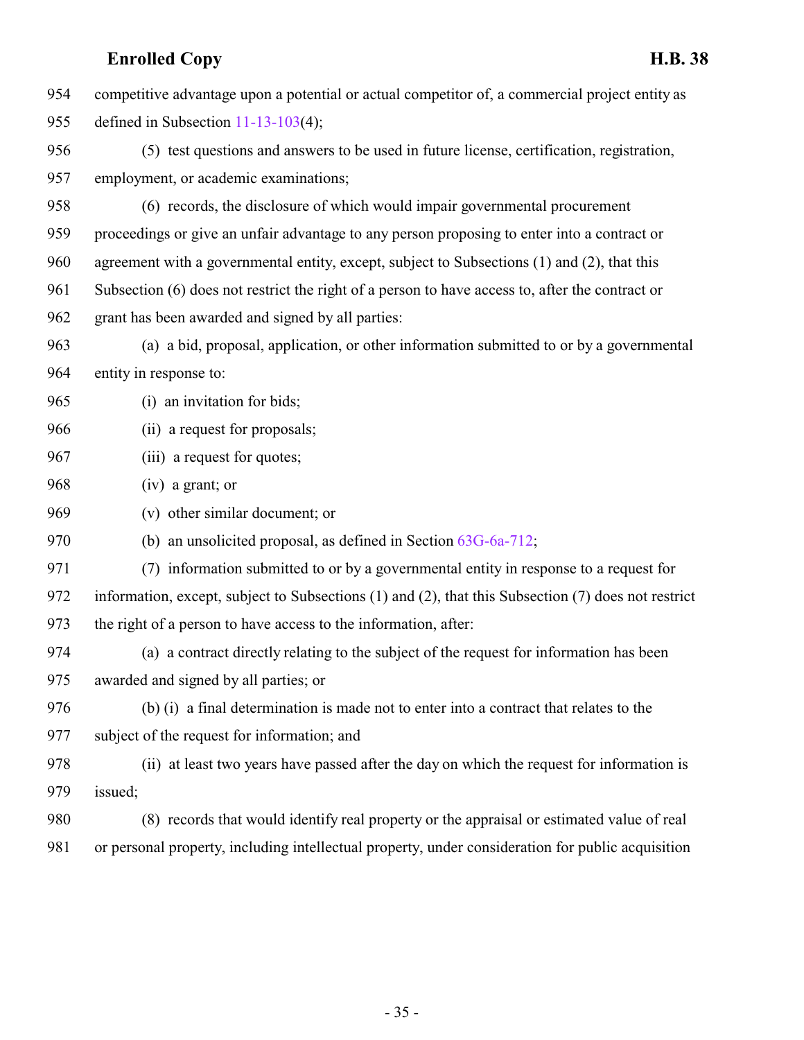competitive advantage upon a potential or actual competitor of, a commercial project entity as defined in Subsection 11-13-103(4);

(5) test questions and answers to be used in future license, certification, registration, employment, or academic examinations;

(6) records, the disclosure of which would impair governmental procurement proceedings or give an unfair advantage to any person proposing to enter into a contract or agreement with a governmental entity, except, subject to Subsections (1) and (2), that this Subsection (6) does not restrict the right of a person to have access to, after the contract or grant has been awarded and signed by all parties:

(a) a bid, proposal, application, or other information submitted to or by a governmental entity in response to:

(i) an invitation for bids;

(ii) a request for proposals;

(iii) a request for quotes;

(iv) a grant; or

(v) other similar document; or

(b) an unsolicited proposal, as defined in Section 63G-6a-712;

(7) information submitted to or by a governmental entity in response to a request for information, except, subject to Subsections (1) and (2), that this Subsection (7) does not restrict the right of a person to have access to the information, after:

(a) a contract directly relating to the subject of the request for information has been awarded and signed by all parties; or

(b) (i) a final determination is made not to enter into a contract that relates to the subject of the request for information; and

(ii) at least two years have passed after the day on which the request for information is issued;

(8) records that would identify real property or the appraisal or estimated value of real or personal property, including intellectual property, under consideration for public acquisition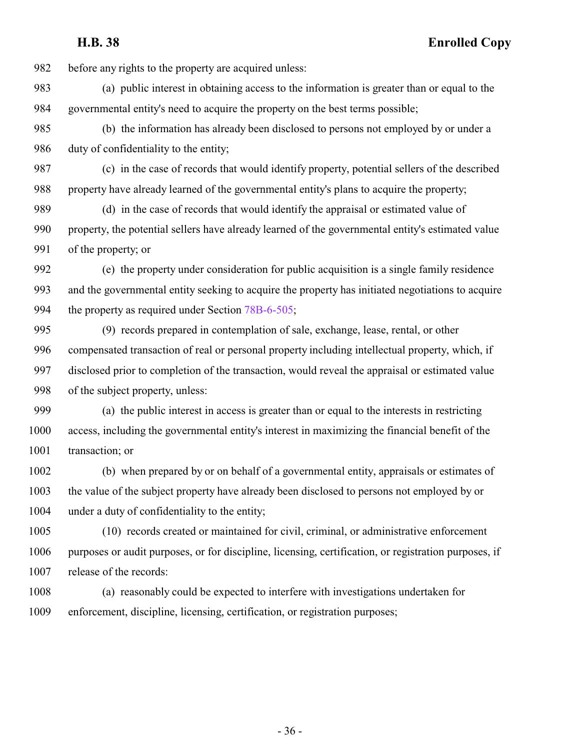before any rights to the property are acquired unless:

(a) public interest in obtaining access to the information is greater than or equal to the governmental entity's need to acquire the property on the best terms possible;

(b) the information has already been disclosed to persons not employed by or under a duty of confidentiality to the entity;

(c) in the case of records that would identify property, potential sellers of the described property have already learned of the governmental entity's plans to acquire the property;

(d) in the case of records that would identify the appraisal or estimated value of property, the potential sellers have already learned of the governmental entity's estimated value of the property; or

(e) the property under consideration for public acquisition is a single family residence and the governmental entity seeking to acquire the property has initiated negotiations to acquire the property as required under Section 78B-6-505;

(9) records prepared in contemplation of sale, exchange, lease, rental, or other compensated transaction of real or personal property including intellectual property, which, if disclosed prior to completion of the transaction, would reveal the appraisal or estimated value of the subject property, unless:

(a) the public interest in access is greater than or equal to the interests in restricting access, including the governmental entity's interest in maximizing the financial benefit of the transaction; or

(b) when prepared by or on behalf of a governmental entity, appraisals or estimates of the value of the subject property have already been disclosed to persons not employed by or under a duty of confidentiality to the entity;

(10) records created or maintained for civil, criminal, or administrative enforcement purposes or audit purposes, or for discipline, licensing, certification, or registration purposes, if release of the records:

(a) reasonably could be expected to interfere with investigations undertaken for enforcement, discipline, licensing, certification, or registration purposes;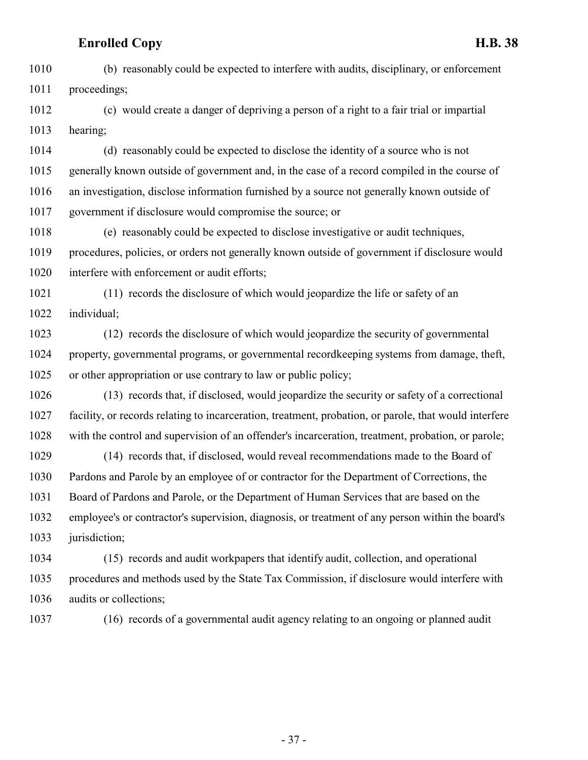(b) reasonably could be expected to interfere with audits, disciplinary, or enforcement proceedings;

(c) would create a danger of depriving a person of a right to a fair trial or impartial hearing;

(d) reasonably could be expected to disclose the identity of a source who is not generally known outside of government and, in the case of a record compiled in the course of an investigation, disclose information furnished by a source not generally known outside of government if disclosure would compromise the source; or

(e) reasonably could be expected to disclose investigative or audit techniques, procedures, policies, or orders not generally known outside of government if disclosure would interfere with enforcement or audit efforts;

(11) records the disclosure of which would jeopardize the life or safety of an individual;

(12) records the disclosure of which would jeopardize the security of governmental property, governmental programs, or governmental recordkeeping systems from damage, theft, or other appropriation or use contrary to law or public policy;

(13) records that, if disclosed, would jeopardize the security or safety of a correctional facility, or records relating to incarceration, treatment, probation, or parole, that would interfere with the control and supervision of an offender's incarceration, treatment, probation, or parole;

(14) records that, if disclosed, would reveal recommendations made to the Board of Pardons and Parole by an employee of or contractor for the Department of Corrections, the Board of Pardons and Parole, or the Department of Human Services that are based on the employee's or contractor's supervision, diagnosis, or treatment of any person within the board's jurisdiction;

(15) records and audit workpapers that identify audit, collection, and operational procedures and methods used by the State Tax Commission, if disclosure would interfere with audits or collections;

(16) records of a governmental audit agency relating to an ongoing or planned audit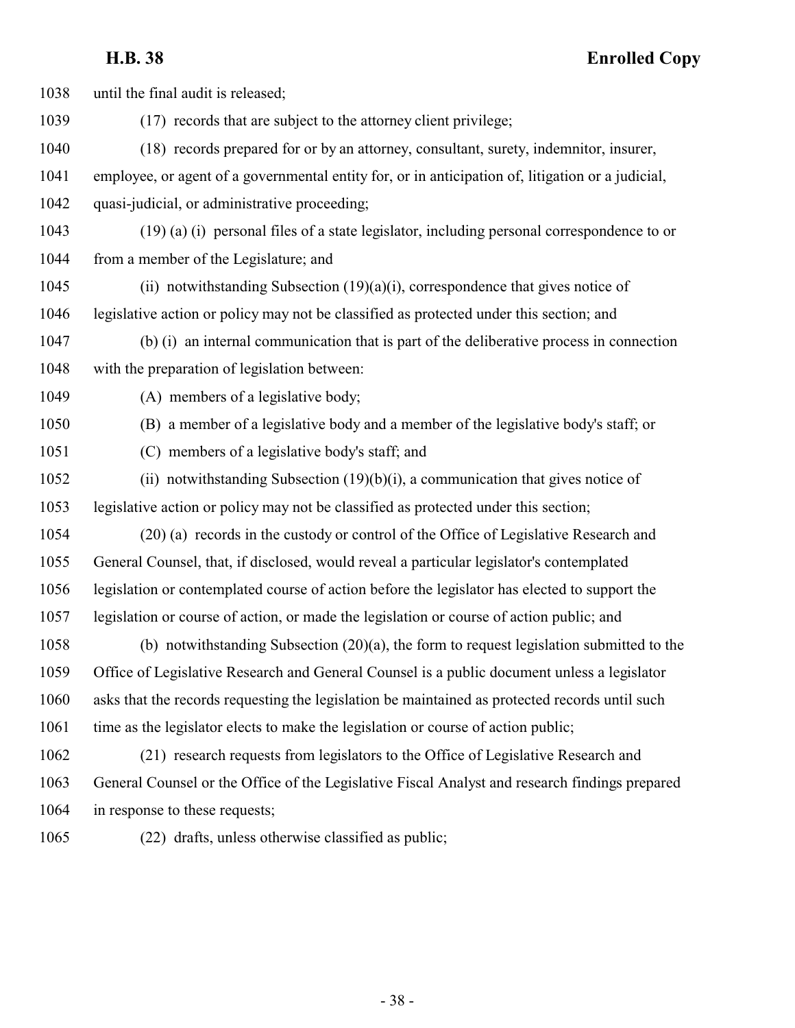until the final audit is released;

(17) records that are subject to the attorney client privilege;

(18) records prepared for or by an attorney, consultant, surety, indemnitor, insurer, employee, or agent of a governmental entity for, or in anticipation of, litigation or a judicial, quasi-judicial, or administrative proceeding;

(19) (a) (i) personal files of a state legislator, including personal correspondence to or from a member of the Legislature; and

(ii) notwithstanding Subsection (19)(a)(i), correspondence that gives notice of legislative action or policy may not be classified as protected under this section; and

(b) (i) an internal communication that is part of the deliberative process in connection with the preparation of legislation between:

(A) members of a legislative body;

(B) a member of a legislative body and a member of the legislative body's staff; or

(C) members of a legislative body's staff; and

(ii) notwithstanding Subsection (19)(b)(i), a communication that gives notice of legislative action or policy may not be classified as protected under this section;

(20) (a) records in the custody or control of the Office of Legislative Research and General Counsel, that, if disclosed, would reveal a particular legislator's contemplated legislation or contemplated course of action before the legislator has elected to support the legislation or course of action, or made the legislation or course of action public; and

(b) notwithstanding Subsection (20)(a), the form to request legislation submitted to the Office of Legislative Research and General Counsel is a public document unless a legislator asks that the records requesting the legislation be maintained as protected records until such time as the legislator elects to make the legislation or course of action public;

(21) research requests from legislators to the Office of Legislative Research and General Counsel or the Office of the Legislative Fiscal Analyst and research findings prepared in response to these requests;

(22) drafts, unless otherwise classified as public;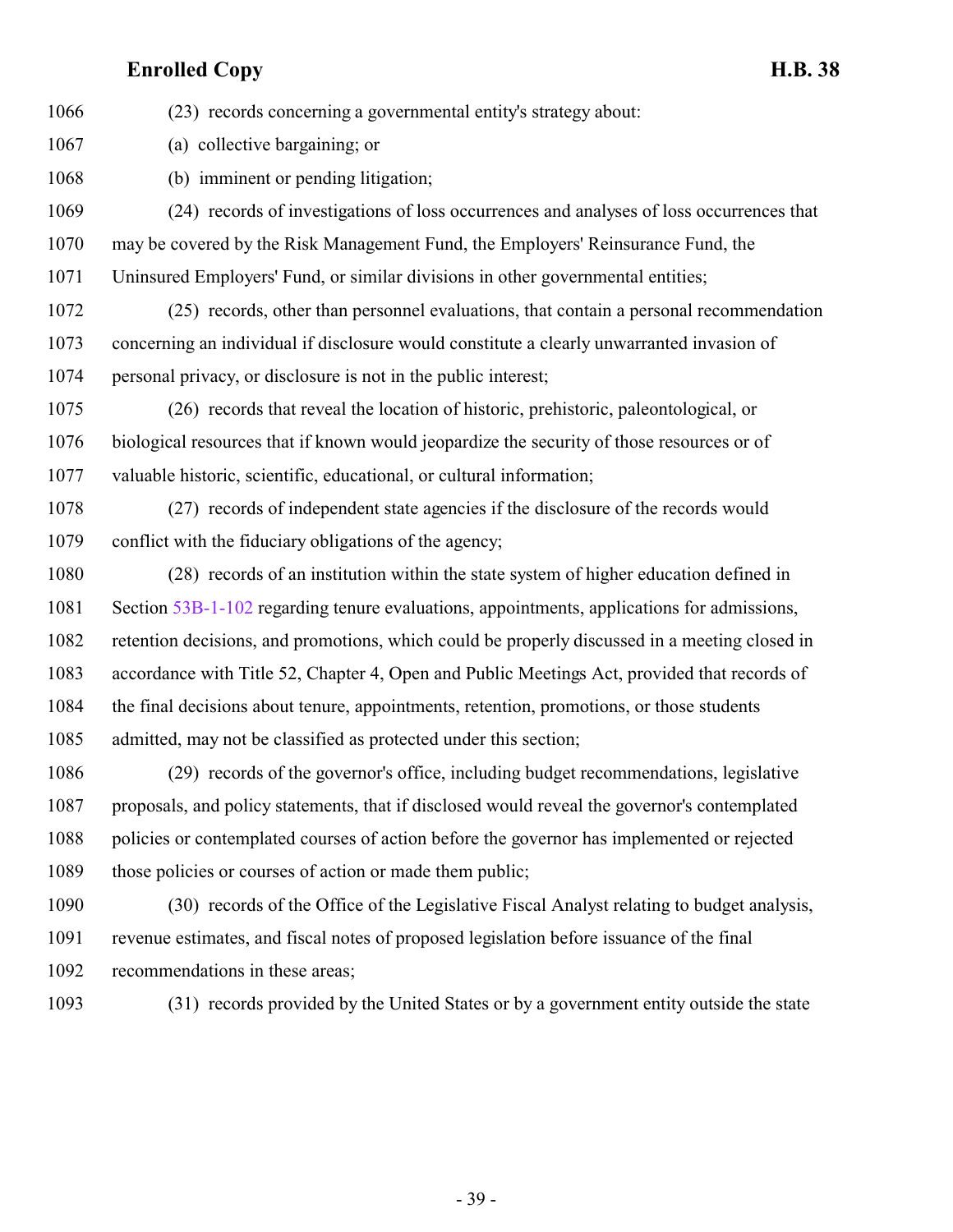(23) records concerning a governmental entity's strategy about:

(a) collective bargaining; or

(b) imminent or pending litigation;

(24) records of investigations of loss occurrences and analyses of loss occurrences that may be covered by the Risk Management Fund, the Employers' Reinsurance Fund, the Uninsured Employers' Fund, or similar divisions in other governmental entities;

(25) records, other than personnel evaluations, that contain a personal recommendation concerning an individual if disclosure would constitute a clearly unwarranted invasion of personal privacy, or disclosure is not in the public interest;

(26) records that reveal the location of historic, prehistoric, paleontological, or biological resources that if known would jeopardize the security of those resources or of valuable historic, scientific, educational, or cultural information;

(27) records of independent state agencies if the disclosure of the records would conflict with the fiduciary obligations of the agency;

(28) records of an institution within the state system of higher education defined in Section 53B-1-102 regarding tenure evaluations, appointments, applications for admissions, retention decisions, and promotions, which could be properly discussed in a meeting closed in accordance with Title 52, Chapter 4, Open and Public Meetings Act, provided that records of the final decisions about tenure, appointments, retention, promotions, or those students admitted, may not be classified as protected under this section;

(29) records of the governor's office, including budget recommendations, legislative proposals, and policy statements, that if disclosed would reveal the governor's contemplated policies or contemplated courses of action before the governor has implemented or rejected those policies or courses of action or made them public;

(30) records of the Office of the Legislative Fiscal Analyst relating to budget analysis, revenue estimates, and fiscal notes of proposed legislation before issuance of the final recommendations in these areas;

(31) records provided by the United States or by a government entity outside the state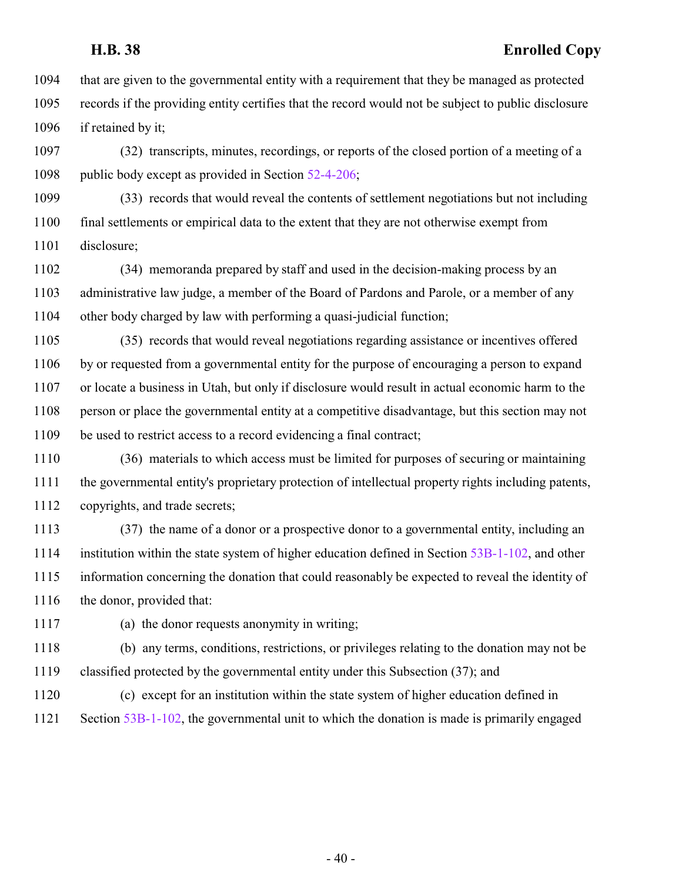that are given to the governmental entity with a requirement that they be managed as protected records if the providing entity certifies that the record would not be subject to public disclosure if retained by it;

(32) transcripts, minutes, recordings, or reports of the closed portion of a meeting of a public body except as provided in Section 52-4-206;

(33) records that would reveal the contents of settlement negotiations but not including final settlements or empirical data to the extent that they are not otherwise exempt from disclosure;

(34) memoranda prepared by staff and used in the decision-making process by an administrative law judge, a member of the Board of Pardons and Parole, or a member of any other body charged by law with performing a quasi-judicial function;

(35) records that would reveal negotiations regarding assistance or incentives offered by or requested from a governmental entity for the purpose of encouraging a person to expand or locate a business in Utah, but only if disclosure would result in actual economic harm to the person or place the governmental entity at a competitive disadvantage, but this section may not be used to restrict access to a record evidencing a final contract;

(36) materials to which access must be limited for purposes of securing or maintaining the governmental entity's proprietary protection of intellectual property rights including patents, copyrights, and trade secrets;

(37) the name of a donor or a prospective donor to a governmental entity, including an institution within the state system of higher education defined in Section 53B-1-102, and other information concerning the donation that could reasonably be expected to reveal the identity of the donor, provided that:

(a) the donor requests anonymity in writing;

(b) any terms, conditions, restrictions, or privileges relating to the donation may not be classified protected by the governmental entity under this Subsection (37); and

(c) except for an institution within the state system of higher education defined in Section 53B-1-102, the governmental unit to which the donation is made is primarily engaged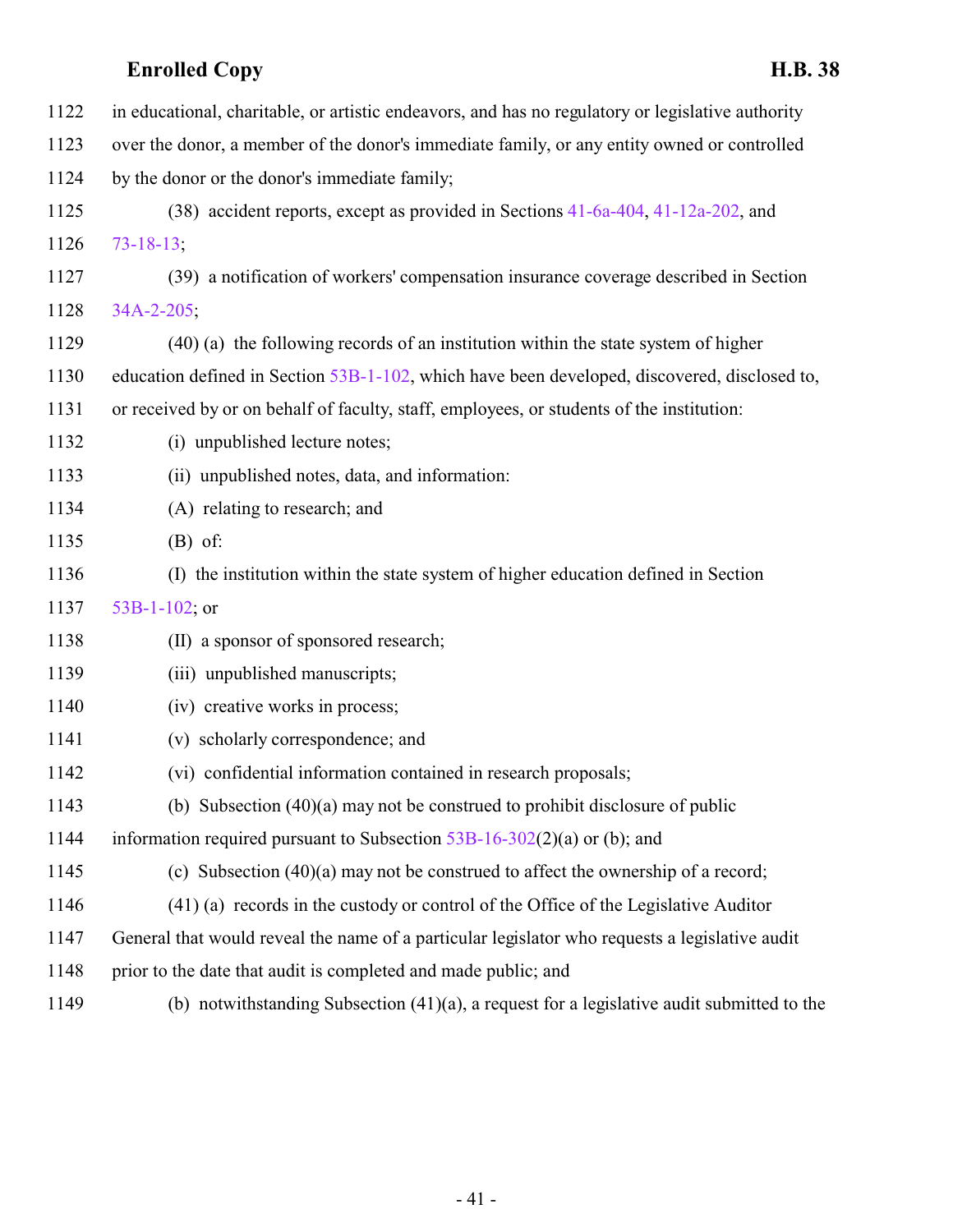in educational, charitable, or artistic endeavors, and has no regulatory or legislative authority over the donor, a member of the donor's immediate family, or any entity owned or controlled by the donor or the donor's immediate family;

(38) accident reports, except as provided in Sections 41-6a-404, 41-12a-202, and 73-18-13;

(39) a notification of workers' compensation insurance coverage described in Section 34A-2-205;

(40) (a) the following records of an institution within the state system of higher education defined in Section 53B-1-102, which have been developed, discovered, disclosed to, or received by or on behalf of faculty, staff, employees, or students of the institution:

(i) unpublished lecture notes;

(ii) unpublished notes, data, and information:

(A) relating to research; and

(B) of:

(I) the institution within the state system of higher education defined in Section 53B-1-102; or

(II) a sponsor of sponsored research;

(iii) unpublished manuscripts;

(iv) creative works in process;

(v) scholarly correspondence; and

(vi) confidential information contained in research proposals;

(b) Subsection (40)(a) may not be construed to prohibit disclosure of public information required pursuant to Subsection 53B-16-302(2)(a) or (b); and

(c) Subsection (40)(a) may not be construed to affect the ownership of a record;

(41) (a) records in the custody or control of the Office of the Legislative Auditor General that would reveal the name of a particular legislator who requests a legislative audit prior to the date that audit is completed and made public; and

(b) notwithstanding Subsection (41)(a), a request for a legislative audit submitted to the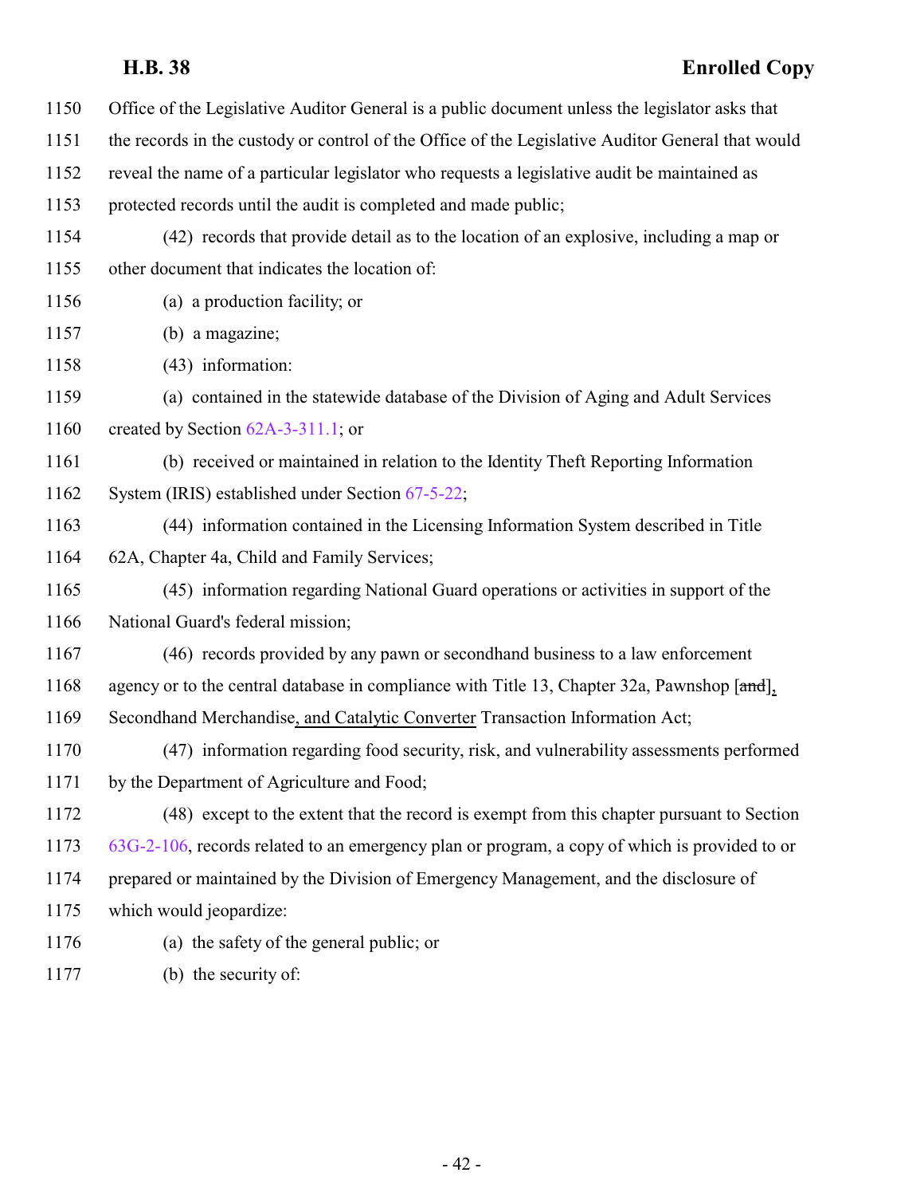Office of the Legislative Auditor General is a public document unless the legislator asks that the records in the custody or control of the Office of the Legislative Auditor General that would reveal the name of a particular legislator who requests a legislative audit be maintained as protected records until the audit is completed and made public;

(42) records that provide detail as to the location of an explosive, including a map or other document that indicates the location of:

(a) a production facility; or

(b) a magazine;

(43) information:

(a) contained in the statewide database of the Division of Aging and Adult Services created by Section 62A-3-311.1; or

(b) received or maintained in relation to the Identity Theft Reporting Information System (IRIS) established under Section 67-5-22;

(44) information contained in the Licensing Information System described in Title 62A, Chapter 4a, Child and Family Services;

(45) information regarding National Guard operations or activities in support of the National Guard's federal mission;

(46) records provided by any pawn or secondhand business to a law enforcement agency or to the central database in compliance with Title 13, Chapter 32a, Pawnshop [~~and~~], Secondhand Merchandise, and Catalytic Converter Transaction Information Act;

(47) information regarding food security, risk, and vulnerability assessments performed by the Department of Agriculture and Food;

(48) except to the extent that the record is exempt from this chapter pursuant to Section 63G-2-106, records related to an emergency plan or program, a copy of which is provided to or prepared or maintained by the Division of Emergency Management, and the disclosure of which would jeopardize:

(a) the safety of the general public; or

(b) the security of: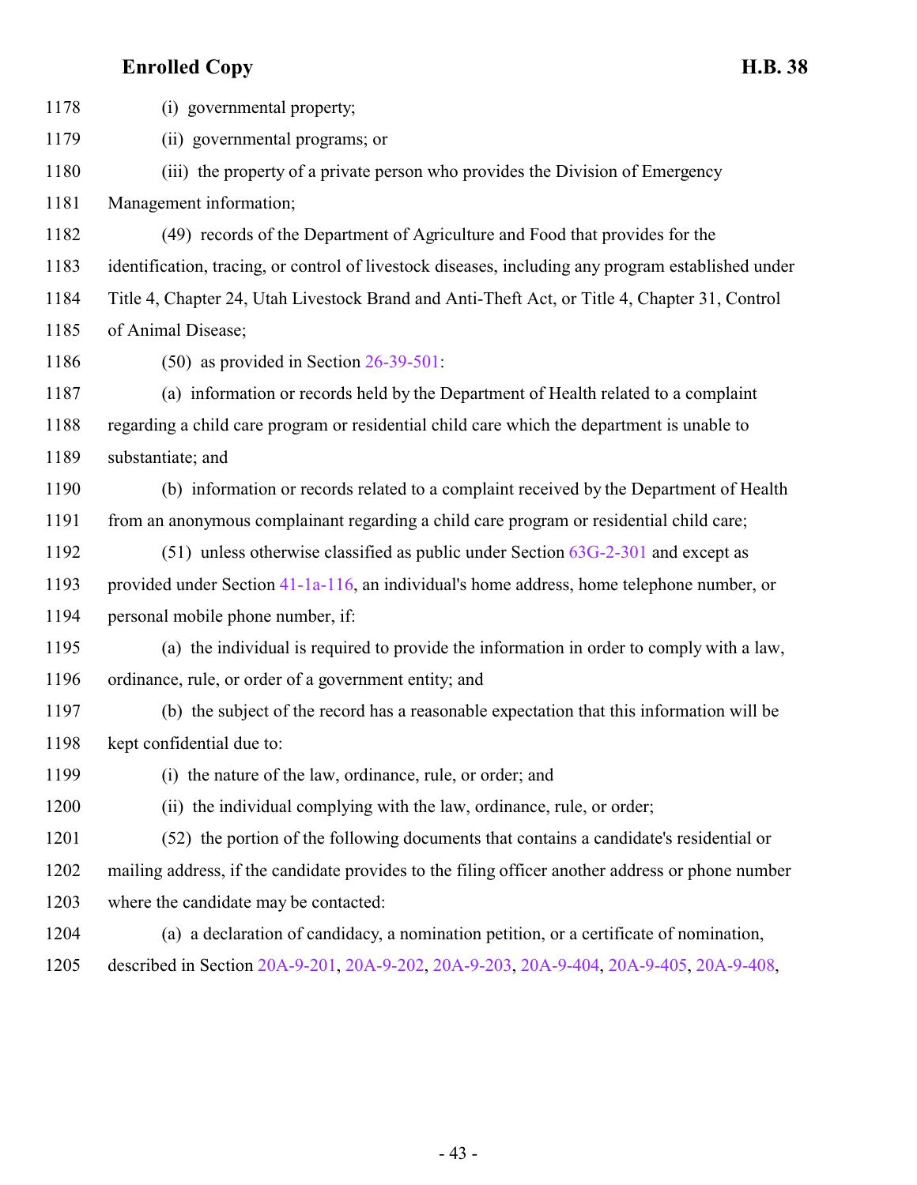(i) governmental property;

(ii) governmental programs; or

(iii) the property of a private person who provides the Division of Emergency Management information;

(49) records of the Department of Agriculture and Food that provides for the identification, tracing, or control of livestock diseases, including any program established under Title 4, Chapter 24, Utah Livestock Brand and Anti-Theft Act, or Title 4, Chapter 31, Control of Animal Disease;

(50) as provided in Section 26-39-501:

(a) information or records held by the Department of Health related to a complaint regarding a child care program or residential child care which the department is unable to substantiate; and

(b) information or records related to a complaint received by the Department of Health from an anonymous complainant regarding a child care program or residential child care;

(51) unless otherwise classified as public under Section 63G-2-301 and except as provided under Section 41-1a-116, an individual's home address, home telephone number, or personal mobile phone number, if:

(a) the individual is required to provide the information in order to comply with a law, ordinance, rule, or order of a government entity; and

(b) the subject of the record has a reasonable expectation that this information will be kept confidential due to:

(i) the nature of the law, ordinance, rule, or order; and

(ii) the individual complying with the law, ordinance, rule, or order;

(52) the portion of the following documents that contains a candidate's residential or mailing address, if the candidate provides to the filing officer another address or phone number where the candidate may be contacted:

(a) a declaration of candidacy, a nomination petition, or a certificate of nomination, described in Section 20A-9-201, 20A-9-202, 20A-9-203, 20A-9-404, 20A-9-405, 20A-9-408,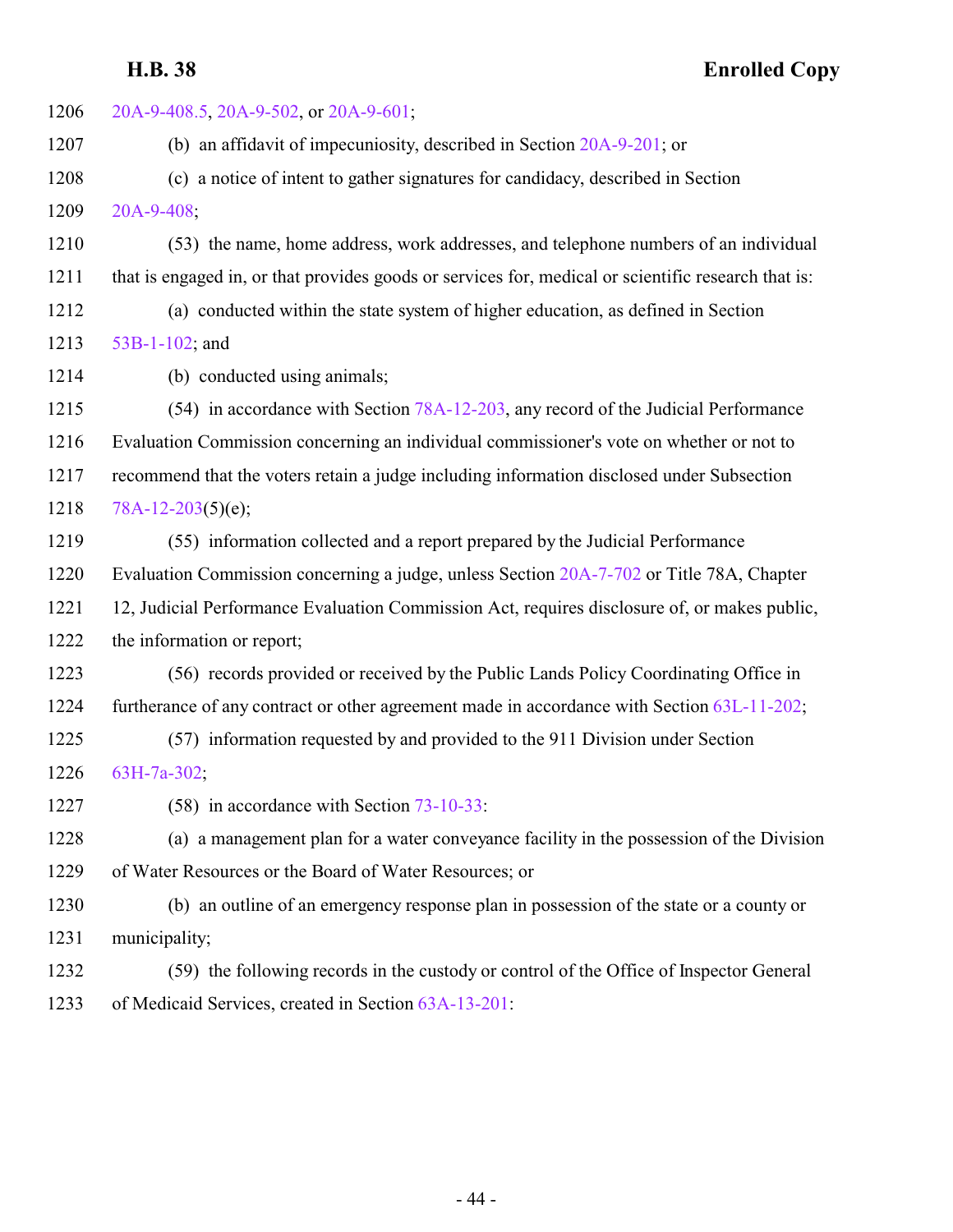20A-9-408.5, 20A-9-502, or 20A-9-601;

(b) an affidavit of impecuniosity, described in Section 20A-9-201; or

(c) a notice of intent to gather signatures for candidacy, described in Section 20A-9-408;

(53) the name, home address, work addresses, and telephone numbers of an individual that is engaged in, or that provides goods or services for, medical or scientific research that is:

(a) conducted within the state system of higher education, as defined in Section 53B-1-102; and

(b) conducted using animals;

(54) in accordance with Section 78A-12-203, any record of the Judicial Performance Evaluation Commission concerning an individual commissioner's vote on whether or not to recommend that the voters retain a judge including information disclosed under Subsection 78A-12-203(5)(e);

(55) information collected and a report prepared by the Judicial Performance Evaluation Commission concerning a judge, unless Section 20A-7-702 or Title 78A, Chapter 12, Judicial Performance Evaluation Commission Act, requires disclosure of, or makes public, the information or report;

(56) records provided or received by the Public Lands Policy Coordinating Office in furtherance of any contract or other agreement made in accordance with Section 63L-11-202;

(57) information requested by and provided to the 911 Division under Section 63H-7a-302;

(58) in accordance with Section 73-10-33:

(a) a management plan for a water conveyance facility in the possession of the Division of Water Resources or the Board of Water Resources; or

(b) an outline of an emergency response plan in possession of the state or a county or municipality;

(59) the following records in the custody or control of the Office of Inspector General of Medicaid Services, created in Section 63A-13-201: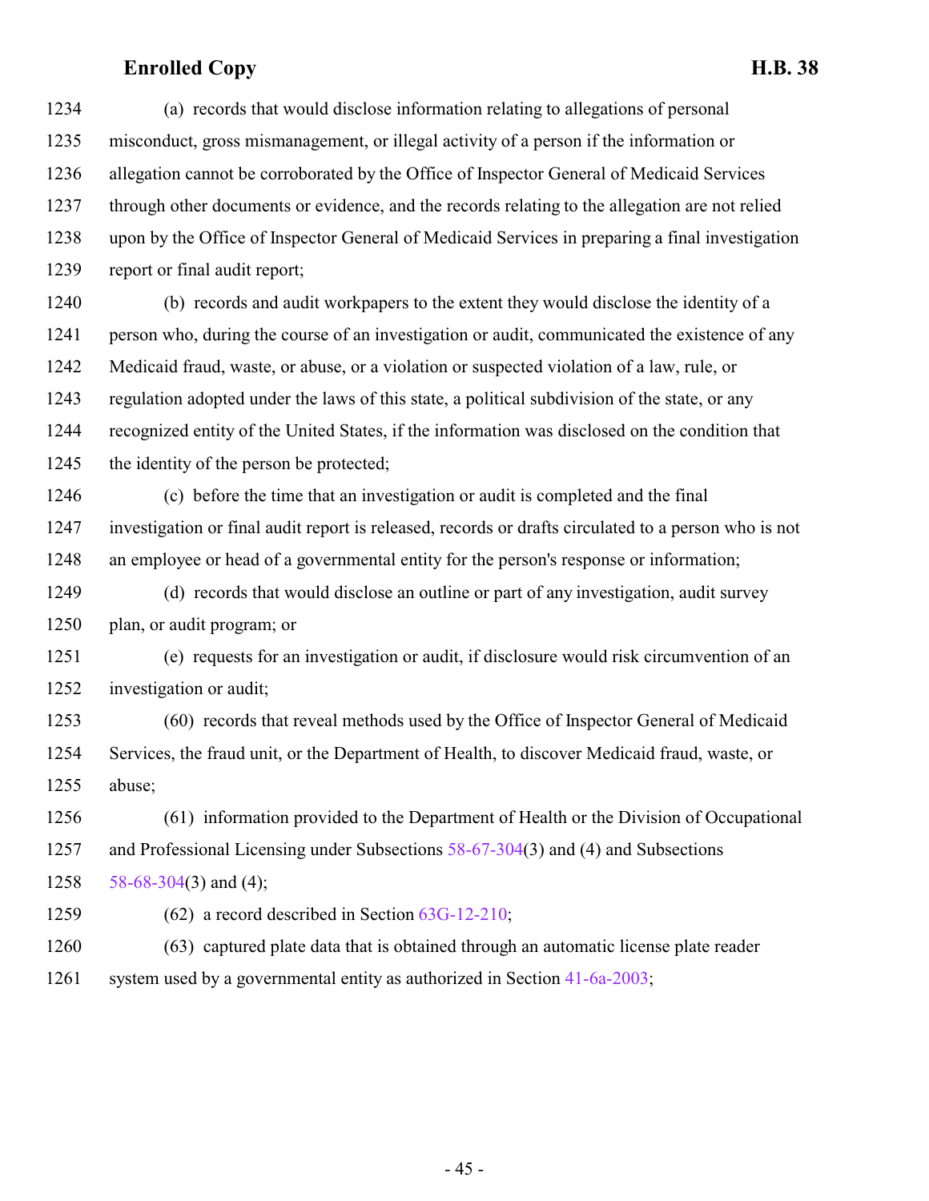(a) records that would disclose information relating to allegations of personal misconduct, gross mismanagement, or illegal activity of a person if the information or allegation cannot be corroborated by the Office of Inspector General of Medicaid Services through other documents or evidence, and the records relating to the allegation are not relied upon by the Office of Inspector General of Medicaid Services in preparing a final investigation report or final audit report;

(b) records and audit workpapers to the extent they would disclose the identity of a person who, during the course of an investigation or audit, communicated the existence of any Medicaid fraud, waste, or abuse, or a violation or suspected violation of a law, rule, or regulation adopted under the laws of this state, a political subdivision of the state, or any recognized entity of the United States, if the information was disclosed on the condition that the identity of the person be protected;

(c) before the time that an investigation or audit is completed and the final investigation or final audit report is released, records or drafts circulated to a person who is not an employee or head of a governmental entity for the person's response or information;

(d) records that would disclose an outline or part of any investigation, audit survey plan, or audit program; or

(e) requests for an investigation or audit, if disclosure would risk circumvention of an investigation or audit;

(60) records that reveal methods used by the Office of Inspector General of Medicaid Services, the fraud unit, or the Department of Health, to discover Medicaid fraud, waste, or abuse;

(61) information provided to the Department of Health or the Division of Occupational and Professional Licensing under Subsections 58-67-304(3) and (4) and Subsections 58-68-304(3) and (4);

(62) a record described in Section 63G-12-210;

(63) captured plate data that is obtained through an automatic license plate reader system used by a governmental entity as authorized in Section 41-6a-2003;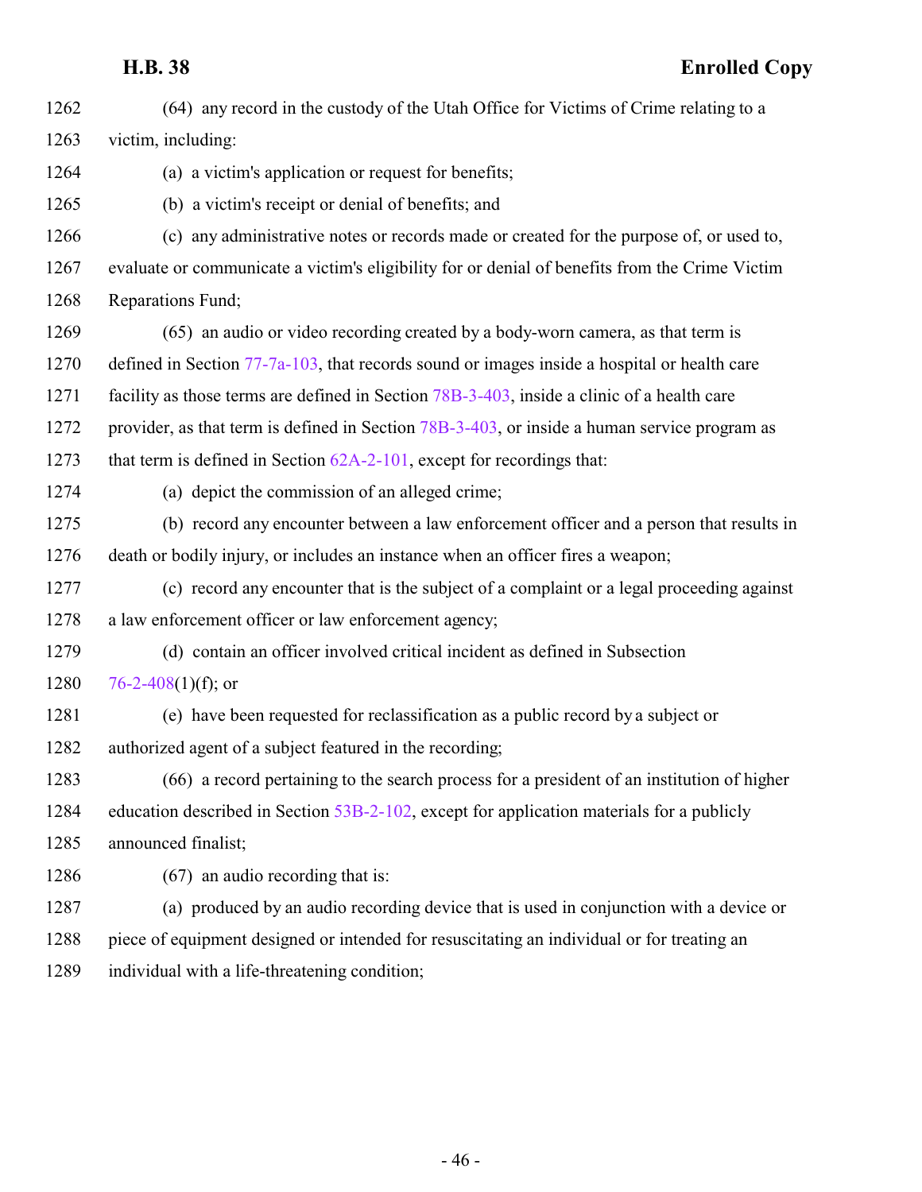(64) any record in the custody of the Utah Office for Victims of Crime relating to a victim, including:

(a) a victim's application or request for benefits;

(b) a victim's receipt or denial of benefits; and

(c) any administrative notes or records made or created for the purpose of, or used to, evaluate or communicate a victim's eligibility for or denial of benefits from the Crime Victim Reparations Fund;

(65) an audio or video recording created by a body-worn camera, as that term is defined in Section 77-7a-103, that records sound or images inside a hospital or health care facility as those terms are defined in Section 78B-3-403, inside a clinic of a health care provider, as that term is defined in Section 78B-3-403, or inside a human service program as that term is defined in Section 62A-2-101, except for recordings that:

(a) depict the commission of an alleged crime;

(b) record any encounter between a law enforcement officer and a person that results in death or bodily injury, or includes an instance when an officer fires a weapon;

(c) record any encounter that is the subject of a complaint or a legal proceeding against a law enforcement officer or law enforcement agency;

(d) contain an officer involved critical incident as defined in Subsection 76-2-408(1)(f); or

(e) have been requested for reclassification as a public record by a subject or authorized agent of a subject featured in the recording;

(66) a record pertaining to the search process for a president of an institution of higher education described in Section 53B-2-102, except for application materials for a publicly announced finalist;

(67) an audio recording that is:

(a) produced by an audio recording device that is used in conjunction with a device or piece of equipment designed or intended for resuscitating an individual or for treating an individual with a life-threatening condition;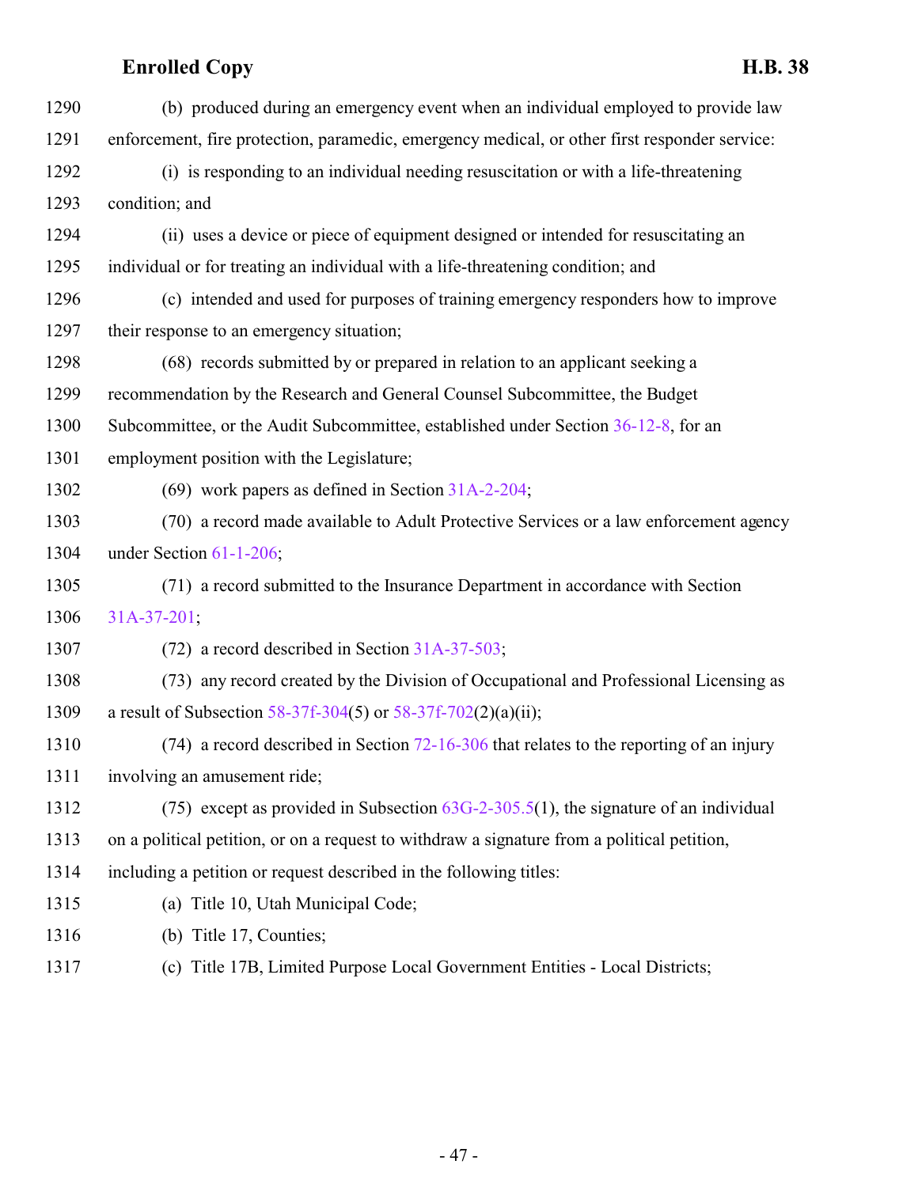(b) produced during an emergency event when an individual employed to provide law enforcement, fire protection, paramedic, emergency medical, or other first responder service:

(i) is responding to an individual needing resuscitation or with a life-threatening condition; and

(ii) uses a device or piece of equipment designed or intended for resuscitating an individual or for treating an individual with a life-threatening condition; and

(c) intended and used for purposes of training emergency responders how to improve their response to an emergency situation;

(68) records submitted by or prepared in relation to an applicant seeking a recommendation by the Research and General Counsel Subcommittee, the Budget Subcommittee, or the Audit Subcommittee, established under Section 36-12-8, for an employment position with the Legislature;

(69) work papers as defined in Section 31A-2-204;

(70) a record made available to Adult Protective Services or a law enforcement agency under Section 61-1-206;

(71) a record submitted to the Insurance Department in accordance with Section 31A-37-201;

(72) a record described in Section 31A-37-503;

(73) any record created by the Division of Occupational and Professional Licensing as a result of Subsection 58-37f-304(5) or 58-37f-702(2)(a)(ii);

(74) a record described in Section 72-16-306 that relates to the reporting of an injury involving an amusement ride;

(75) except as provided in Subsection 63G-2-305.5(1), the signature of an individual on a political petition, or on a request to withdraw a signature from a political petition, including a petition or request described in the following titles:

(a) Title 10, Utah Municipal Code;

(b) Title 17, Counties;

(c) Title 17B, Limited Purpose Local Government Entities - Local Districts;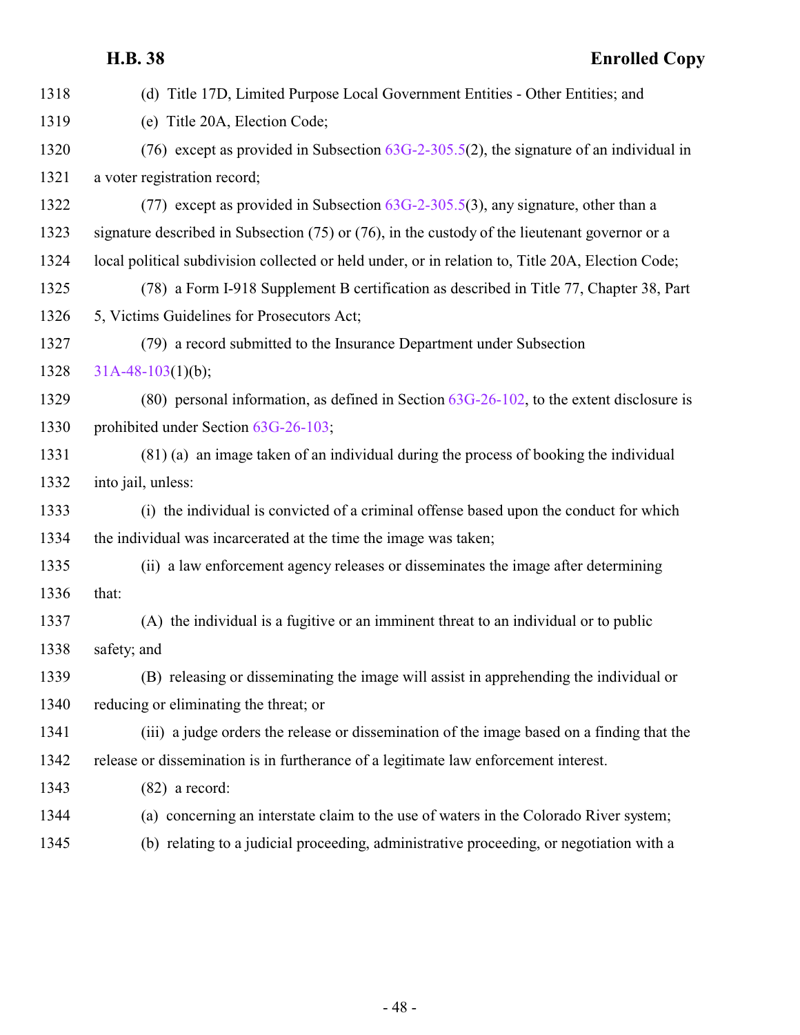(d) Title 17D, Limited Purpose Local Government Entities - Other Entities; and

(e) Title 20A, Election Code;

(76) except as provided in Subsection 63G-2-305.5(2), the signature of an individual in a voter registration record;

(77) except as provided in Subsection 63G-2-305.5(3), any signature, other than a signature described in Subsection (75) or (76), in the custody of the lieutenant governor or a local political subdivision collected or held under, or in relation to, Title 20A, Election Code;

(78) a Form I-918 Supplement B certification as described in Title 77, Chapter 38, Part 5, Victims Guidelines for Prosecutors Act;

(79) a record submitted to the Insurance Department under Subsection 31A-48-103(1)(b);

(80) personal information, as defined in Section 63G-26-102, to the extent disclosure is prohibited under Section 63G-26-103;

(81) (a) an image taken of an individual during the process of booking the individual into jail, unless:

(i) the individual is convicted of a criminal offense based upon the conduct for which the individual was incarcerated at the time the image was taken;

(ii) a law enforcement agency releases or disseminates the image after determining that:

(A) the individual is a fugitive or an imminent threat to an individual or to public safety; and

(B) releasing or disseminating the image will assist in apprehending the individual or reducing or eliminating the threat; or

(iii) a judge orders the release or dissemination of the image based on a finding that the release or dissemination is in furtherance of a legitimate law enforcement interest.

(82) a record:

(a) concerning an interstate claim to the use of waters in the Colorado River system;

(b) relating to a judicial proceeding, administrative proceeding, or negotiation with a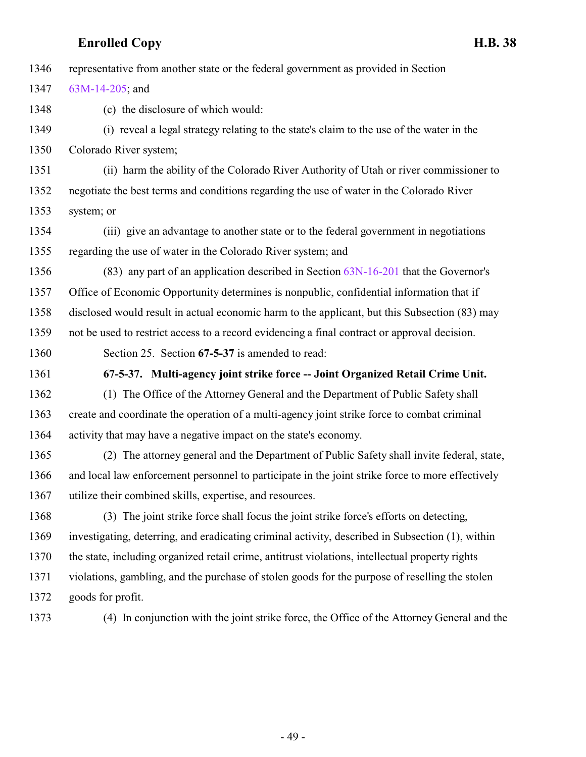representative from another state or the federal government as provided in Section 63M-14-205; and

(c) the disclosure of which would:

(i) reveal a legal strategy relating to the state's claim to the use of the water in the Colorado River system;

(ii) harm the ability of the Colorado River Authority of Utah or river commissioner to negotiate the best terms and conditions regarding the use of water in the Colorado River system; or

(iii) give an advantage to another state or to the federal government in negotiations regarding the use of water in the Colorado River system; and

(83) any part of an application described in Section 63N-16-201 that the Governor's Office of Economic Opportunity determines is nonpublic, confidential information that if disclosed would result in actual economic harm to the applicant, but this Subsection (83) may not be used to restrict access to a record evidencing a final contract or approval decision.

Section 25. Section **67-5-37** is amended to read:

**67-5-37. Multi-agency joint strike force -- Joint Organized Retail Crime Unit.**

(1) The Office of the Attorney General and the Department of Public Safety shall create and coordinate the operation of a multi-agency joint strike force to combat criminal activity that may have a negative impact on the state's economy.

(2) The attorney general and the Department of Public Safety shall invite federal, state, and local law enforcement personnel to participate in the joint strike force to more effectively utilize their combined skills, expertise, and resources.

(3) The joint strike force shall focus the joint strike force's efforts on detecting, investigating, deterring, and eradicating criminal activity, described in Subsection (1), within the state, including organized retail crime, antitrust violations, intellectual property rights violations, gambling, and the purchase of stolen goods for the purpose of reselling the stolen goods for profit.

(4) In conjunction with the joint strike force, the Office of the Attorney General and the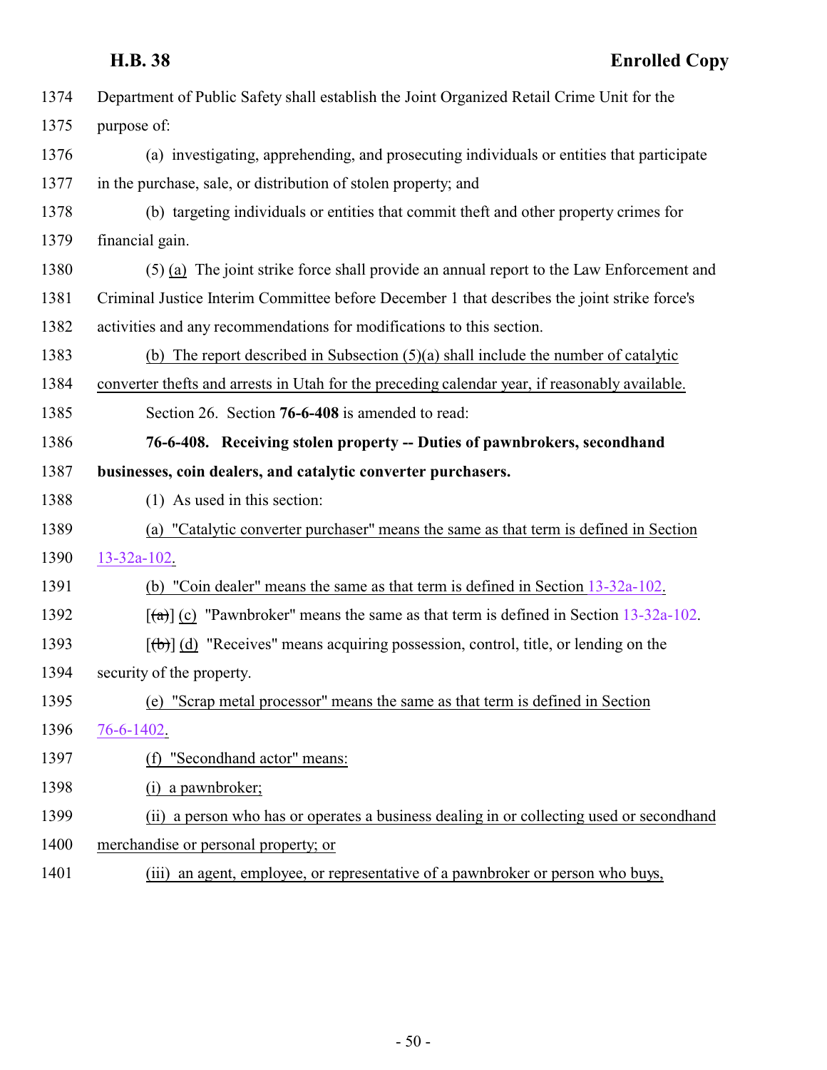Department of Public Safety shall establish the Joint Organized Retail Crime Unit for the purpose of:

(a) investigating, apprehending, and prosecuting individuals or entities that participate in the purchase, sale, or distribution of stolen property; and

(b) targeting individuals or entities that commit theft and other property crimes for financial gain.

(5) (a) The joint strike force shall provide an annual report to the Law Enforcement and Criminal Justice Interim Committee before December 1 that describes the joint strike force's activities and any recommendations for modifications to this section.

(b) The report described in Subsection (5)(a) shall include the number of catalytic converter thefts and arrests in Utah for the preceding calendar year, if reasonably available.

Section 26. Section **76-6-408** is amended to read:

**76-6-408. Receiving stolen property -- Duties of pawnbrokers, secondhand businesses, coin dealers, and catalytic converter purchasers.**

(1) As used in this section:

(a) "Catalytic converter purchaser" means the same as that term is defined in Section 13-32a-102.

(b) "Coin dealer" means the same as that term is defined in Section 13-32a-102.

[~~(a)~~] (c) "Pawnbroker" means the same as that term is defined in Section 13-32a-102.

[~~(b)~~] (d) "Receives" means acquiring possession, control, title, or lending on the security of the property.

(e) "Scrap metal processor" means the same as that term is defined in Section 76-6-1402.

(f) "Secondhand actor" means:

(i) a pawnbroker;

(ii) a person who has or operates a business dealing in or collecting used or secondhand merchandise or personal property; or

(iii) an agent, employee, or representative of a pawnbroker or person who buys,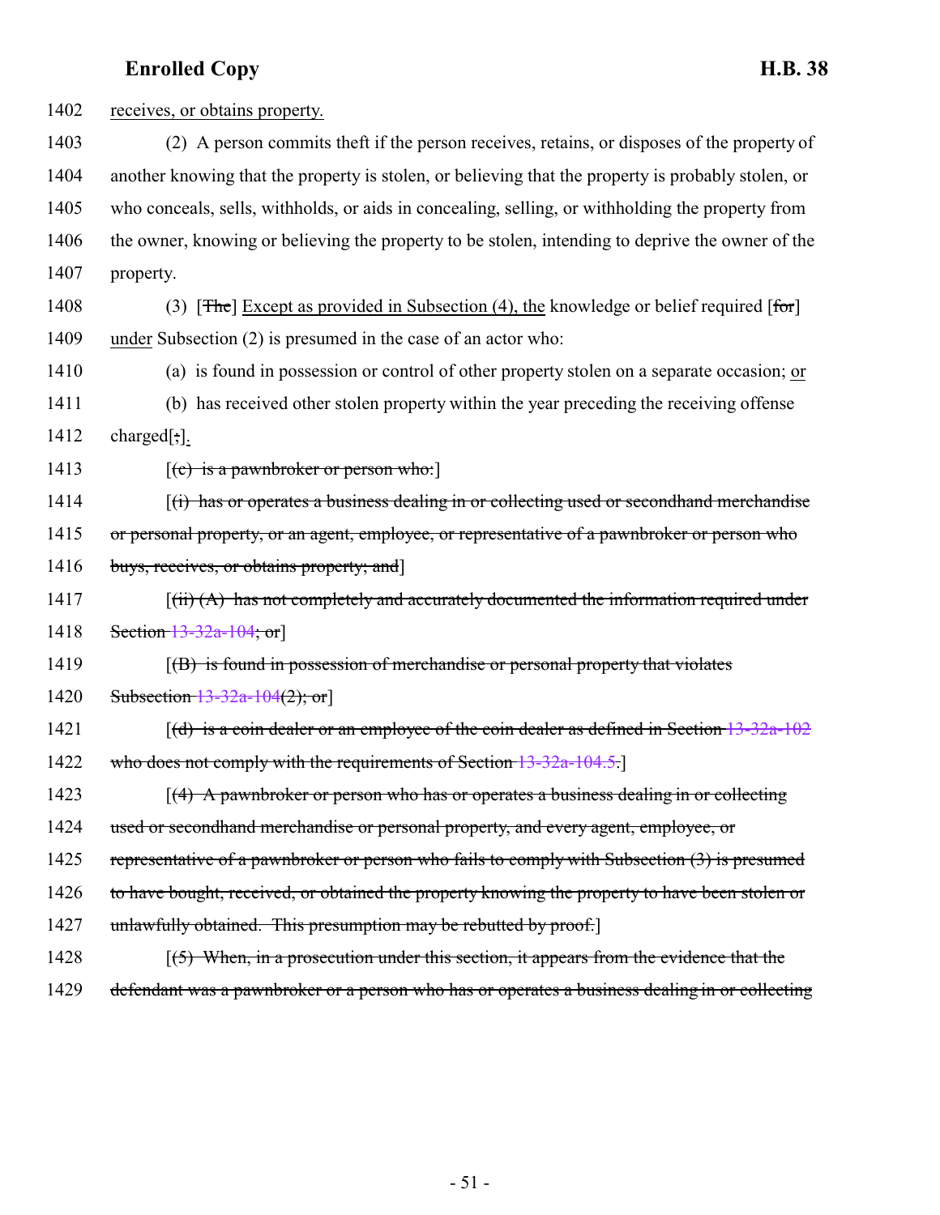1402 receives, or obtains property.

1403 (2) A person commits theft if the person receives, retains, or disposes of the property of
1404 another knowing that the property is stolen, or believing that the property is probably stolen, or
1405 who conceals, sells, withholds, or aids in concealing, selling, or withholding the property from
1406 the owner, knowing or believing the property to be stolen, intending to deprive the owner of the
1407 property.

1408 (3) [~~The~~] Except as provided in Subsection (4), the knowledge or belief required [~~for~~]
1409 under Subsection (2) is presumed in the case of an actor who:

1410 (a) is found in possession or control of other property stolen on a separate occasion; or

1411 (b) has received other stolen property within the year preceding the receiving offense
1412 charged[~~;~~].

1413 [~~(c) is a pawnbroker or person who:~~]

1414 [~~(i) has or operates a business dealing in or collecting used or secondhand merchandise~~
1415 ~~or personal property, or an agent, employee, or representative of a pawnbroker or person who~~
1416 ~~buys, receives, or obtains property; and~~]

1417 [~~(ii) (A) has not completely and accurately documented the information required under~~
1418 ~~Section 13-32a-104; or~~]

1419 [~~(B) is found in possession of merchandise or personal property that violates~~
1420 ~~Subsection 13-32a-104(2); or~~]

1421 [~~(d) is a coin dealer or an employee of the coin dealer as defined in Section 13-32a-102~~
1422 ~~who does not comply with the requirements of Section 13-32a-104.5.~~]

1423 [~~(4) A pawnbroker or person who has or operates a business dealing in or collecting~~
1424 ~~used or secondhand merchandise or personal property, and every agent, employee, or~~
1425 ~~representative of a pawnbroker or person who fails to comply with Subsection (3) is presumed~~
1426 ~~to have bought, received, or obtained the property knowing the property to have been stolen or~~
1427 ~~unlawfully obtained. This presumption may be rebutted by proof.~~]

1428 [~~(5) When, in a prosecution under this section, it appears from the evidence that the~~
1429 ~~defendant was a pawnbroker or a person who has or operates a business dealing in or collecting~~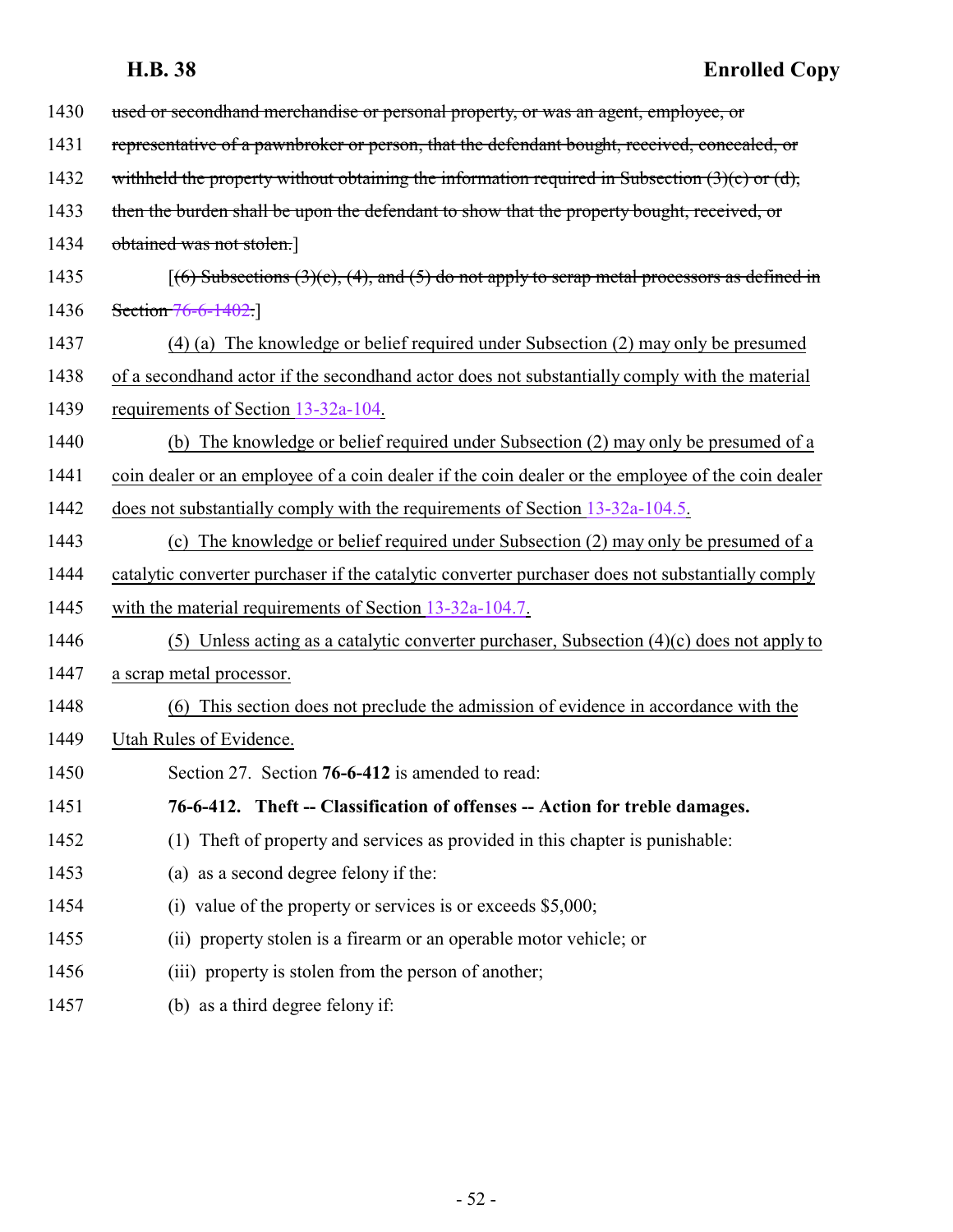1430 ~~used or secondhand merchandise or personal property, or was an agent, employee, or~~

1431 ~~representative of a pawnbroker or person, that the defendant bought, received, concealed, or~~

1432 ~~withheld the property without obtaining the information required in Subsection (3)(c) or (d),~~

1433 ~~then the burden shall be upon the defendant to show that the property bought, received, or~~

1434 ~~obtained was not stolen.~~]

1435 [~~(6) Subsections (3)(c), (4), and (5) do not apply to scrap metal processors as defined in~~

1436 ~~Section 76-6-1402.~~]

1437 (4) (a) The knowledge or belief required under Subsection (2) may only be presumed

1438 of a secondhand actor if the secondhand actor does not substantially comply with the material

1439 requirements of Section 13-32a-104.

1440 (b) The knowledge or belief required under Subsection (2) may only be presumed of a

1441 coin dealer or an employee of a coin dealer if the coin dealer or the employee of the coin dealer

1442 does not substantially comply with the requirements of Section 13-32a-104.5.

1443 (c) The knowledge or belief required under Subsection (2) may only be presumed of a

1444 catalytic converter purchaser if the catalytic converter purchaser does not substantially comply

1445 with the material requirements of Section 13-32a-104.7.

1446 (5) Unless acting as a catalytic converter purchaser, Subsection (4)(c) does not apply to

1447 a scrap metal processor.

1448 (6) This section does not preclude the admission of evidence in accordance with the

1449 Utah Rules of Evidence.

1450 Section 27. Section **76-6-412** is amended to read:

1451 **76-6-412. Theft -- Classification of offenses -- Action for treble damages.**

1452 (1) Theft of property and services as provided in this chapter is punishable:

1453 (a) as a second degree felony if the:

1454 (i) value of the property or services is or exceeds $5,000;

1455 (ii) property stolen is a firearm or an operable motor vehicle; or

1456 (iii) property is stolen from the person of another;

1457 (b) as a third degree felony if: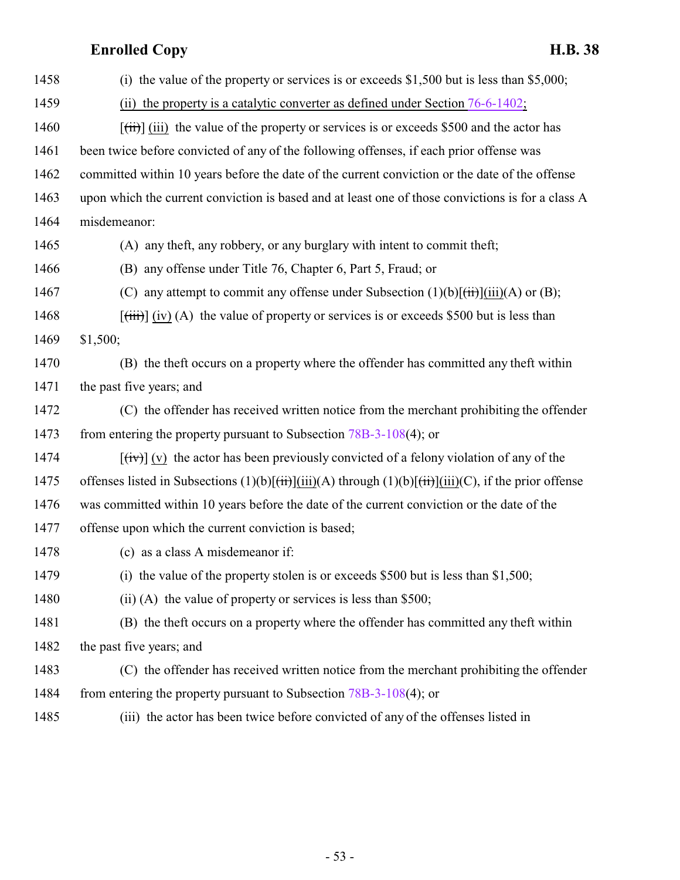1458 (i) the value of the property or services is or exceeds $1,500 but is less than $5,000;

1459 (ii) the property is a catalytic converter as defined under Section 76-6-1402;

1460 [(ii)] (iii) the value of the property or services is or exceeds $500 and the actor has

1461 been twice before convicted of any of the following offenses, if each prior offense was

1462 committed within 10 years before the date of the current conviction or the date of the offense

1463 upon which the current conviction is based and at least one of those convictions is for a class A

1464 misdemeanor:

1465 (A) any theft, any robbery, or any burglary with intent to commit theft;

1466 (B) any offense under Title 76, Chapter 6, Part 5, Fraud; or

1467 (C) any attempt to commit any offense under Subsection (1)(b)[(ii)](iii)(A) or (B);

1468 [(iii)] (iv) (A) the value of property or services is or exceeds $500 but is less than

1469 $1,500;

1470 (B) the theft occurs on a property where the offender has committed any theft within

1471 the past five years; and

1472 (C) the offender has received written notice from the merchant prohibiting the offender

1473 from entering the property pursuant to Subsection 78B-3-108(4); or

1474 [(iv)] (v) the actor has been previously convicted of a felony violation of any of the

1475 offenses listed in Subsections (1)(b)[(ii)](iii)(A) through (1)(b)[(ii)](iii)(C), if the prior offense

1476 was committed within 10 years before the date of the current conviction or the date of the

1477 offense upon which the current conviction is based;

1478 (c) as a class A misdemeanor if:

1479 (i) the value of the property stolen is or exceeds $500 but is less than $1,500;

1480 (ii) (A) the value of property or services is less than $500;

1481 (B) the theft occurs on a property where the offender has committed any theft within

1482 the past five years; and

1483 (C) the offender has received written notice from the merchant prohibiting the offender

1484 from entering the property pursuant to Subsection 78B-3-108(4); or

1485 (iii) the actor has been twice before convicted of any of the offenses listed in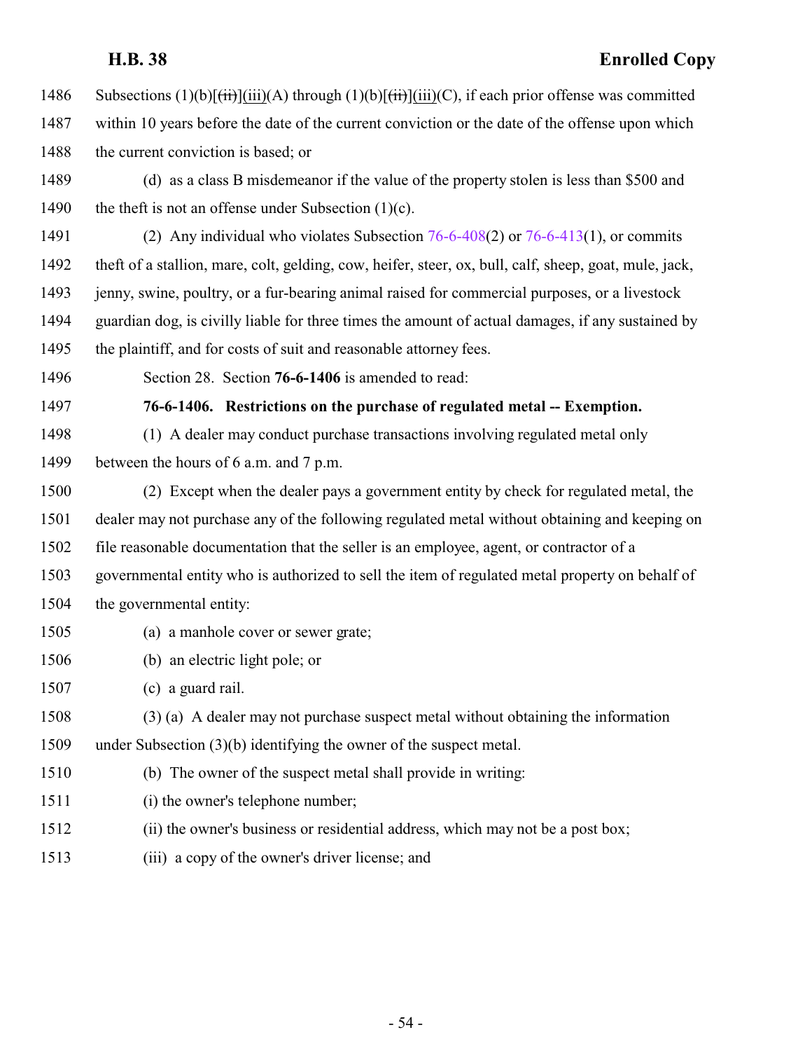Subsections (1)(b)[~~(ii)~~](iii)(A) through (1)(b)[~~(ii)~~](iii)(C), if each prior offense was committed within 10 years before the date of the current conviction or the date of the offense upon which the current conviction is based; or

(d) as a class B misdemeanor if the value of the property stolen is less than $500 and the theft is not an offense under Subsection (1)(c).

(2) Any individual who violates Subsection 76-6-408(2) or 76-6-413(1), or commits theft of a stallion, mare, colt, gelding, cow, heifer, steer, ox, bull, calf, sheep, goat, mule, jack, jenny, swine, poultry, or a fur-bearing animal raised for commercial purposes, or a livestock guardian dog, is civilly liable for three times the amount of actual damages, if any sustained by the plaintiff, and for costs of suit and reasonable attorney fees.

Section 28. Section **76-6-1406** is amended to read:

**76-6-1406. Restrictions on the purchase of regulated metal -- Exemption.**

(1) A dealer may conduct purchase transactions involving regulated metal only between the hours of 6 a.m. and 7 p.m.

(2) Except when the dealer pays a government entity by check for regulated metal, the dealer may not purchase any of the following regulated metal without obtaining and keeping on file reasonable documentation that the seller is an employee, agent, or contractor of a governmental entity who is authorized to sell the item of regulated metal property on behalf of the governmental entity:

(a) a manhole cover or sewer grate;

(b) an electric light pole; or

(c) a guard rail.

(3) (a) A dealer may not purchase suspect metal without obtaining the information under Subsection (3)(b) identifying the owner of the suspect metal.

(b) The owner of the suspect metal shall provide in writing:

(i) the owner's telephone number;

(ii) the owner's business or residential address, which may not be a post box;

(iii) a copy of the owner's driver license; and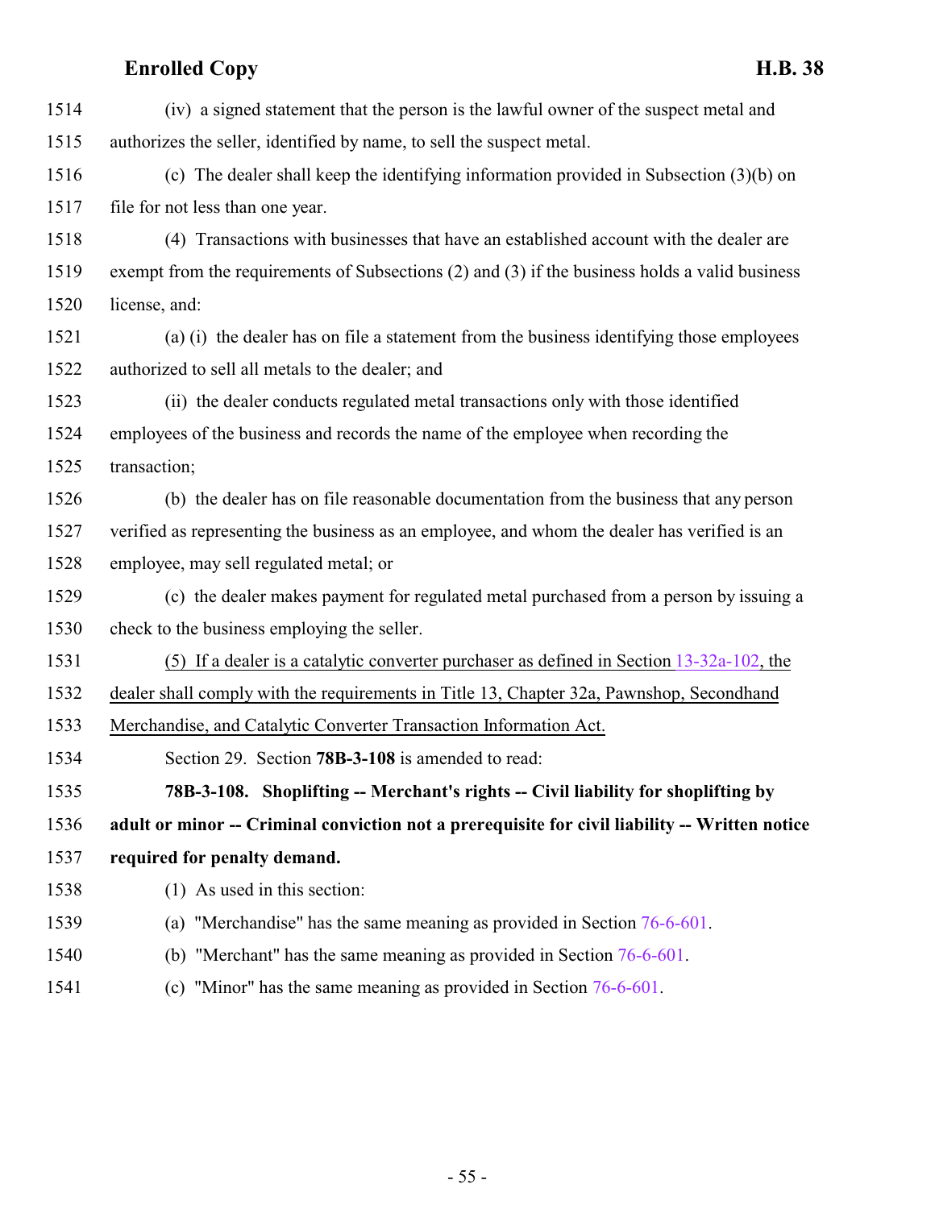(iv) a signed statement that the person is the lawful owner of the suspect metal and authorizes the seller, identified by name, to sell the suspect metal.

(c) The dealer shall keep the identifying information provided in Subsection (3)(b) on file for not less than one year.

(4) Transactions with businesses that have an established account with the dealer are exempt from the requirements of Subsections (2) and (3) if the business holds a valid business license, and:

(a) (i) the dealer has on file a statement from the business identifying those employees authorized to sell all metals to the dealer; and

(ii) the dealer conducts regulated metal transactions only with those identified employees of the business and records the name of the employee when recording the transaction;

(b) the dealer has on file reasonable documentation from the business that any person verified as representing the business as an employee, and whom the dealer has verified is an employee, may sell regulated metal; or

(c) the dealer makes payment for regulated metal purchased from a person by issuing a check to the business employing the seller.

<u>(5) If a dealer is a catalytic converter purchaser as defined in Section 13-32a-102, the dealer shall comply with the requirements in Title 13, Chapter 32a, Pawnshop, Secondhand Merchandise, and Catalytic Converter Transaction Information Act.</u>

Section 29. Section **78B-3-108** is amended to read:

**78B-3-108. Shoplifting -- Merchant's rights -- Civil liability for shoplifting by adult or minor -- Criminal conviction not a prerequisite for civil liability -- Written notice required for penalty demand.**

(1) As used in this section:

(a) "Merchandise" has the same meaning as provided in Section 76-6-601.

(b) "Merchant" has the same meaning as provided in Section 76-6-601.

(c) "Minor" has the same meaning as provided in Section 76-6-601.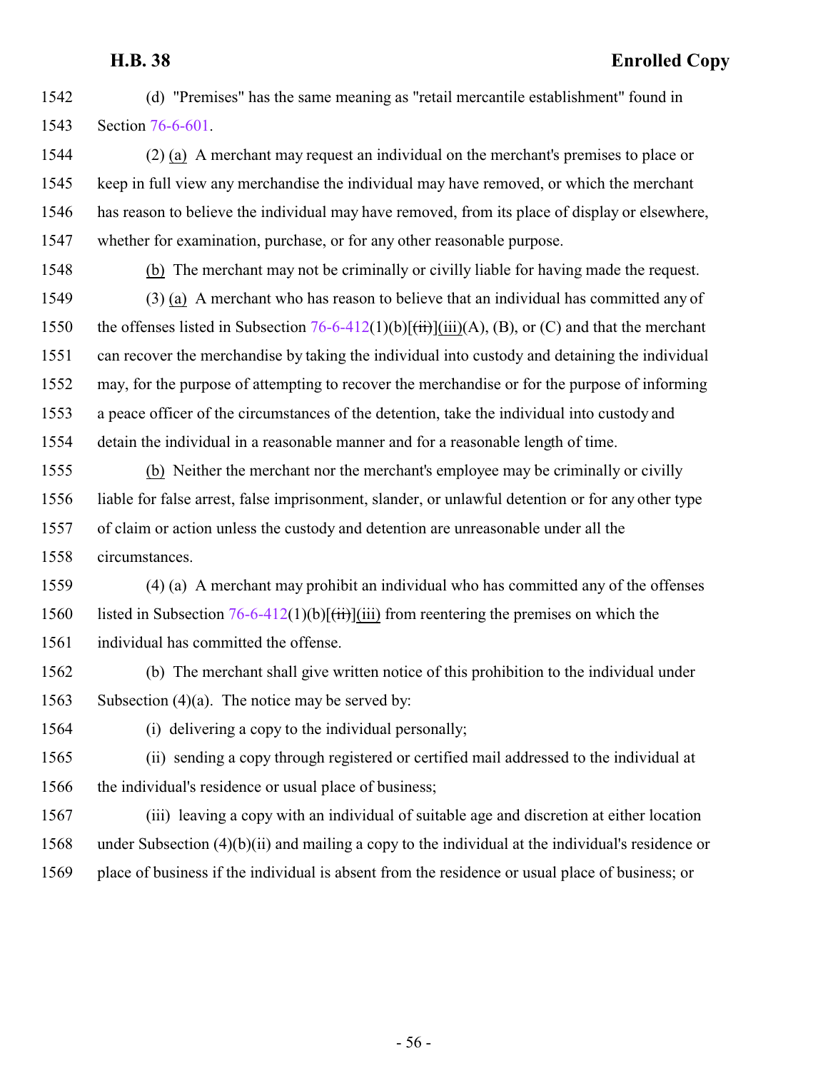1542 (d) "Premises" has the same meaning as "retail mercantile establishment" found in
1543 Section 76-6-601.

1544 (2) (a) A merchant may request an individual on the merchant's premises to place or
1545 keep in full view any merchandise the individual may have removed, or which the merchant
1546 has reason to believe the individual may have removed, from its place of display or elsewhere,
1547 whether for examination, purchase, or for any other reasonable purpose.

1548 (b) The merchant may not be criminally or civilly liable for having made the request.

1549 (3) (a) A merchant who has reason to believe that an individual has committed any of
1550 the offenses listed in Subsection 76-6-412(1)(b)[~~(ii)~~](iii)(A), (B), or (C) and that the merchant
1551 can recover the merchandise by taking the individual into custody and detaining the individual
1552 may, for the purpose of attempting to recover the merchandise or for the purpose of informing
1553 a peace officer of the circumstances of the detention, take the individual into custody and
1554 detain the individual in a reasonable manner and for a reasonable length of time.

1555 (b) Neither the merchant nor the merchant's employee may be criminally or civilly
1556 liable for false arrest, false imprisonment, slander, or unlawful detention or for any other type
1557 of claim or action unless the custody and detention are unreasonable under all the
1558 circumstances.

1559 (4) (a) A merchant may prohibit an individual who has committed any of the offenses
1560 listed in Subsection 76-6-412(1)(b)[~~(ii)~~](iii) from reentering the premises on which the
1561 individual has committed the offense.

1562 (b) The merchant shall give written notice of this prohibition to the individual under
1563 Subsection (4)(a). The notice may be served by:

1564 (i) delivering a copy to the individual personally;

1565 (ii) sending a copy through registered or certified mail addressed to the individual at
1566 the individual's residence or usual place of business;

1567 (iii) leaving a copy with an individual of suitable age and discretion at either location
1568 under Subsection (4)(b)(ii) and mailing a copy to the individual at the individual's residence or
1569 place of business if the individual is absent from the residence or usual place of business; or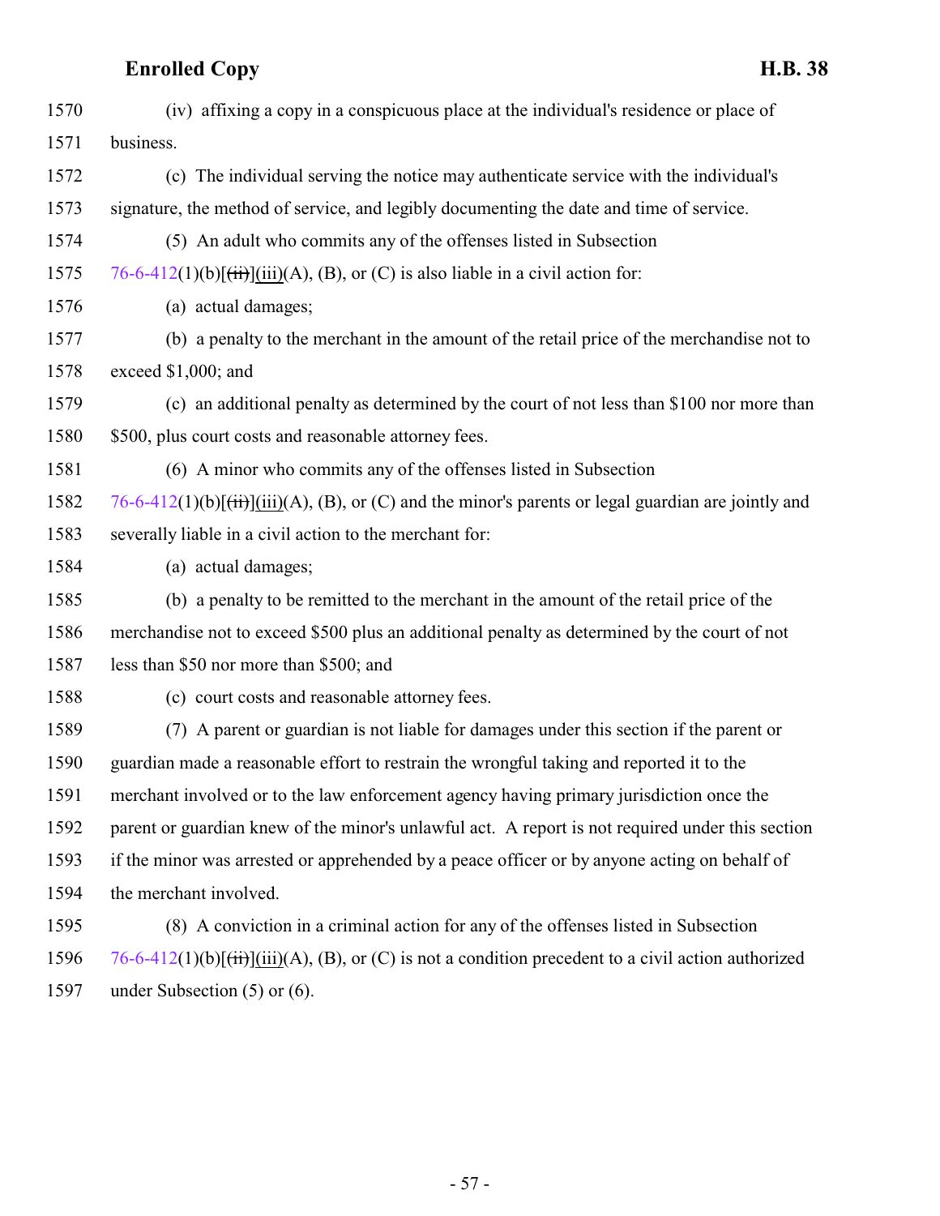(iv) affixing a copy in a conspicuous place at the individual's residence or place of business.

(c) The individual serving the notice may authenticate service with the individual's signature, the method of service, and legibly documenting the date and time of service.

(5) An adult who commits any of the offenses listed in Subsection 76-6-412(1)(b)[~~(ii)~~](iii)(A), (B), or (C) is also liable in a civil action for:

(a) actual damages;

(b) a penalty to the merchant in the amount of the retail price of the merchandise not to exceed $1,000; and

(c) an additional penalty as determined by the court of not less than $100 nor more than $500, plus court costs and reasonable attorney fees.

(6) A minor who commits any of the offenses listed in Subsection 76-6-412(1)(b)[~~(ii)~~](iii)(A), (B), or (C) and the minor's parents or legal guardian are jointly and severally liable in a civil action to the merchant for:

(a) actual damages;

(b) a penalty to be remitted to the merchant in the amount of the retail price of the merchandise not to exceed $500 plus an additional penalty as determined by the court of not less than $50 nor more than $500; and

(c) court costs and reasonable attorney fees.

(7) A parent or guardian is not liable for damages under this section if the parent or guardian made a reasonable effort to restrain the wrongful taking and reported it to the merchant involved or to the law enforcement agency having primary jurisdiction once the parent or guardian knew of the minor's unlawful act. A report is not required under this section if the minor was arrested or apprehended by a peace officer or by anyone acting on behalf of the merchant involved.

(8) A conviction in a criminal action for any of the offenses listed in Subsection 76-6-412(1)(b)[~~(ii)~~](iii)(A), (B), or (C) is not a condition precedent to a civil action authorized under Subsection (5) or (6).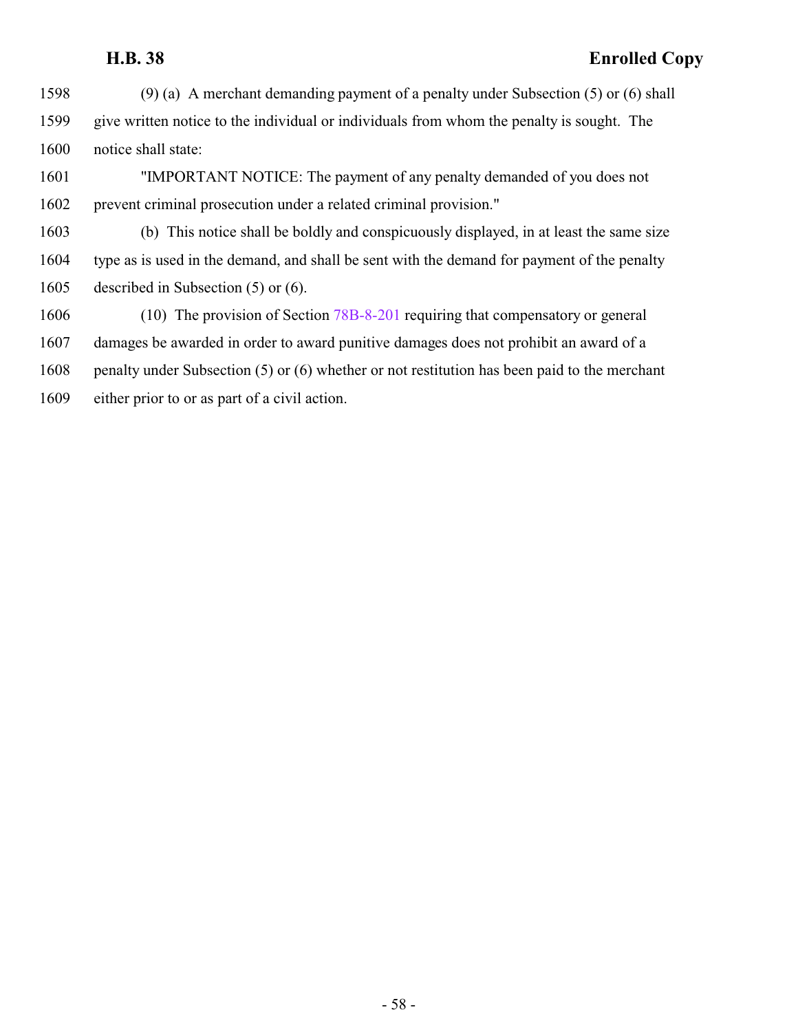(9) (a) A merchant demanding payment of a penalty under Subsection (5) or (6) shall give written notice to the individual or individuals from whom the penalty is sought. The notice shall state:

"IMPORTANT NOTICE: The payment of any penalty demanded of you does not prevent criminal prosecution under a related criminal provision."

(b) This notice shall be boldly and conspicuously displayed, in at least the same size type as is used in the demand, and shall be sent with the demand for payment of the penalty described in Subsection (5) or (6).

(10) The provision of Section 78B-8-201 requiring that compensatory or general damages be awarded in order to award punitive damages does not prohibit an award of a penalty under Subsection (5) or (6) whether or not restitution has been paid to the merchant either prior to or as part of a civil action.